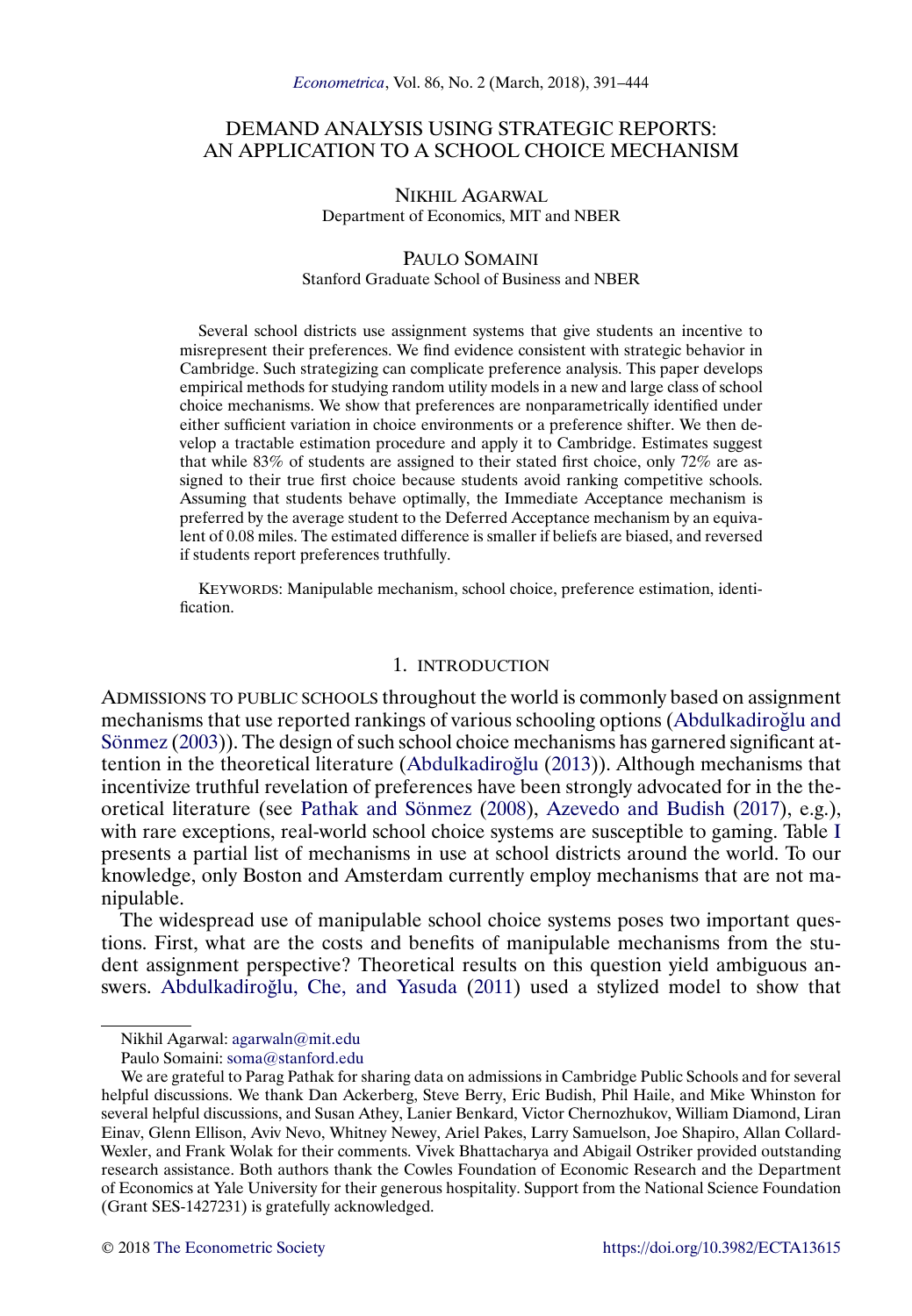# DEMAND ANALYSIS USING STRATEGIC REPORTS: AN APPLICATION TO A SCHOOL CHOICE MECHANISM

NIKHIL AGARWAL
Department of Economics, MIT and NBER

PAULO SOMAINI
Stanford Graduate School of Business and NBER

Several school districts use assignment systems that give students an incentive to misrepresent their preferences. We find evidence consistent with strategic behavior in Cambridge. Such strategizing can complicate preference analysis. This paper develops empirical methods for studying random utility models in a new and large class of school choice mechanisms. We show that preferences are nonparametrically identified under either sufficient variation in choice environments or a preference shifter. We then develop a tractable estimation procedure and apply it to Cambridge. Estimates suggest that while 83% of students are assigned to their stated first choice, only 72% are assigned to their true first choice because students avoid ranking competitive schools. Assuming that students behave optimally, the Immediate Acceptance mechanism is preferred by the average student to the Deferred Acceptance mechanism by an equivalent of 0.08 miles. The estimated difference is smaller if beliefs are biased, and reversed if students report preferences truthfully.

KEYWORDS: Manipulable mechanism, school choice, preference estimation, identification.

## 1. INTRODUCTION

ADMISSIONS TO PUBLIC SCHOOLS throughout the world is commonly based on assignment mechanisms that use reported rankings of various schooling options (Abdulkadiroğlu and Sönmez (2003)). The design of such school choice mechanisms has garnered significant attention in the theoretical literature (Abdulkadiroğlu (2013)). Although mechanisms that incentivize truthful revelation of preferences have been strongly advocated for in the theoretical literature (see Pathak and Sönmez (2008), Azevedo and Budish (2017), e.g.), with rare exceptions, real-world school choice systems are susceptible to gaming. Table I presents a partial list of mechanisms in use at school districts around the world. To our knowledge, only Boston and Amsterdam currently employ mechanisms that are not manipulable.

The widespread use of manipulable school choice systems poses two important questions. First, what are the costs and benefits of manipulable mechanisms from the student assignment perspective? Theoretical results on this question yield ambiguous answers. Abdulkadiroğlu, Che, and Yasuda (2011) used a stylized model to show that

---

Nikhil Agarwal: agarwaln@mit.edu

Paulo Somaini: soma@stanford.edu

We are grateful to Parag Pathak for sharing data on admissions in Cambridge Public Schools and for several helpful discussions. We thank Dan Ackerberg, Steve Berry, Eric Budish, Phil Haile, and Mike Whinston for several helpful discussions, and Susan Athey, Lanier Benkard, Victor Chernozhukov, William Diamond, Liran Einav, Glenn Ellison, Aviv Nevo, Whitney Newey, Ariel Pakes, Larry Samuelson, Joe Shapiro, Allan Collard-Wexler, and Frank Wolak for their comments. Vivek Bhattacharya and Abigail Ostriker provided outstanding research assistance. Both authors thank the Cowles Foundation of Economic Research and the Department of Economics at Yale University for their generous hospitality. Support from the National Science Foundation (Grant SES-1427231) is gratefully acknowledged.

© 2018 The Econometric Society https://doi.org/10.3982/ECTA13615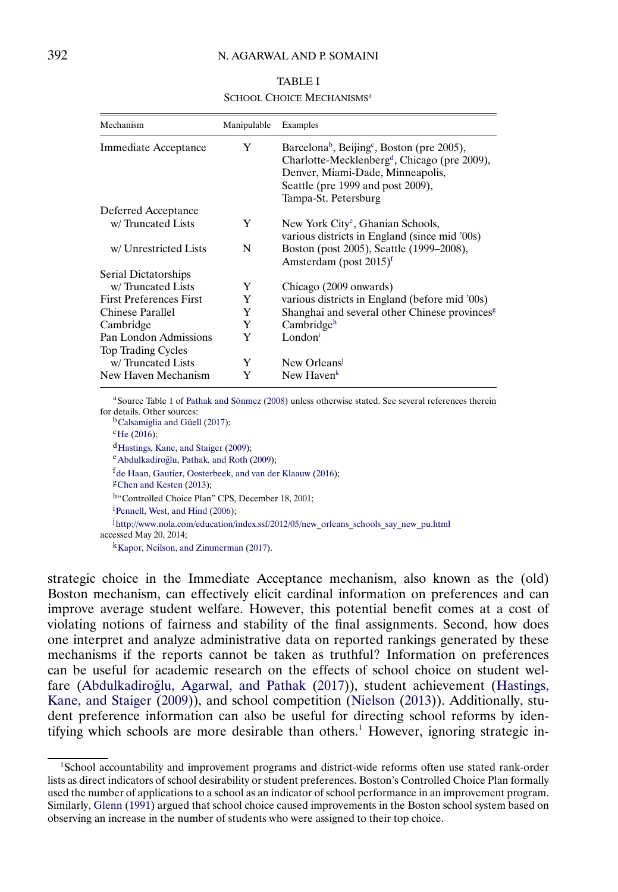TABLE I

SCHOOL CHOICE MECHANISMS[a]

| Mechanism | Manipulable | Examples |
|---|---|---|
| Immediate Acceptance | Y | Barcelona[b], Beijing[c], Boston (pre 2005), Charlotte-Mecklenberg[d], Chicago (pre 2009), Denver, Miami-Dade, Minneapolis, Seattle (pre 1999 and post 2009), Tampa-St. Petersburg |
| Deferred Acceptance | | |
| w/ Truncated Lists | Y | New York City[e], Ghanian Schools, various districts in England (since mid '00s) |
| w/ Unrestricted Lists | N | Boston (post 2005), Seattle (1999–2008), Amsterdam (post 2015)[f] |
| Serial Dictatorships | | |
| w/ Truncated Lists | Y | Chicago (2009 onwards) |
| First Preferences First | Y | various districts in England (before mid '00s) |
| Chinese Parallel | Y | Shanghai and several other Chinese provinces[g] |
| Cambridge | Y | Cambridge[h] |
| Pan London Admissions | Y | London[i] |
| Top Trading Cycles | | |
| w/ Truncated Lists | Y | New Orleans[j] |
| New Haven Mechanism | Y | New Haven[k] |

[a] Source Table 1 of Pathak and Sönmez (2008) unless otherwise stated. See several references therein for details. Other sources:
[b] Calsamiglia and Güell (2017);
[c] He (2016);
[d] Hastings, Kane, and Staiger (2009);
[e] Abdulkadiroğlu, Pathak, and Roth (2009);
[f] de Haan, Gautier, Oosterbeek, and van der Klaauw (2016);
[g] Chen and Kesten (2013);
[h] "Controlled Choice Plan" CPS, December 18, 2001;
[i] Pennell, West, and Hind (2006);
[j] http://www.nola.com/education/index.ssf/2012/05/new_orleans_schools_say_new_pu.html accessed May 20, 2014;
[k] Kapor, Neilson, and Zimmerman (2017).

strategic choice in the Immediate Acceptance mechanism, also known as the (old) Boston mechanism, can effectively elicit cardinal information on preferences and can improve average student welfare. However, this potential benefit comes at a cost of violating notions of fairness and stability of the final assignments. Second, how does one interpret and analyze administrative data on reported rankings generated by these mechanisms if the reports cannot be taken as truthful? Information on preferences can be useful for academic research on the effects of school choice on student welfare (Abdulkadiroğlu, Agarwal, and Pathak (2017)), student achievement (Hastings, Kane, and Staiger (2009)), and school competition (Nielson (2013)). Additionally, student preference information can also be useful for directing school reforms by identifying which schools are more desirable than others.[1] However, ignoring strategic in-

[1] School accountability and improvement programs and district-wide reforms often use stated rank-order lists as direct indicators of school desirability or student preferences. Boston's Controlled Choice Plan formally used the number of applications to a school as an indicator of school performance in an improvement program. Similarly, Glenn (1991) argued that school choice caused improvements in the Boston school system based on observing an increase in the number of students who were assigned to their top choice.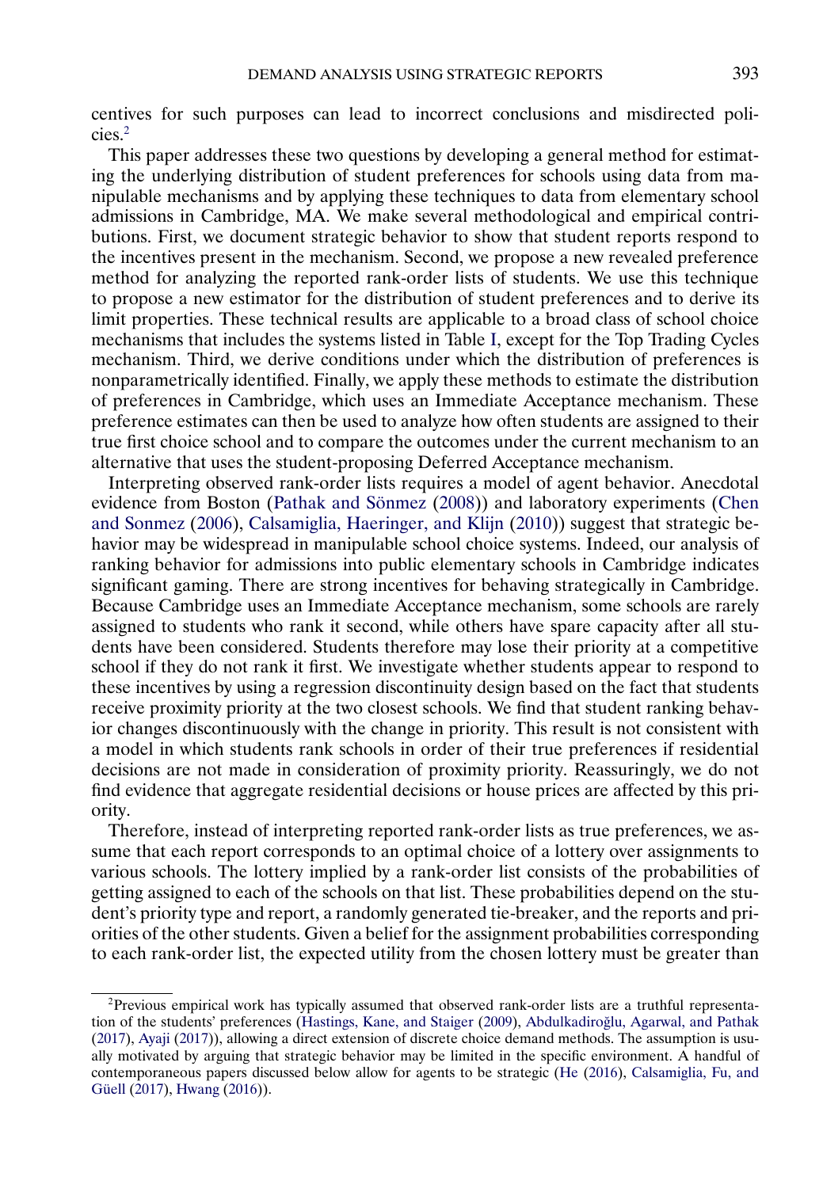centives for such purposes can lead to incorrect conclusions and misdirected policies.[2]

This paper addresses these two questions by developing a general method for estimating the underlying distribution of student preferences for schools using data from manipulable mechanisms and by applying these techniques to data from elementary school admissions in Cambridge, MA. We make several methodological and empirical contributions. First, we document strategic behavior to show that student reports respond to the incentives present in the mechanism. Second, we propose a new revealed preference method for analyzing the reported rank-order lists of students. We use this technique to propose a new estimator for the distribution of student preferences and to derive its limit properties. These technical results are applicable to a broad class of school choice mechanisms that includes the systems listed in Table I, except for the Top Trading Cycles mechanism. Third, we derive conditions under which the distribution of preferences is nonparametrically identified. Finally, we apply these methods to estimate the distribution of preferences in Cambridge, which uses an Immediate Acceptance mechanism. These preference estimates can then be used to analyze how often students are assigned to their true first choice school and to compare the outcomes under the current mechanism to an alternative that uses the student-proposing Deferred Acceptance mechanism.

Interpreting observed rank-order lists requires a model of agent behavior. Anecdotal evidence from Boston (Pathak and Sönmez (2008)) and laboratory experiments (Chen and Sonmez (2006), Calsamiglia, Haeringer, and Klijn (2010)) suggest that strategic behavior may be widespread in manipulable school choice systems. Indeed, our analysis of ranking behavior for admissions into public elementary schools in Cambridge indicates significant gaming. There are strong incentives for behaving strategically in Cambridge. Because Cambridge uses an Immediate Acceptance mechanism, some schools are rarely assigned to students who rank it second, while others have spare capacity after all students have been considered. Students therefore may lose their priority at a competitive school if they do not rank it first. We investigate whether students appear to respond to these incentives by using a regression discontinuity design based on the fact that students receive proximity priority at the two closest schools. We find that student ranking behavior changes discontinuously with the change in priority. This result is not consistent with a model in which students rank schools in order of their true preferences if residential decisions are not made in consideration of proximity priority. Reassuringly, we do not find evidence that aggregate residential decisions or house prices are affected by this priority.

Therefore, instead of interpreting reported rank-order lists as true preferences, we assume that each report corresponds to an optimal choice of a lottery over assignments to various schools. The lottery implied by a rank-order list consists of the probabilities of getting assigned to each of the schools on that list. These probabilities depend on the student's priority type and report, a randomly generated tie-breaker, and the reports and priorities of the other students. Given a belief for the assignment probabilities corresponding to each rank-order list, the expected utility from the chosen lottery must be greater than

[2]Previous empirical work has typically assumed that observed rank-order lists are a truthful representation of the students' preferences (Hastings, Kane, and Staiger (2009), Abdulkadiroğlu, Agarwal, and Pathak (2017), Ayaji (2017)), allowing a direct extension of discrete choice demand methods. The assumption is usually motivated by arguing that strategic behavior may be limited in the specific environment. A handful of contemporaneous papers discussed below allow for agents to be strategic (He (2016), Calsamiglia, Fu, and Güell (2017), Hwang (2016)).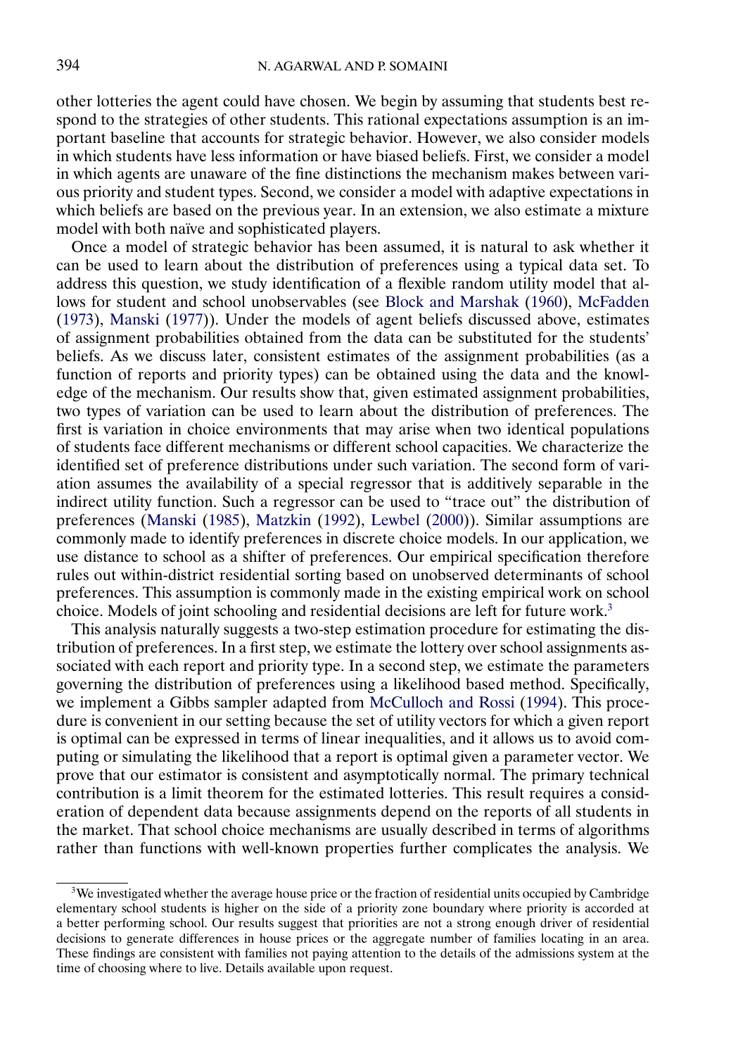other lotteries the agent could have chosen. We begin by assuming that students best respond to the strategies of other students. This rational expectations assumption is an important baseline that accounts for strategic behavior. However, we also consider models in which students have less information or have biased beliefs. First, we consider a model in which agents are unaware of the fine distinctions the mechanism makes between various priority and student types. Second, we consider a model with adaptive expectations in which beliefs are based on the previous year. In an extension, we also estimate a mixture model with both naïve and sophisticated players.

Once a model of strategic behavior has been assumed, it is natural to ask whether it can be used to learn about the distribution of preferences using a typical data set. To address this question, we study identification of a flexible random utility model that allows for student and school unobservables (see Block and Marshak (1960), McFadden (1973), Manski (1977)). Under the models of agent beliefs discussed above, estimates of assignment probabilities obtained from the data can be substituted for the students' beliefs. As we discuss later, consistent estimates of the assignment probabilities (as a function of reports and priority types) can be obtained using the data and the knowledge of the mechanism. Our results show that, given estimated assignment probabilities, two types of variation can be used to learn about the distribution of preferences. The first is variation in choice environments that may arise when two identical populations of students face different mechanisms or different school capacities. We characterize the identified set of preference distributions under such variation. The second form of variation assumes the availability of a special regressor that is additively separable in the indirect utility function. Such a regressor can be used to "trace out" the distribution of preferences (Manski (1985), Matzkin (1992), Lewbel (2000)). Similar assumptions are commonly made to identify preferences in discrete choice models. In our application, we use distance to school as a shifter of preferences. Our empirical specification therefore rules out within-district residential sorting based on unobserved determinants of school preferences. This assumption is commonly made in the existing empirical work on school choice. Models of joint schooling and residential decisions are left for future work.[3]

This analysis naturally suggests a two-step estimation procedure for estimating the distribution of preferences. In a first step, we estimate the lottery over school assignments associated with each report and priority type. In a second step, we estimate the parameters governing the distribution of preferences using a likelihood based method. Specifically, we implement a Gibbs sampler adapted from McCulloch and Rossi (1994). This procedure is convenient in our setting because the set of utility vectors for which a given report is optimal can be expressed in terms of linear inequalities, and it allows us to avoid computing or simulating the likelihood that a report is optimal given a parameter vector. We prove that our estimator is consistent and asymptotically normal. The primary technical contribution is a limit theorem for the estimated lotteries. This result requires a consideration of dependent data because assignments depend on the reports of all students in the market. That school choice mechanisms are usually described in terms of algorithms rather than functions with well-known properties further complicates the analysis. We

[3]We investigated whether the average house price or the fraction of residential units occupied by Cambridge elementary school students is higher on the side of a priority zone boundary where priority is accorded at a better performing school. Our results suggest that priorities are not a strong enough driver of residential decisions to generate differences in house prices or the aggregate number of families locating in an area. These findings are consistent with families not paying attention to the details of the admissions system at the time of choosing where to live. Details available upon request.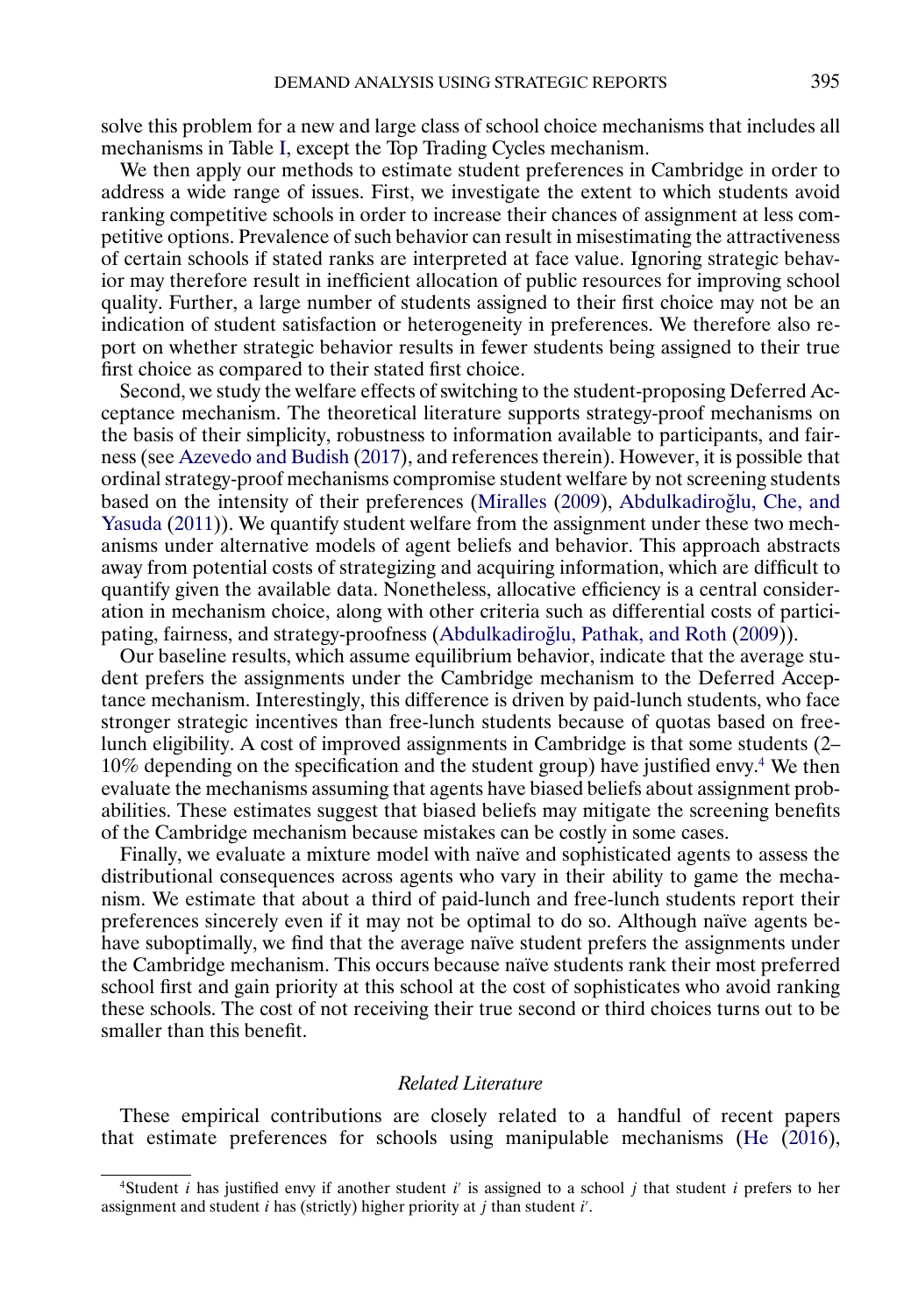solve this problem for a new and large class of school choice mechanisms that includes all mechanisms in Table I, except the Top Trading Cycles mechanism.

We then apply our methods to estimate student preferences in Cambridge in order to address a wide range of issues. First, we investigate the extent to which students avoid ranking competitive schools in order to increase their chances of assignment at less competitive options. Prevalence of such behavior can result in misestimating the attractiveness of certain schools if stated ranks are interpreted at face value. Ignoring strategic behavior may therefore result in inefficient allocation of public resources for improving school quality. Further, a large number of students assigned to their first choice may not be an indication of student satisfaction or heterogeneity in preferences. We therefore also report on whether strategic behavior results in fewer students being assigned to their true first choice as compared to their stated first choice.

Second, we study the welfare effects of switching to the student-proposing Deferred Acceptance mechanism. The theoretical literature supports strategy-proof mechanisms on the basis of their simplicity, robustness to information available to participants, and fairness (see Azevedo and Budish (2017), and references therein). However, it is possible that ordinal strategy-proof mechanisms compromise student welfare by not screening students based on the intensity of their preferences (Miralles (2009), Abdulkadiroğlu, Che, and Yasuda (2011)). We quantify student welfare from the assignment under these two mechanisms under alternative models of agent beliefs and behavior. This approach abstracts away from potential costs of strategizing and acquiring information, which are difficult to quantify given the available data. Nonetheless, allocative efficiency is a central consideration in mechanism choice, along with other criteria such as differential costs of participating, fairness, and strategy-proofness (Abdulkadiroğlu, Pathak, and Roth (2009)).

Our baseline results, which assume equilibrium behavior, indicate that the average student prefers the assignments under the Cambridge mechanism to the Deferred Acceptance mechanism. Interestingly, this difference is driven by paid-lunch students, who face stronger strategic incentives than free-lunch students because of quotas based on free-lunch eligibility. A cost of improved assignments in Cambridge is that some students (2–10% depending on the specification and the student group) have justified envy.[4] We then evaluate the mechanisms assuming that agents have biased beliefs about assignment probabilities. These estimates suggest that biased beliefs may mitigate the screening benefits of the Cambridge mechanism because mistakes can be costly in some cases.

Finally, we evaluate a mixture model with naïve and sophisticated agents to assess the distributional consequences across agents who vary in their ability to game the mechanism. We estimate that about a third of paid-lunch and free-lunch students report their preferences sincerely even if it may not be optimal to do so. Although naïve agents behave suboptimally, we find that the average naïve student prefers the assignments under the Cambridge mechanism. This occurs because naïve students rank their most preferred school first and gain priority at this school at the cost of sophisticates who avoid ranking these schools. The cost of not receiving their true second or third choices turns out to be smaller than this benefit.

### *Related Literature*

These empirical contributions are closely related to a handful of recent papers that estimate preferences for schools using manipulable mechanisms (He (2016),

[4]Student $i$ has justified envy if another student $i'$ is assigned to a school $j$ that student $i$ prefers to her assignment and student $i$ has (strictly) higher priority at $j$ than student $i'$.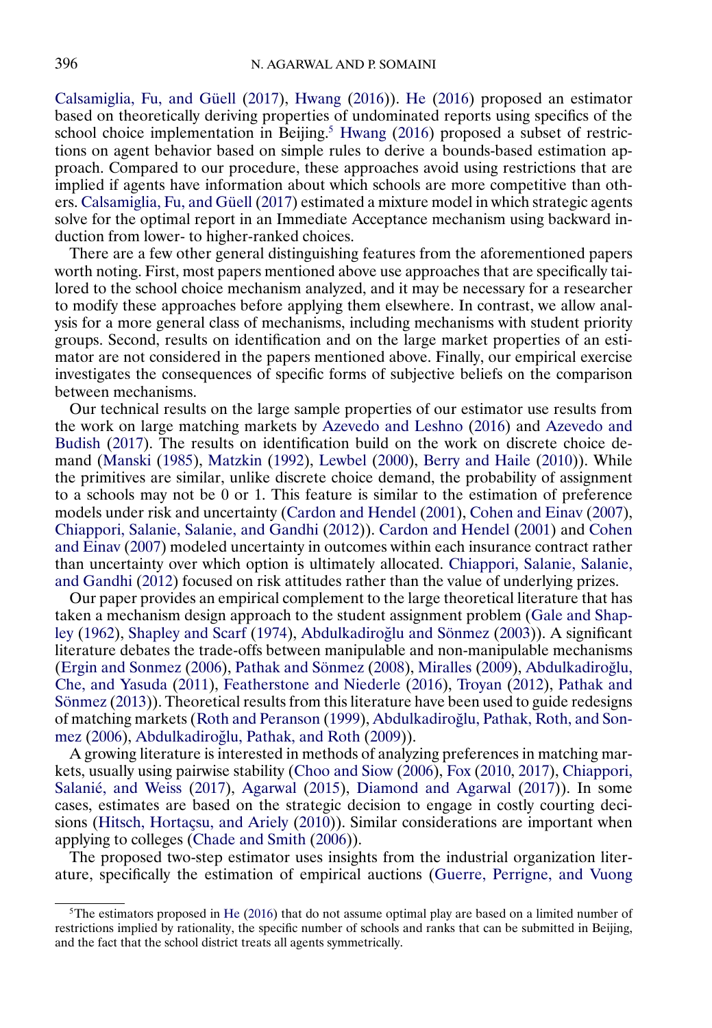Calsamiglia, Fu, and Güell (2017), Hwang (2016)). He (2016) proposed an estimator based on theoretically deriving properties of undominated reports using specifics of the school choice implementation in Beijing.[5] Hwang (2016) proposed a subset of restrictions on agent behavior based on simple rules to derive a bounds-based estimation approach. Compared to our procedure, these approaches avoid using restrictions that are implied if agents have information about which schools are more competitive than others. Calsamiglia, Fu, and Güell (2017) estimated a mixture model in which strategic agents solve for the optimal report in an Immediate Acceptance mechanism using backward induction from lower- to higher-ranked choices.

There are a few other general distinguishing features from the aforementioned papers worth noting. First, most papers mentioned above use approaches that are specifically tailored to the school choice mechanism analyzed, and it may be necessary for a researcher to modify these approaches before applying them elsewhere. In contrast, we allow analysis for a more general class of mechanisms, including mechanisms with student priority groups. Second, results on identification and on the large market properties of an estimator are not considered in the papers mentioned above. Finally, our empirical exercise investigates the consequences of specific forms of subjective beliefs on the comparison between mechanisms.

Our technical results on the large sample properties of our estimator use results from the work on large matching markets by Azevedo and Leshno (2016) and Azevedo and Budish (2017). The results on identification build on the work on discrete choice demand (Manski (1985), Matzkin (1992), Lewbel (2000), Berry and Haile (2010)). While the primitives are similar, unlike discrete choice demand, the probability of assignment to a schools may not be 0 or 1. This feature is similar to the estimation of preference models under risk and uncertainty (Cardon and Hendel (2001), Cohen and Einav (2007), Chiappori, Salanie, Salanie, and Gandhi (2012)). Cardon and Hendel (2001) and Cohen and Einav (2007) modeled uncertainty in outcomes within each insurance contract rather than uncertainty over which option is ultimately allocated. Chiappori, Salanie, Salanie, and Gandhi (2012) focused on risk attitudes rather than the value of underlying prizes.

Our paper provides an empirical complement to the large theoretical literature that has taken a mechanism design approach to the student assignment problem (Gale and Shapley (1962), Shapley and Scarf (1974), Abdulkadiroğlu and Sönmez (2003)). A significant literature debates the trade-offs between manipulable and non-manipulable mechanisms (Ergin and Sonmez (2006), Pathak and Sönmez (2008), Miralles (2009), Abdulkadiroğlu, Che, and Yasuda (2011), Featherstone and Niederle (2016), Troyan (2012), Pathak and Sönmez (2013)). Theoretical results from this literature have been used to guide redesigns of matching markets (Roth and Peranson (1999), Abdulkadiroğlu, Pathak, Roth, and Sonmez (2006), Abdulkadiroğlu, Pathak, and Roth (2009)).

A growing literature is interested in methods of analyzing preferences in matching markets, usually using pairwise stability (Choo and Siow (2006), Fox (2010, 2017), Chiappori, Salanié, and Weiss (2017), Agarwal (2015), Diamond and Agarwal (2017)). In some cases, estimates are based on the strategic decision to engage in costly courting decisions (Hitsch, Hortaçsu, and Ariely (2010)). Similar considerations are important when applying to colleges (Chade and Smith (2006)).

The proposed two-step estimator uses insights from the industrial organization literature, specifically the estimation of empirical auctions (Guerre, Perrigne, and Vuong

[5]The estimators proposed in He (2016) that do not assume optimal play are based on a limited number of restrictions implied by rationality, the specific number of schools and ranks that can be submitted in Beijing, and the fact that the school district treats all agents symmetrically.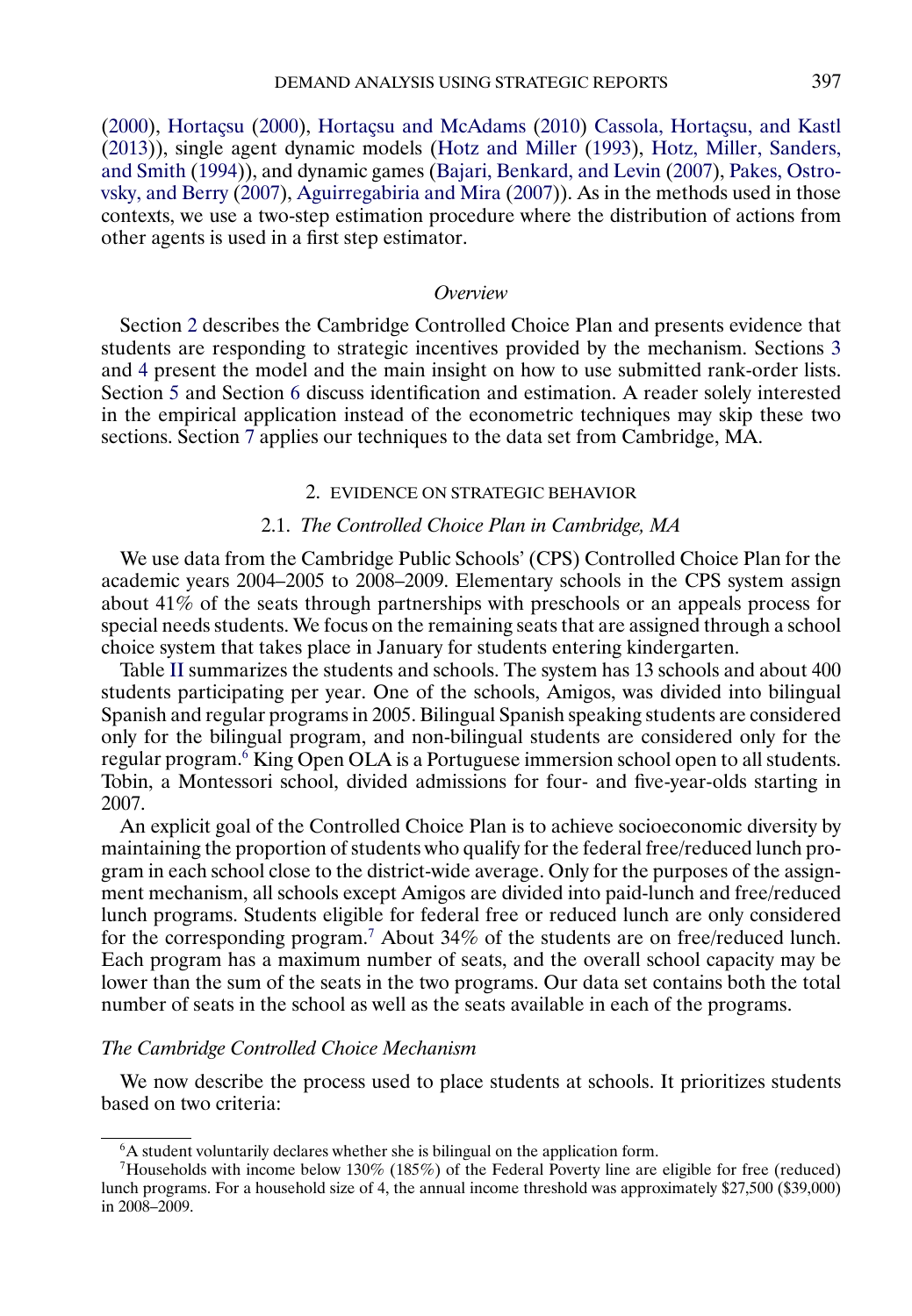(2000), Hortaçsu (2000), Hortaçsu and McAdams (2010) Cassola, Hortaçsu, and Kastl (2013)), single agent dynamic models (Hotz and Miller (1993), Hotz, Miller, Sanders, and Smith (1994)), and dynamic games (Bajari, Benkard, and Levin (2007), Pakes, Ostrovsky, and Berry (2007), Aguirregabiria and Mira (2007)). As in the methods used in those contexts, we use a two-step estimation procedure where the distribution of actions from other agents is used in a first step estimator.

### *Overview*

Section 2 describes the Cambridge Controlled Choice Plan and presents evidence that students are responding to strategic incentives provided by the mechanism. Sections 3 and 4 present the model and the main insight on how to use submitted rank-order lists. Section 5 and Section 6 discuss identification and estimation. A reader solely interested in the empirical application instead of the econometric techniques may skip these two sections. Section 7 applies our techniques to the data set from Cambridge, MA.

## 2. EVIDENCE ON STRATEGIC BEHAVIOR

### 2.1. *The Controlled Choice Plan in Cambridge, MA*

We use data from the Cambridge Public Schools' (CPS) Controlled Choice Plan for the academic years 2004–2005 to 2008–2009. Elementary schools in the CPS system assign about 41% of the seats through partnerships with preschools or an appeals process for special needs students. We focus on the remaining seats that are assigned through a school choice system that takes place in January for students entering kindergarten.

Table II summarizes the students and schools. The system has 13 schools and about 400 students participating per year. One of the schools, Amigos, was divided into bilingual Spanish and regular programs in 2005. Bilingual Spanish speaking students are considered only for the bilingual program, and non-bilingual students are considered only for the regular program.[6] King Open OLA is a Portuguese immersion school open to all students. Tobin, a Montessori school, divided admissions for four- and five-year-olds starting in 2007.

An explicit goal of the Controlled Choice Plan is to achieve socioeconomic diversity by maintaining the proportion of students who qualify for the federal free/reduced lunch program in each school close to the district-wide average. Only for the purposes of the assignment mechanism, all schools except Amigos are divided into paid-lunch and free/reduced lunch programs. Students eligible for federal free or reduced lunch are only considered for the corresponding program.[7] About 34% of the students are on free/reduced lunch. Each program has a maximum number of seats, and the overall school capacity may be lower than the sum of the seats in the two programs. Our data set contains both the total number of seats in the school as well as the seats available in each of the programs.

### *The Cambridge Controlled Choice Mechanism*

We now describe the process used to place students at schools. It prioritizes students based on two criteria:

[6] A student voluntarily declares whether she is bilingual on the application form.

[7] Households with income below 130% (185%) of the Federal Poverty line are eligible for free (reduced) lunch programs. For a household size of 4, the annual income threshold was approximately $27,500 ($39,000) in 2008–2009.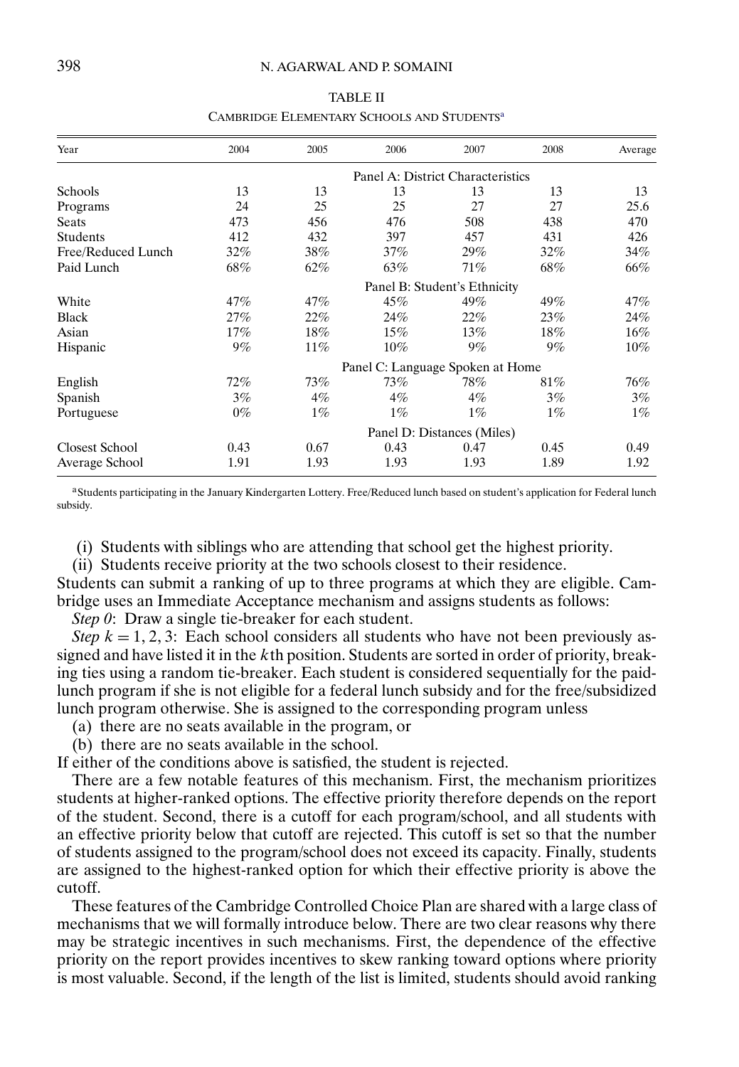TABLE II

CAMBRIDGE ELEMENTARY SCHOOLS AND STUDENTS[a]

| Year | 2004 | 2005 | 2006 | 2007 | 2008 | Average |
|---|---|---|---|---|---|---|
| | | | Panel A: District Characteristics | | | |
| Schools | 13 | 13 | 13 | 13 | 13 | 13 |
| Programs | 24 | 25 | 25 | 27 | 27 | 25.6 |
| Seats | 473 | 456 | 476 | 508 | 438 | 470 |
| Students | 412 | 432 | 397 | 457 | 431 | 426 |
| Free/Reduced Lunch | 32% | 38% | 37% | 29% | 32% | 34% |
| Paid Lunch | 68% | 62% | 63% | 71% | 68% | 66% |
| | | | Panel B: Student's Ethnicity | | | |
| White | 47% | 47% | 45% | 49% | 49% | 47% |
| Black | 27% | 22% | 24% | 22% | 23% | 24% |
| Asian | 17% | 18% | 15% | 13% | 18% | 16% |
| Hispanic | 9% | 11% | 10% | 9% | 9% | 10% |
| | | | Panel C: Language Spoken at Home | | | |
| English | 72% | 73% | 73% | 78% | 81% | 76% |
| Spanish | 3% | 4% | 4% | 4% | 3% | 3% |
| Portuguese | 0% | 1% | 1% | 1% | 1% | 1% |
| | | | Panel D: Distances (Miles) | | | |
| Closest School | 0.43 | 0.67 | 0.43 | 0.47 | 0.45 | 0.49 |
| Average School | 1.91 | 1.93 | 1.93 | 1.93 | 1.89 | 1.92 |

[a]Students participating in the January Kindergarten Lottery. Free/Reduced lunch based on student's application for Federal lunch subsidy.

(i) Students with siblings who are attending that school get the highest priority.

(ii) Students receive priority at the two schools closest to their residence.

Students can submit a ranking of up to three programs at which they are eligible. Cambridge uses an Immediate Acceptance mechanism and assigns students as follows:

*Step 0*: Draw a single tie-breaker for each student.

*Step* $k = 1, 2, 3$: Each school considers all students who have not been previously assigned and have listed it in the $k$th position. Students are sorted in order of priority, breaking ties using a random tie-breaker. Each student is considered sequentially for the paid-lunch program if she is not eligible for a federal lunch subsidy and for the free/subsidized lunch program otherwise. She is assigned to the corresponding program unless

(a) there are no seats available in the program, or

(b) there are no seats available in the school.

If either of the conditions above is satisfied, the student is rejected.

There are a few notable features of this mechanism. First, the mechanism prioritizes students at higher-ranked options. The effective priority therefore depends on the report of the student. Second, there is a cutoff for each program/school, and all students with an effective priority below that cutoff are rejected. This cutoff is set so that the number of students assigned to the program/school does not exceed its capacity. Finally, students are assigned to the highest-ranked option for which their effective priority is above the cutoff.

These features of the Cambridge Controlled Choice Plan are shared with a large class of mechanisms that we will formally introduce below. There are two clear reasons why there may be strategic incentives in such mechanisms. First, the dependence of the effective priority on the report provides incentives to skew ranking toward options where priority is most valuable. Second, if the length of the list is limited, students should avoid ranking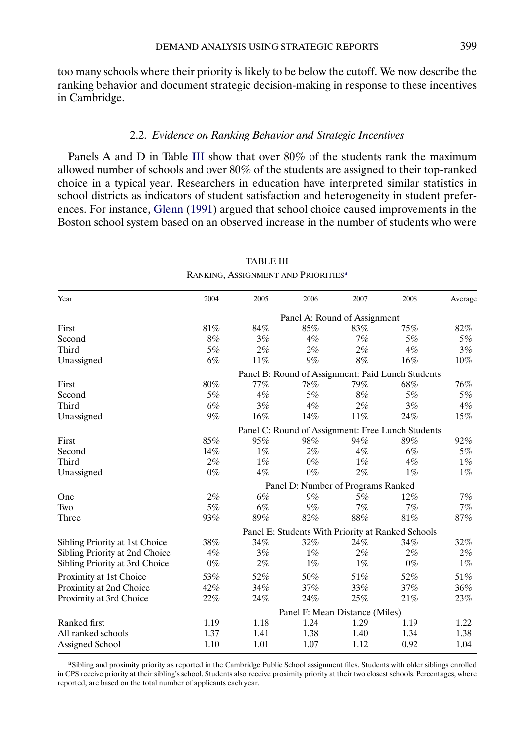too many schools where their priority is likely to be below the cutoff. We now describe the ranking behavior and document strategic decision-making in response to these incentives in Cambridge.

### 2.2. *Evidence on Ranking Behavior and Strategic Incentives*

Panels A and D in Table III show that over 80% of the students rank the maximum allowed number of schools and over 80% of the students are assigned to their top-ranked choice in a typical year. Researchers in education have interpreted similar statistics in school districts as indicators of student satisfaction and heterogeneity in student preferences. For instance, Glenn (1991) argued that school choice caused improvements in the Boston school system based on an observed increase in the number of students who were

TABLE III

RANKING, ASSIGNMENT AND PRIORITIES[a]

| Year | 2004 | 2005 | 2006 | 2007 | 2008 | Average |
|---|---|---|---|---|---|---|
| | | | Panel A: Round of Assignment | | | |
| First | 81% | 84% | 85% | 83% | 75% | 82% |
| Second | 8% | 3% | 4% | 7% | 5% | 5% |
| Third | 5% | 2% | 2% | 2% | 4% | 3% |
| Unassigned | 6% | 11% | 9% | 8% | 16% | 10% |
| | | | Panel B: Round of Assignment: Paid Lunch Students | | | |
| First | 80% | 77% | 78% | 79% | 68% | 76% |
| Second | 5% | 4% | 5% | 8% | 5% | 5% |
| Third | 6% | 3% | 4% | 2% | 3% | 4% |
| Unassigned | 9% | 16% | 14% | 11% | 24% | 15% |
| | | | Panel C: Round of Assignment: Free Lunch Students | | | |
| First | 85% | 95% | 98% | 94% | 89% | 92% |
| Second | 14% | 1% | 2% | 4% | 6% | 5% |
| Third | 2% | 1% | 0% | 1% | 4% | 1% |
| Unassigned | 0% | 4% | 0% | 2% | 1% | 1% |
| | | | Panel D: Number of Programs Ranked | | | |
| One | 2% | 6% | 9% | 5% | 12% | 7% |
| Two | 5% | 6% | 9% | 7% | 7% | 7% |
| Three | 93% | 89% | 82% | 88% | 81% | 87% |
| | | | Panel E: Students With Priority at Ranked Schools | | | |
| Sibling Priority at 1st Choice | 38% | 34% | 32% | 24% | 34% | 32% |
| Sibling Priority at 2nd Choice | 4% | 3% | 1% | 2% | 2% | 2% |
| Sibling Priority at 3rd Choice | 0% | 2% | 1% | 1% | 0% | 1% |
| Proximity at 1st Choice | 53% | 52% | 50% | 51% | 52% | 51% |
| Proximity at 2nd Choice | 42% | 34% | 37% | 33% | 37% | 36% |
| Proximity at 3rd Choice | 22% | 24% | 24% | 25% | 21% | 23% |
| | | | Panel F: Mean Distance (Miles) | | | |
| Ranked first | 1.19 | 1.18 | 1.24 | 1.29 | 1.19 | 1.22 |
| All ranked schools | 1.37 | 1.41 | 1.38 | 1.40 | 1.34 | 1.38 |
| Assigned School | 1.10 | 1.01 | 1.07 | 1.12 | 0.92 | 1.04 |

[a]Sibling and proximity priority as reported in the Cambridge Public School assignment files. Students with older siblings enrolled in CPS receive priority at their sibling's school. Students also receive proximity priority at their two closest schools. Percentages, where reported, are based on the total number of applicants each year.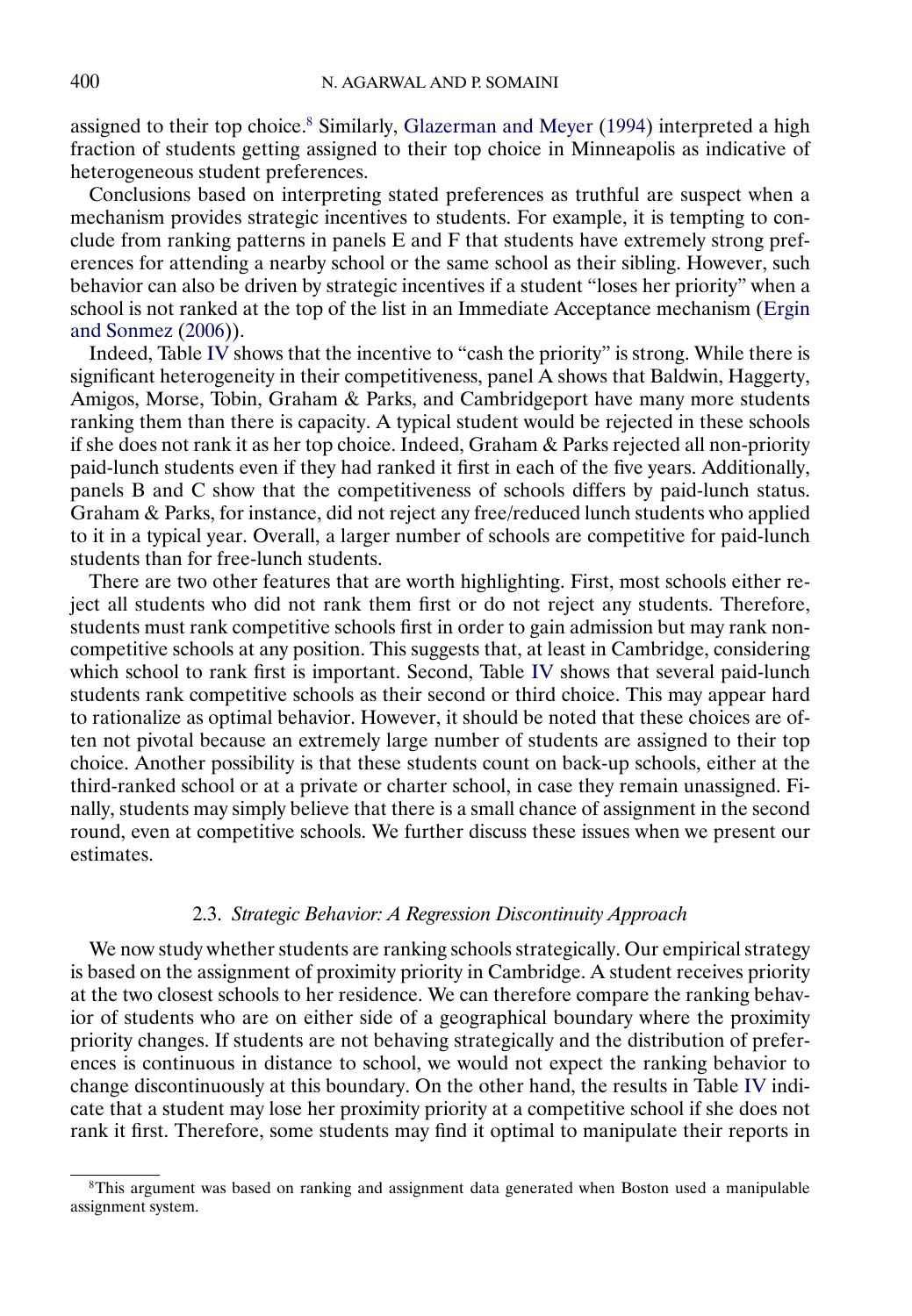assigned to their top choice.[8] Similarly, Glazerman and Meyer (1994) interpreted a high fraction of students getting assigned to their top choice in Minneapolis as indicative of heterogeneous student preferences.

Conclusions based on interpreting stated preferences as truthful are suspect when a mechanism provides strategic incentives to students. For example, it is tempting to conclude from ranking patterns in panels E and F that students have extremely strong preferences for attending a nearby school or the same school as their sibling. However, such behavior can also be driven by strategic incentives if a student "loses her priority" when a school is not ranked at the top of the list in an Immediate Acceptance mechanism (Ergin and Sonmez (2006)).

Indeed, Table IV shows that the incentive to "cash the priority" is strong. While there is significant heterogeneity in their competitiveness, panel A shows that Baldwin, Haggerty, Amigos, Morse, Tobin, Graham & Parks, and Cambridgeport have many more students ranking them than there is capacity. A typical student would be rejected in these schools if she does not rank it as her top choice. Indeed, Graham & Parks rejected all non-priority paid-lunch students even if they had ranked it first in each of the five years. Additionally, panels B and C show that the competitiveness of schools differs by paid-lunch status. Graham & Parks, for instance, did not reject any free/reduced lunch students who applied to it in a typical year. Overall, a larger number of schools are competitive for paid-lunch students than for free-lunch students.

There are two other features that are worth highlighting. First, most schools either reject all students who did not rank them first or do not reject any students. Therefore, students must rank competitive schools first in order to gain admission but may rank non-competitive schools at any position. This suggests that, at least in Cambridge, considering which school to rank first is important. Second, Table IV shows that several paid-lunch students rank competitive schools as their second or third choice. This may appear hard to rationalize as optimal behavior. However, it should be noted that these choices are often not pivotal because an extremely large number of students are assigned to their top choice. Another possibility is that these students count on back-up schools, either at the third-ranked school or at a private or charter school, in case they remain unassigned. Finally, students may simply believe that there is a small chance of assignment in the second round, even at competitive schools. We further discuss these issues when we present our estimates.

### 2.3. *Strategic Behavior: A Regression Discontinuity Approach*

We now study whether students are ranking schools strategically. Our empirical strategy is based on the assignment of proximity priority in Cambridge. A student receives priority at the two closest schools to her residence. We can therefore compare the ranking behavior of students who are on either side of a geographical boundary where the proximity priority changes. If students are not behaving strategically and the distribution of preferences is continuous in distance to school, we would not expect the ranking behavior to change discontinuously at this boundary. On the other hand, the results in Table IV indicate that a student may lose her proximity priority at a competitive school if she does not rank it first. Therefore, some students may find it optimal to manipulate their reports in

[8]This argument was based on ranking and assignment data generated when Boston used a manipulable assignment system.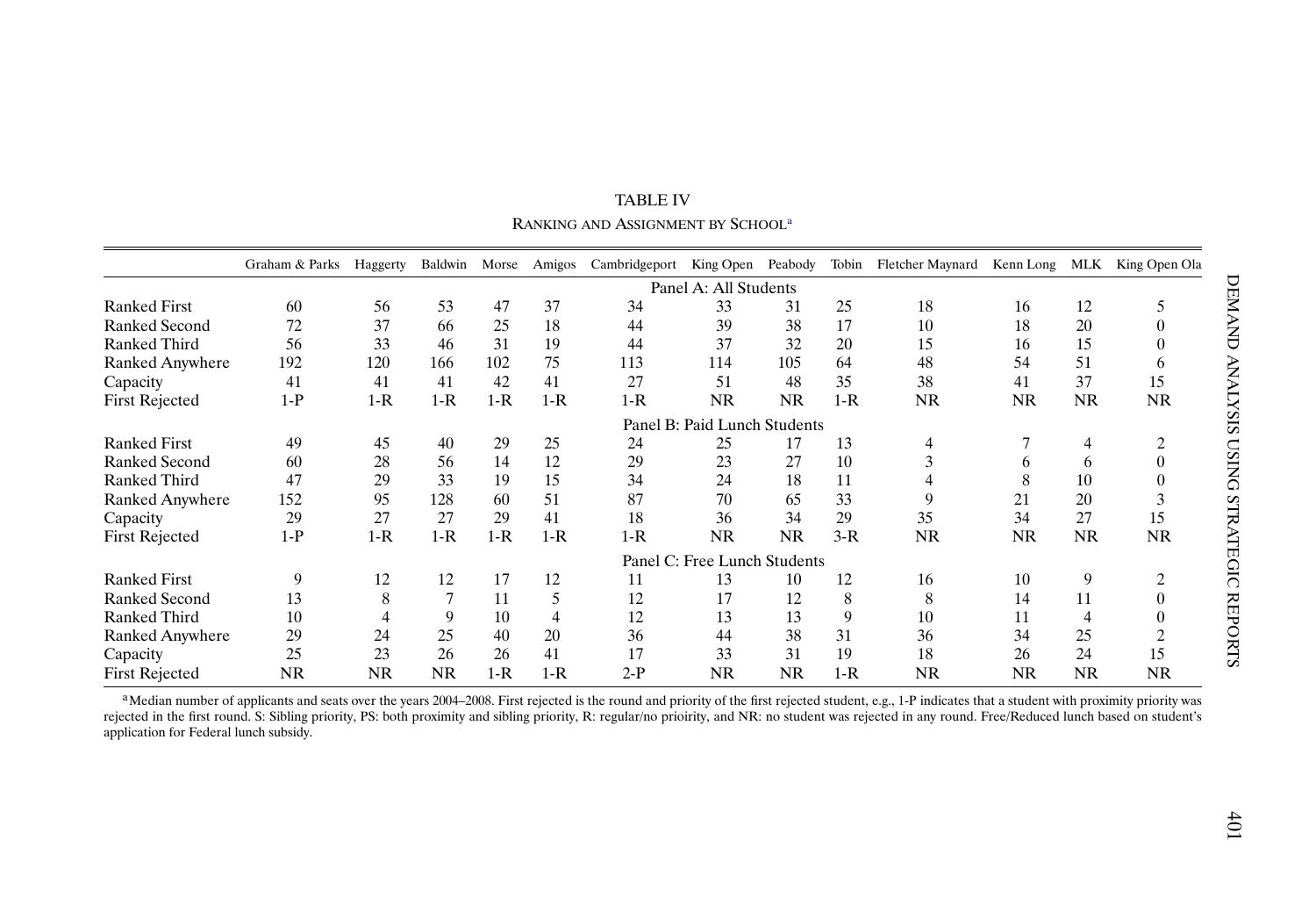TABLE IV

RANKING AND ASSIGNMENT BY SCHOOL[a]

| | Graham & Parks | Haggerty | Baldwin | Morse | Amigos | Cambridgeport | King Open | Peabody | Tobin | Fletcher Maynard | Kenn Long | MLK | King Open Ola |
|---|---|---|---|---|---|---|---|---|---|---|---|---|---|
| | | | | | | Panel A: All Students | | | | | | | |
| Ranked First | 60 | 56 | 53 | 47 | 37 | 34 | 33 | 31 | 25 | 18 | 16 | 12 | 5 |
| Ranked Second | 72 | 37 | 66 | 25 | 18 | 44 | 39 | 38 | 17 | 10 | 18 | 20 | 0 |
| Ranked Third | 56 | 33 | 46 | 31 | 19 | 44 | 37 | 32 | 20 | 15 | 16 | 15 | 0 |
| Ranked Anywhere | 192 | 120 | 166 | 102 | 75 | 113 | 114 | 105 | 64 | 48 | 54 | 51 | 6 |
| Capacity | 41 | 41 | 41 | 42 | 41 | 27 | 51 | 48 | 35 | 38 | 41 | 37 | 15 |
| First Rejected | 1-P | 1-R | 1-R | 1-R | 1-R | 1-R | NR | NR | 1-R | NR | NR | NR | NR |
| | | | | | | Panel B: Paid Lunch Students | | | | | | | |
| Ranked First | 49 | 45 | 40 | 29 | 25 | 24 | 25 | 17 | 13 | 4 | 7 | 4 | 2 |
| Ranked Second | 60 | 28 | 56 | 14 | 12 | 29 | 23 | 27 | 10 | 3 | 6 | 6 | 0 |
| Ranked Third | 47 | 29 | 33 | 19 | 15 | 34 | 24 | 18 | 11 | 4 | 8 | 10 | 0 |
| Ranked Anywhere | 152 | 95 | 128 | 60 | 51 | 87 | 70 | 65 | 33 | 9 | 21 | 20 | 3 |
| Capacity | 29 | 27 | 27 | 29 | 41 | 18 | 36 | 34 | 29 | 35 | 34 | 27 | 15 |
| First Rejected | 1-P | 1-R | 1-R | 1-R | 1-R | 1-R | NR | NR | 3-R | NR | NR | NR | NR |
| | | | | | | Panel C: Free Lunch Students | | | | | | | |
| Ranked First | 9 | 12 | 12 | 17 | 12 | 11 | 13 | 10 | 12 | 16 | 10 | 9 | 2 |
| Ranked Second | 13 | 8 | 7 | 11 | 5 | 12 | 17 | 12 | 8 | 8 | 14 | 11 | 0 |
| Ranked Third | 10 | 4 | 9 | 10 | 4 | 12 | 13 | 13 | 9 | 10 | 11 | 4 | 0 |
| Ranked Anywhere | 29 | 24 | 25 | 40 | 20 | 36 | 44 | 38 | 31 | 36 | 34 | 25 | 2 |
| Capacity | 25 | 23 | 26 | 26 | 41 | 17 | 33 | 31 | 19 | 18 | 26 | 24 | 15 |
| First Rejected | NR | NR | NR | 1-R | 1-R | 2-P | NR | NR | 1-R | NR | NR | NR | NR |

[a]Median number of applicants and seats over the years 2004–2008. First rejected is the round and priority of the first rejected student, e.g., 1-P indicates that a student with proximity priority was rejected in the first round. S: Sibling priority, PS: both proximity and sibling priority, R: regular/no prioirity, and NR: no student was rejected in any round. Free/Reduced lunch based on student's application for Federal lunch subsidy.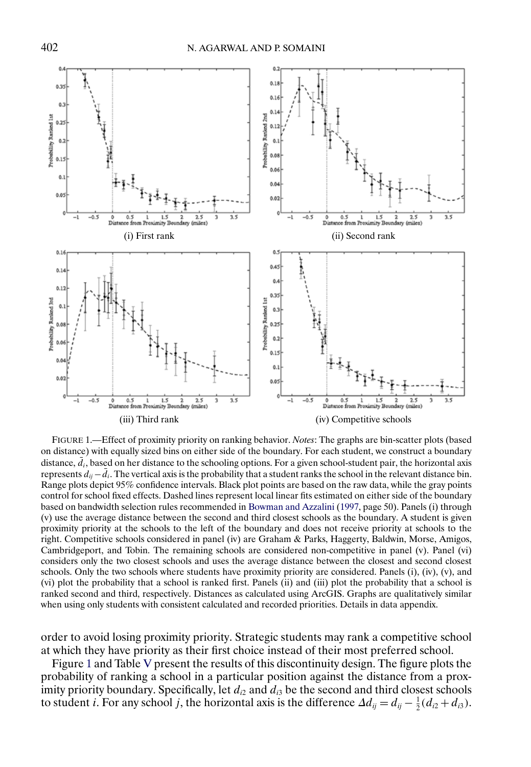(i) First rank

(ii) Second rank

(iii) Third rank

(iv) Competitive schools

FIGURE 1.—Effect of proximity priority on ranking behavior. *Notes*: The graphs are bin-scatter plots (based on distance) with equally sized bins on either side of the boundary. For each student, we construct a boundary distance, $\bar{d}_i$, based on her distance to the schooling options. For a given school-student pair, the horizontal axis represents $d_{ij} - \bar{d}_i$. The vertical axis is the probability that a student ranks the school in the relevant distance bin. Range plots depict 95% confidence intervals. Black plot points are based on the raw data, while the gray points control for school fixed effects. Dashed lines represent local linear fits estimated on either side of the boundary based on bandwidth selection rules recommended in Bowman and Azzalini (1997, page 50). Panels (i) through (v) use the average distance between the second and third closest schools as the boundary. A student is given proximity priority at the schools to the left of the boundary and does not receive priority at schools to the right. Competitive schools considered in panel (iv) are Graham & Parks, Haggerty, Baldwin, Morse, Amigos, Cambridgeport, and Tobin. The remaining schools are considered non-competitive in panel (v). Panel (vi) considers only the two closest schools and uses the average distance between the closest and second closest schools. Only the two schools where students have proximity priority are considered. Panels (i), (iv), (v), and (vi) plot the probability that a school is ranked first. Panels (ii) and (iii) plot the probability that a school is ranked second and third, respectively. Distances as calculated using ArcGIS. Graphs are qualitatively similar when using only students with consistent calculated and recorded priorities. Details in data appendix.

order to avoid losing proximity priority. Strategic students may rank a competitive school at which they have priority as their first choice instead of their most preferred school.

Figure 1 and Table V present the results of this discontinuity design. The figure plots the probability of ranking a school in a particular position against the distance from a proximity priority boundary. Specifically, let $d_{i2}$ and $d_{i3}$ be the second and third closest schools to student $i$. For any school $j$, the horizontal axis is the difference $\Delta d_{ij} = d_{ij} - \frac{1}{2}(d_{i2} + d_{i3})$.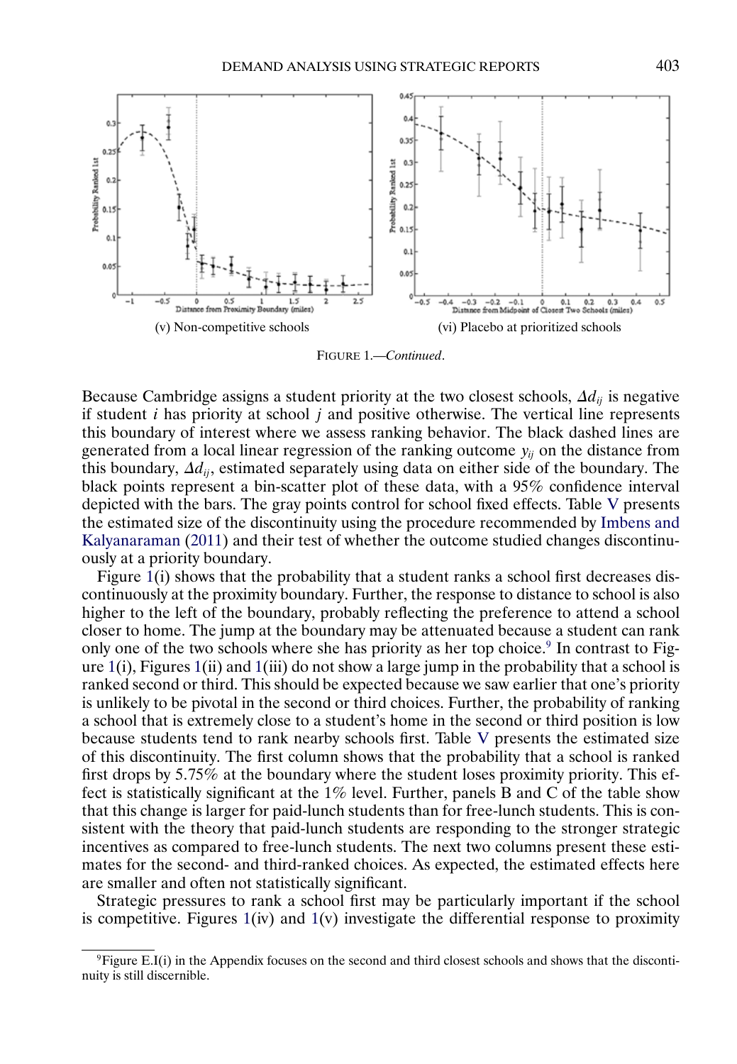(v) Non-competitive schools

(vi) Placebo at prioritized schools

FIGURE 1.—*Continued*.

Because Cambridge assigns a student priority at the two closest schools, $\Delta d_{ij}$ is negative if student $i$ has priority at school $j$ and positive otherwise. The vertical line represents this boundary of interest where we assess ranking behavior. The black dashed lines are generated from a local linear regression of the ranking outcome $y_{ij}$ on the distance from this boundary, $\Delta d_{ij}$, estimated separately using data on either side of the boundary. The black points represent a bin-scatter plot of these data, with a 95% confidence interval depicted with the bars. The gray points control for school fixed effects. Table V presents the estimated size of the discontinuity using the procedure recommended by Imbens and Kalyanaraman (2011) and their test of whether the outcome studied changes discontinuously at a priority boundary.

Figure 1(i) shows that the probability that a student ranks a school first decreases discontinuously at the proximity boundary. Further, the response to distance to school is also higher to the left of the boundary, probably reflecting the preference to attend a school closer to home. The jump at the boundary may be attenuated because a student can rank only one of the two schools where she has priority as her top choice.[9] In contrast to Figure 1(i), Figures 1(ii) and 1(iii) do not show a large jump in the probability that a school is ranked second or third. This should be expected because we saw earlier that one's priority is unlikely to be pivotal in the second or third choices. Further, the probability of ranking a school that is extremely close to a student's home in the second or third position is low because students tend to rank nearby schools first. Table V presents the estimated size of this discontinuity. The first column shows that the probability that a school is ranked first drops by 5.75% at the boundary where the student loses proximity priority. This effect is statistically significant at the 1% level. Further, panels B and C of the table show that this change is larger for paid-lunch students than for free-lunch students. This is consistent with the theory that paid-lunch students are responding to the stronger strategic incentives as compared to free-lunch students. The next two columns present these estimates for the second- and third-ranked choices. As expected, the estimated effects here are smaller and often not statistically significant.

Strategic pressures to rank a school first may be particularly important if the school is competitive. Figures 1(iv) and 1(v) investigate the differential response to proximity

[9] Figure E.I(i) in the Appendix focuses on the second and third closest schools and shows that the discontinuity is still discernible.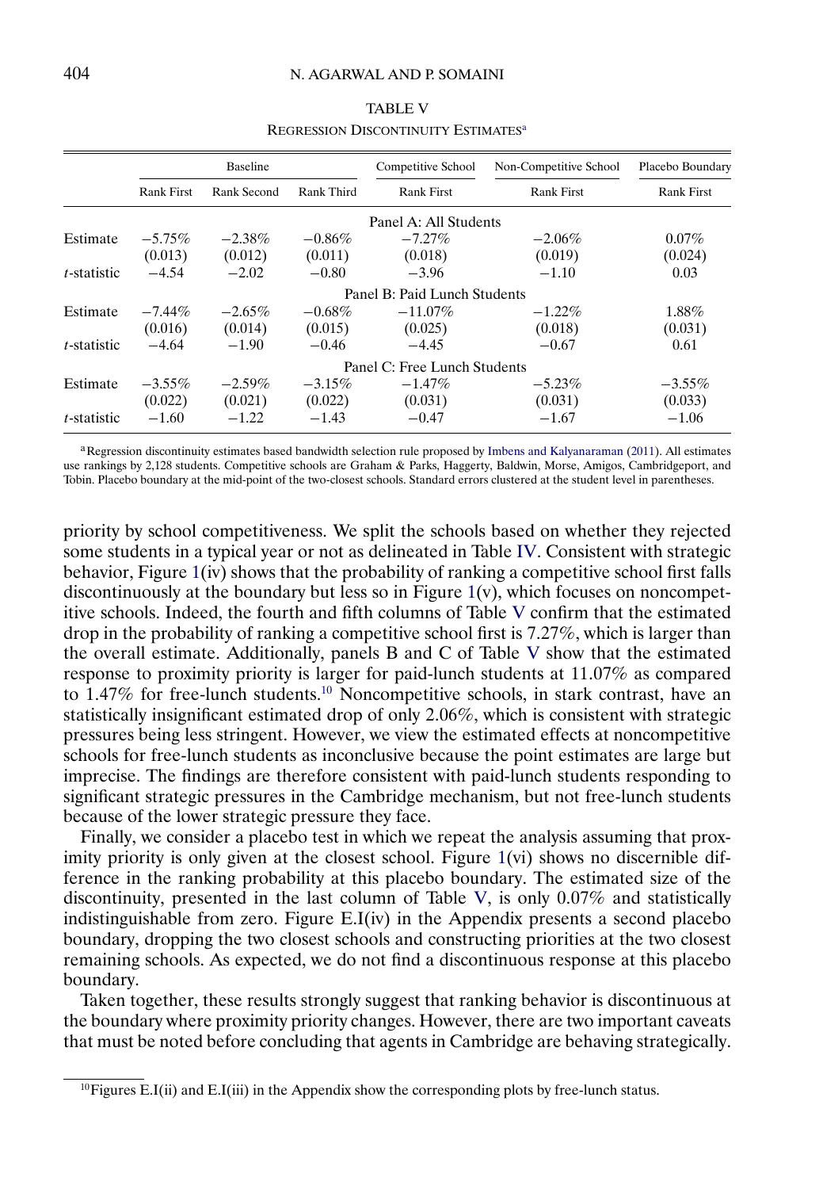TABLE V

REGRESSION DISCONTINUITY ESTIMATES[a]

| | Baseline | | | Competitive School | Non-Competitive School | Placebo Boundary |
|---|---|---|---|---|---|---|
| | Rank First | Rank Second | Rank Third | Rank First | Rank First | Rank First |
| | | | | Panel A: All Students | | |
| Estimate | −5.75% | −2.38% | −0.86% | −7.27% | −2.06% | 0.07% |
| | (0.013) | (0.012) | (0.011) | (0.018) | (0.019) | (0.024) |
| *t*-statistic | −4.54 | −2.02 | −0.80 | −3.96 | −1.10 | 0.03 |
| | | | | Panel B: Paid Lunch Students | | |
| Estimate | −7.44% | −2.65% | −0.68% | −11.07% | −1.22% | 1.88% |
| | (0.016) | (0.014) | (0.015) | (0.025) | (0.018) | (0.031) |
| *t*-statistic | −4.64 | −1.90 | −0.46 | −4.45 | −0.67 | 0.61 |
| | | | | Panel C: Free Lunch Students | | |
| Estimate | −3.55% | −2.59% | −3.15% | −1.47% | −5.23% | −3.55% |
| | (0.022) | (0.021) | (0.022) | (0.031) | (0.031) | (0.033) |
| *t*-statistic | −1.60 | −1.22 | −1.43 | −0.47 | −1.67 | −1.06 |

[a]Regression discontinuity estimates based bandwidth selection rule proposed by Imbens and Kalyanaraman (2011). All estimates use rankings by 2,128 students. Competitive schools are Graham & Parks, Haggerty, Baldwin, Morse, Amigos, Cambridgeport, and Tobin. Placebo boundary at the mid-point of the two-closest schools. Standard errors clustered at the student level in parentheses.

priority by school competitiveness. We split the schools based on whether they rejected some students in a typical year or not as delineated in Table IV. Consistent with strategic behavior, Figure 1(iv) shows that the probability of ranking a competitive school first falls discontinuously at the boundary but less so in Figure 1(v), which focuses on noncompetitive schools. Indeed, the fourth and fifth columns of Table V confirm that the estimated drop in the probability of ranking a competitive school first is 7.27%, which is larger than the overall estimate. Additionally, panels B and C of Table V show that the estimated response to proximity priority is larger for paid-lunch students at 11.07% as compared to 1.47% for free-lunch students.[10] Noncompetitive schools, in stark contrast, have an statistically insignificant estimated drop of only 2.06%, which is consistent with strategic pressures being less stringent. However, we view the estimated effects at noncompetitive schools for free-lunch students as inconclusive because the point estimates are large but imprecise. The findings are therefore consistent with paid-lunch students responding to significant strategic pressures in the Cambridge mechanism, but not free-lunch students because of the lower strategic pressure they face.

Finally, we consider a placebo test in which we repeat the analysis assuming that proximity priority is only given at the closest school. Figure 1(vi) shows no discernible difference in the ranking probability at this placebo boundary. The estimated size of the discontinuity, presented in the last column of Table V, is only 0.07% and statistically indistinguishable from zero. Figure E.I(iv) in the Appendix presents a second placebo boundary, dropping the two closest schools and constructing priorities at the two closest remaining schools. As expected, we do not find a discontinuous response at this placebo boundary.

Taken together, these results strongly suggest that ranking behavior is discontinuous at the boundary where proximity priority changes. However, there are two important caveats that must be noted before concluding that agents in Cambridge are behaving strategically.

[10]Figures E.I(ii) and E.I(iii) in the Appendix show the corresponding plots by free-lunch status.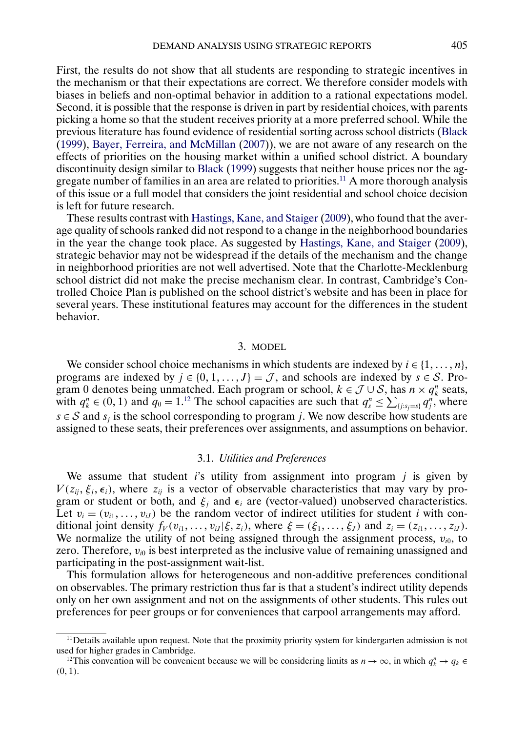First, the results do not show that all students are responding to strategic incentives in the mechanism or that their expectations are correct. We therefore consider models with biases in beliefs and non-optimal behavior in addition to a rational expectations model. Second, it is possible that the response is driven in part by residential choices, with parents picking a home so that the student receives priority at a more preferred school. While the previous literature has found evidence of residential sorting across school districts (Black (1999), Bayer, Ferreira, and McMillan (2007)), we are not aware of any research on the effects of priorities on the housing market within a unified school district. A boundary discontinuity design similar to Black (1999) suggests that neither house prices nor the aggregate number of families in an area are related to priorities.[11] A more thorough analysis of this issue or a full model that considers the joint residential and school choice decision is left for future research.

These results contrast with Hastings, Kane, and Staiger (2009), who found that the average quality of schools ranked did not respond to a change in the neighborhood boundaries in the year the change took place. As suggested by Hastings, Kane, and Staiger (2009), strategic behavior may not be widespread if the details of the mechanism and the change in neighborhood priorities are not well advertised. Note that the Charlotte-Mecklenburg school district did not make the precise mechanism clear. In contrast, Cambridge's Controlled Choice Plan is published on the school district's website and has been in place for several years. These institutional features may account for the differences in the student behavior.

## 3. MODEL

We consider school choice mechanisms in which students are indexed by $i \in \{1, \dots, n\}$, programs are indexed by $j \in \{0, 1, \dots, J\} = \mathcal{J}$, and schools are indexed by $s \in \mathcal{S}$. Program 0 denotes being unmatched. Each program or school, $k \in \mathcal{J} \cup \mathcal{S}$, has $n \times q_k^n$ seats, with $q_k^n \in (0, 1)$ and $q_0 = 1$.[12] The school capacities are such that $q_s^n \leq \sum_{\{j : s_j = s\}} q_j^n$, where $s \in \mathcal{S}$ and $s_j$ is the school corresponding to program $j$. We now describe how students are assigned to these seats, their preferences over assignments, and assumptions on behavior.

### 3.1. *Utilities and Preferences*

We assume that student $i$'s utility from assignment into program $j$ is given by $V(z_{ij}, \xi_j, \epsilon_i)$, where $z_{ij}$ is a vector of observable characteristics that may vary by program or student or both, and $\xi_j$ and $\epsilon_i$ are (vector-valued) unobserved characteristics. Let $v_i = (v_{i1}, \dots, v_{iJ})$ be the random vector of indirect utilities for student $i$ with conditional joint density $f_V(v_{i1}, \dots, v_{iJ} | \xi, z_i)$, where $\xi = (\xi_1, \dots, \xi_J)$ and $z_i = (z_{i1}, \dots, z_{iJ})$. We normalize the utility of not being assigned through the assignment process, $v_{i0}$, to zero. Therefore, $v_{i0}$ is best interpreted as the inclusive value of remaining unassigned and participating in the post-assignment wait-list.

This formulation allows for heterogeneous and non-additive preferences conditional on observables. The primary restriction thus far is that a student's indirect utility depends only on her own assignment and not on the assignments of other students. This rules out preferences for peer groups or for conveniences that carpool arrangements may afford.

---

[11] Details available upon request. Note that the proximity priority system for kindergarten admission is not used for higher grades in Cambridge.

[12] This convention will be convenient because we will be considering limits as $n \to \infty$, in which $q_k^n \to q_k \in (0, 1)$.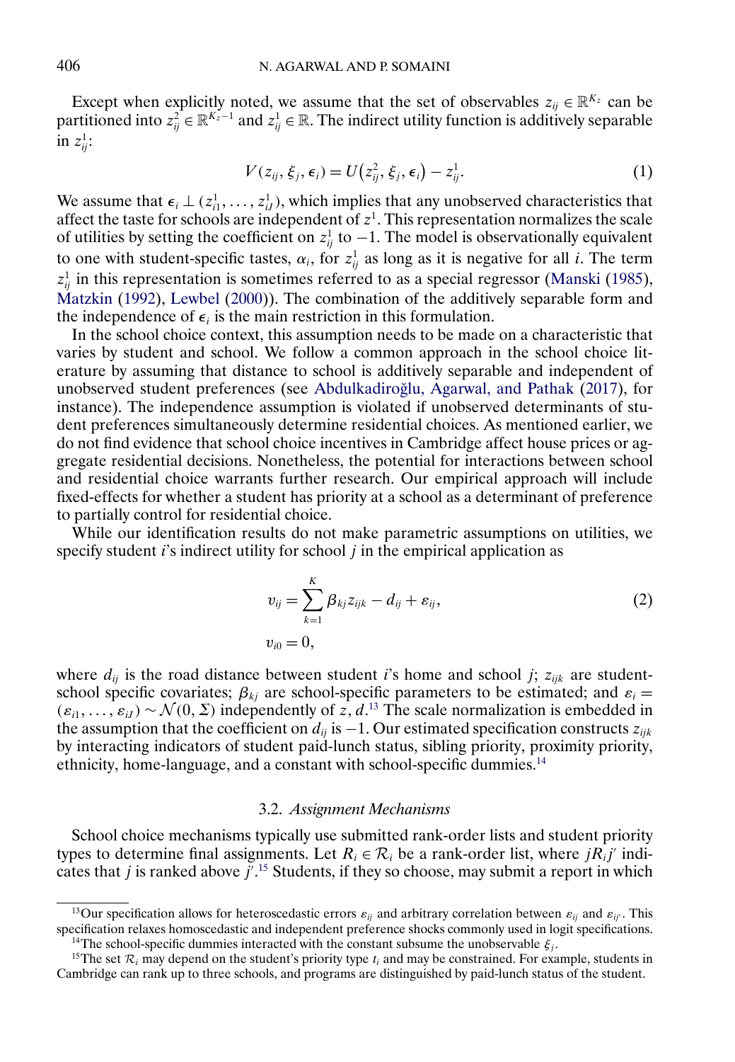Except when explicitly noted, we assume that the set of observables $z_{ij} \in \mathbb{R}^{K_z}$ can be partitioned into $z_{ij}^2 \in \mathbb{R}^{K_z-1}$ and $z_{ij}^1 \in \mathbb{R}$. The indirect utility function is additively separable in $z_{ij}^1$:

$$V(z_{ij}, \xi_j, \epsilon_i) = U(z_{ij}^2, \xi_j, \epsilon_i) - z_{ij}^1. \tag{1}$$

We assume that $\epsilon_i \perp (z_{i1}^1, \ldots, z_{iJ}^1)$, which implies that any unobserved characteristics that affect the taste for schools are independent of $z^1$. This representation normalizes the scale of utilities by setting the coefficient on $z_{ij}^1$ to $-1$. The model is observationally equivalent to one with student-specific tastes, $\alpha_i$, for $z_{ij}^1$ as long as it is negative for all $i$. The term $z_{ij}^1$ in this representation is sometimes referred to as a special regressor (Manski (1985), Matzkin (1992), Lewbel (2000)). The combination of the additively separable form and the independence of $\epsilon_i$ is the main restriction in this formulation.

In the school choice context, this assumption needs to be made on a characteristic that varies by student and school. We follow a common approach in the school choice literature by assuming that distance to school is additively separable and independent of unobserved student preferences (see Abdulkadiroğlu, Agarwal, and Pathak (2017), for instance). The independence assumption is violated if unobserved determinants of student preferences simultaneously determine residential choices. As mentioned earlier, we do not find evidence that school choice incentives in Cambridge affect house prices or aggregate residential decisions. Nonetheless, the potential for interactions between school and residential choice warrants further research. Our empirical approach will include fixed-effects for whether a student has priority at a school as a determinant of preference to partially control for residential choice.

While our identification results do not make parametric assumptions on utilities, we specify student $i$'s indirect utility for school $j$ in the empirical application as

$$\begin{aligned} v_{ij} &= \sum_{k=1}^{K} \beta_{kj} z_{ijk} - d_{ij} + \varepsilon_{ij}, \\ v_{i0} &= 0, \end{aligned} \tag{2}$$

where $d_{ij}$ is the road distance between student $i$'s home and school $j$; $z_{ijk}$ are student-school specific covariates; $\beta_{kj}$ are school-specific parameters to be estimated; and $\varepsilon_i = (\varepsilon_{i1}, \ldots, \varepsilon_{iJ}) \sim \mathcal{N}(0, \Sigma)$ independently of $z, d$.[13] The scale normalization is embedded in the assumption that the coefficient on $d_{ij}$ is $-1$. Our estimated specification constructs $z_{ijk}$ by interacting indicators of student paid-lunch status, sibling priority, proximity priority, ethnicity, home-language, and a constant with school-specific dummies.[14]

### 3.2. *Assignment Mechanisms*

School choice mechanisms typically use submitted rank-order lists and student priority types to determine final assignments. Let $R_i \in \mathcal{R}_i$ be a rank-order list, where $jR_ij'$ indicates that $j$ is ranked above $j'$.[15] Students, if they so choose, may submit a report in which

[13] Our specification allows for heteroscedastic errors $\varepsilon_{ij}$ and arbitrary correlation between $\varepsilon_{ij}$ and $\varepsilon_{ij'}$. This specification relaxes homoscedastic and independent preference shocks commonly used in logit specifications.

[14] The school-specific dummies interacted with the constant subsume the unobservable $\xi_j$.

[15] The set $\mathcal{R}_i$ may depend on the student's priority type $t_i$ and may be constrained. For example, students in Cambridge can rank up to three schools, and programs are distinguished by paid-lunch status of the student.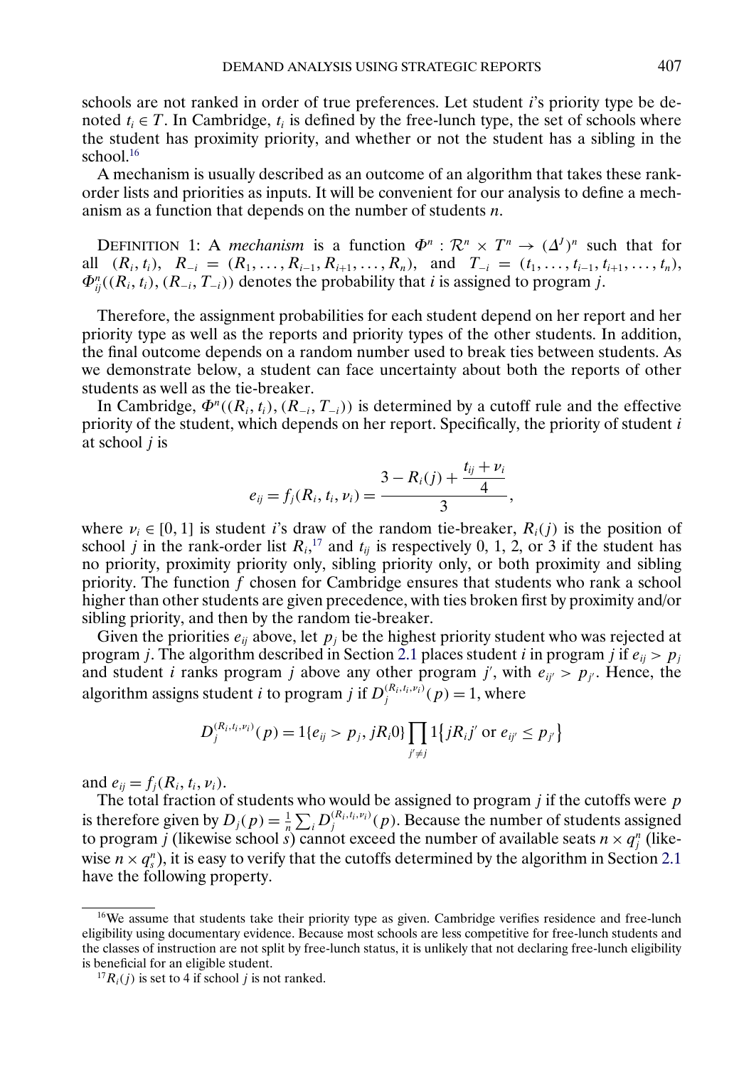schools are not ranked in order of true preferences. Let student $i$'s priority type be denoted $t_i \in T$. In Cambridge, $t_i$ is defined by the free-lunch type, the set of schools where the student has proximity priority, and whether or not the student has a sibling in the school.[16]

A mechanism is usually described as an outcome of an algorithm that takes these rank-order lists and priorities as inputs. It will be convenient for our analysis to define a mechanism as a function that depends on the number of students $n$.

DEFINITION 1: A *mechanism* is a function $\Phi^n : \mathcal{R}^n \times T^n \to (\Delta^J)^n$ such that for all $(R_i, t_i)$, $R_{-i} = (R_1, \dots, R_{i-1}, R_{i+1}, \dots, R_n)$, and $T_{-i} = (t_1, \dots, t_{i-1}, t_{i+1}, \dots, t_n)$, $\Phi^n_{ij}((R_i, t_i), (R_{-i}, T_{-i}))$ denotes the probability that $i$ is assigned to program $j$.

Therefore, the assignment probabilities for each student depend on her report and her priority type as well as the reports and priority types of the other students. In addition, the final outcome depends on a random number used to break ties between students. As we demonstrate below, a student can face uncertainty about both the reports of other students as well as the tie-breaker.

In Cambridge, $\Phi^n((R_i, t_i), (R_{-i}, T_{-i}))$ is determined by a cutoff rule and the effective priority of the student, which depends on her report. Specifically, the priority of student $i$ at school $j$ is

$$e_{ij} = f_j(R_i, t_i, \nu_i) = \frac{3 - R_i(j) + \dfrac{t_{ij} + \nu_i}{4}}{3},$$

where $\nu_i \in [0, 1]$ is student $i$'s draw of the random tie-breaker, $R_i(j)$ is the position of school $j$ in the rank-order list $R_i$,[17] and $t_{ij}$ is respectively 0, 1, 2, or 3 if the student has no priority, proximity priority only, sibling priority only, or both proximity and sibling priority. The function $f$ chosen for Cambridge ensures that students who rank a school higher than other students are given precedence, with ties broken first by proximity and/or sibling priority, and then by the random tie-breaker.

Given the priorities $e_{ij}$ above, let $p_j$ be the highest priority student who was rejected at program $j$. The algorithm described in Section 2.1 places student $i$ in program $j$ if $e_{ij} > p_j$ and student $i$ ranks program $j$ above any other program $j'$, with $e_{ij'} > p_{j'}$. Hence, the algorithm assigns student $i$ to program $j$ if $D_j^{(R_i, t_i, \nu_i)}(p) = 1$, where

$$D_j^{(R_i, t_i, \nu_i)}(p) = 1\{e_{ij} > p_j, jR_i0\} \prod_{j' \neq j} 1\{jR_ij' \text{ or } e_{ij'} \leq p_{j'}\}$$

and $e_{ij} = f_j(R_i, t_i, \nu_i)$.

The total fraction of students who would be assigned to program $j$ if the cutoffs were $p$ is therefore given by $D_j(p) = \frac{1}{n} \sum_i D_j^{(R_i, t_i, \nu_i)}(p)$. Because the number of students assigned to program $j$ (likewise school $s$) cannot exceed the number of available seats $n \times q_j^n$ (likewise $n \times q_s^n$), it is easy to verify that the cutoffs determined by the algorithm in Section 2.1 have the following property.

[16] We assume that students take their priority type as given. Cambridge verifies residence and free-lunch eligibility using documentary evidence. Because most schools are less competitive for free-lunch students and the classes of instruction are not split by free-lunch status, it is unlikely that not declaring free-lunch eligibility is beneficial for an eligible student.

[17] $R_i(j)$ is set to 4 if school $j$ is not ranked.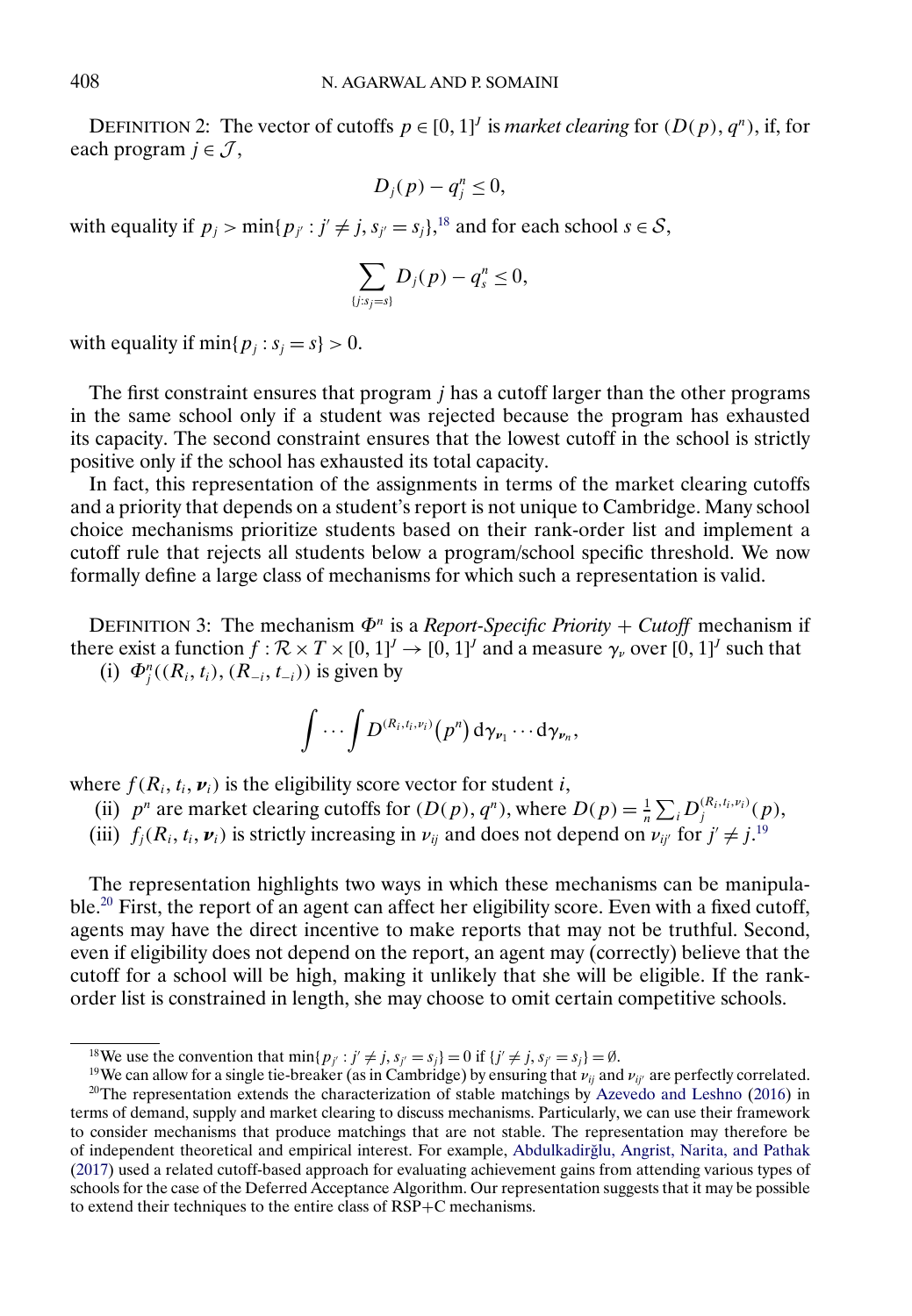DEFINITION 2: The vector of cutoffs $p \in [0,1]^J$ is *market clearing* for $(D(p), q^n)$, if, for each program $j \in \mathcal{J}$,

$$D_j(p) - q_j^n \leq 0,$$

with equality if $p_j > \min\{p_{j'} : j' \neq j, s_{j'} = s_j\}$,[18] and for each school $s \in \mathcal{S}$,

$$\sum_{\{j:s_j=s\}} D_j(p) - q_s^n \leq 0,$$

with equality if $\min\{p_j : s_j = s\} > 0$.

The first constraint ensures that program $j$ has a cutoff larger than the other programs in the same school only if a student was rejected because the program has exhausted its capacity. The second constraint ensures that the lowest cutoff in the school is strictly positive only if the school has exhausted its total capacity.

In fact, this representation of the assignments in terms of the market clearing cutoffs and a priority that depends on a student's report is not unique to Cambridge. Many school choice mechanisms prioritize students based on their rank-order list and implement a cutoff rule that rejects all students below a program/school specific threshold. We now formally define a large class of mechanisms for which such a representation is valid.

DEFINITION 3: The mechanism $\Phi^n$ is a *Report-Specific Priority + Cutoff* mechanism if there exist a function $f : \mathcal{R} \times T \times [0,1]^J \to [0,1]^J$ and a measure $\gamma_\nu$ over $[0,1]^J$ such that

(i) $\Phi_j^n((R_i, t_i), (R_{-i}, t_{-i}))$ is given by

$$\int \cdots \int D^{(R_i, t_i, \nu_i)}(p^n) \, \mathrm{d}\gamma_{\nu_1} \cdots \mathrm{d}\gamma_{\nu_n},$$

where $f(R_i, t_i, \boldsymbol{\nu}_i)$ is the eligibility score vector for student $i$,

(ii) $p^n$ are market clearing cutoffs for $(D(p), q^n)$, where $D(p) = \frac{1}{n}\sum_i D_j^{(R_i, t_i, \nu_i)}(p)$,

(iii) $f_j(R_i, t_i, \boldsymbol{\nu}_i)$ is strictly increasing in $\nu_{ij}$ and does not depend on $\nu_{ij'}$ for $j' \neq j$.[19]

The representation highlights two ways in which these mechanisms can be manipulable.[20] First, the report of an agent can affect her eligibility score. Even with a fixed cutoff, agents may have the direct incentive to make reports that may not be truthful. Second, even if eligibility does not depend on the report, an agent may (correctly) believe that the cutoff for a school will be high, making it unlikely that she will be eligible. If the rank-order list is constrained in length, she may choose to omit certain competitive schools.

---

[18] We use the convention that $\min\{p_{j'} : j' \neq j, s_{j'} = s_j\} = 0$ if $\{j' \neq j, s_{j'} = s_j\} = \emptyset$.

[19] We can allow for a single tie-breaker (as in Cambridge) by ensuring that $\nu_{ij}$ and $\nu_{ij'}$ are perfectly correlated.

[20] The representation extends the characterization of stable matchings by Azevedo and Leshno (2016) in terms of demand, supply and market clearing to discuss mechanisms. Particularly, we can use their framework to consider mechanisms that produce matchings that are not stable. The representation may therefore be of independent theoretical and empirical interest. For example, Abdulkadiroğlu, Angrist, Narita, and Pathak (2017) used a related cutoff-based approach for evaluating achievement gains from attending various types of schools for the case of the Deferred Acceptance Algorithm. Our representation suggests that it may be possible to extend their techniques to the entire class of RSP+C mechanisms.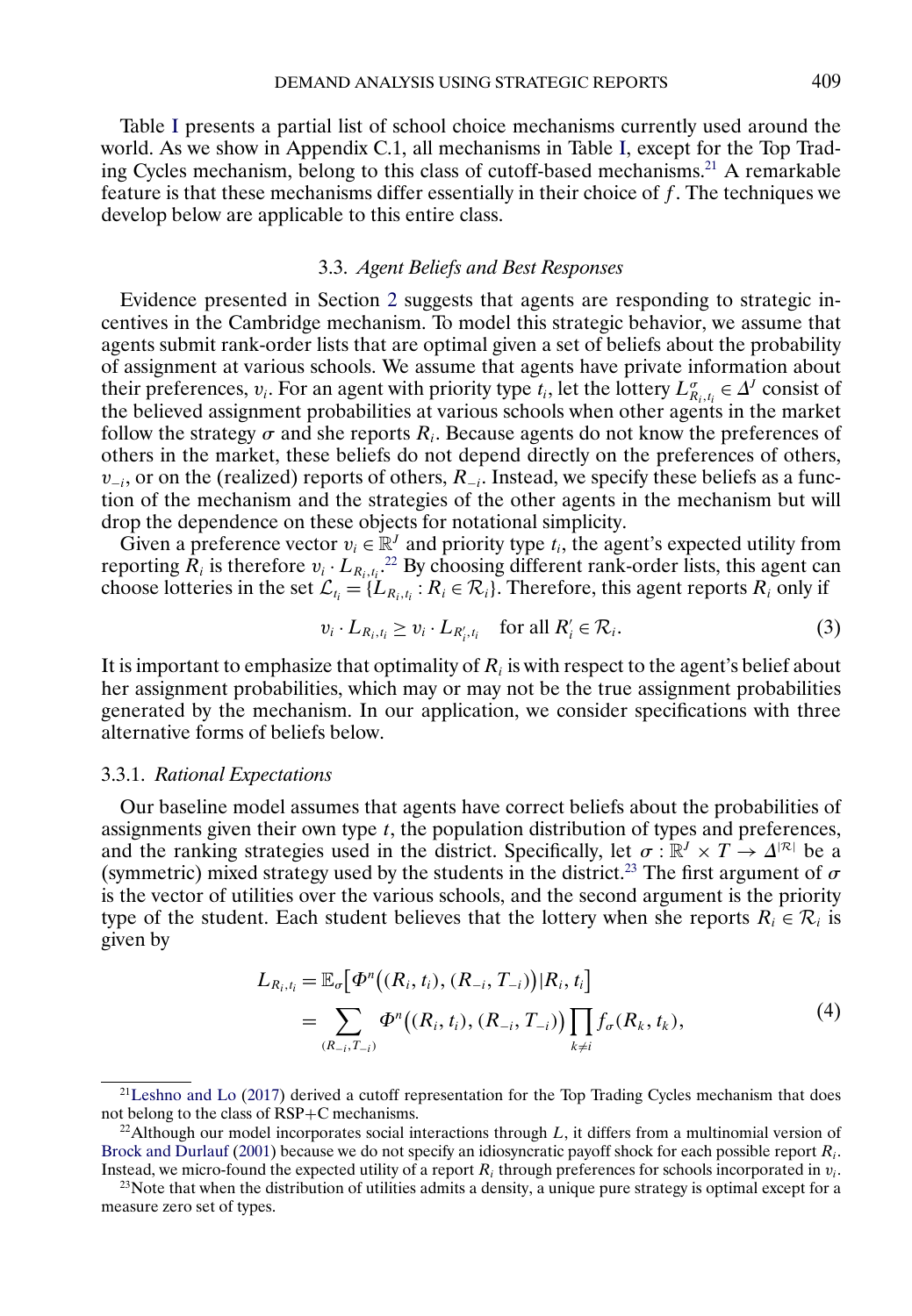Table I presents a partial list of school choice mechanisms currently used around the world. As we show in Appendix C.1, all mechanisms in Table I, except for the Top Trading Cycles mechanism, belong to this class of cutoff-based mechanisms.[21] A remarkable feature is that these mechanisms differ essentially in their choice of $f$. The techniques we develop below are applicable to this entire class.

### 3.3. *Agent Beliefs and Best Responses*

Evidence presented in Section 2 suggests that agents are responding to strategic incentives in the Cambridge mechanism. To model this strategic behavior, we assume that agents submit rank-order lists that are optimal given a set of beliefs about the probability of assignment at various schools. We assume that agents have private information about their preferences, $v_i$. For an agent with priority type $t_i$, let the lottery $L^{\sigma}_{R_i,t_i} \in \Delta^J$ consist of the believed assignment probabilities at various schools when other agents in the market follow the strategy $\sigma$ and she reports $R_i$. Because agents do not know the preferences of others in the market, these beliefs do not depend directly on the preferences of others, $v_{-i}$, or on the (realized) reports of others, $R_{-i}$. Instead, we specify these beliefs as a function of the mechanism and the strategies of the other agents in the mechanism but will drop the dependence on these objects for notational simplicity.

Given a preference vector $v_i \in \mathbb{R}^J$ and priority type $t_i$, the agent's expected utility from reporting $R_i$ is therefore $v_i \cdot L_{R_i,t_i}$.[22] By choosing different rank-order lists, this agent can choose lotteries in the set $\mathcal{L}_{t_i} = \{L_{R_i,t_i} : R_i \in \mathcal{R}_i\}$. Therefore, this agent reports $R_i$ only if

$$v_i \cdot L_{R_i,t_i} \geq v_i \cdot L_{R'_i,t_i} \quad \text{for all } R'_i \in \mathcal{R}_i. \tag{3}$$

It is important to emphasize that optimality of $R_i$ is with respect to the agent's belief about her assignment probabilities, which may or may not be the true assignment probabilities generated by the mechanism. In our application, we consider specifications with three alternative forms of beliefs below.

#### 3.3.1. *Rational Expectations*

Our baseline model assumes that agents have correct beliefs about the probabilities of assignments given their own type $t$, the population distribution of types and preferences, and the ranking strategies used in the district. Specifically, let $\sigma : \mathbb{R}^J \times T \to \Delta^{|\mathcal{R}|}$ be a (symmetric) mixed strategy used by the students in the district.[23] The first argument of $\sigma$ is the vector of utilities over the various schools, and the second argument is the priority type of the student. Each student believes that the lottery when she reports $R_i \in \mathcal{R}_i$ is given by

$$\begin{aligned} L_{R_i,t_i} &= \mathbb{E}_{\sigma}\big[\Phi^n\big((R_i, t_i), (R_{-i}, T_{-i})\big) | R_i, t_i\big] \\ &= \sum_{(R_{-i},T_{-i})} \Phi^n\big((R_i, t_i), (R_{-i}, T_{-i})\big) \prod_{k \neq i} f_{\sigma}(R_k, t_k), \end{aligned} \tag{4}$$

---

[21] Leshno and Lo (2017) derived a cutoff representation for the Top Trading Cycles mechanism that does not belong to the class of RSP+C mechanisms.

[22] Although our model incorporates social interactions through $L$, it differs from a multinomial version of Brock and Durlauf (2001) because we do not specify an idiosyncratic payoff shock for each possible report $R_i$. Instead, we micro-found the expected utility of a report $R_i$ through preferences for schools incorporated in $v_i$.

[23] Note that when the distribution of utilities admits a density, a unique pure strategy is optimal except for a measure zero set of types.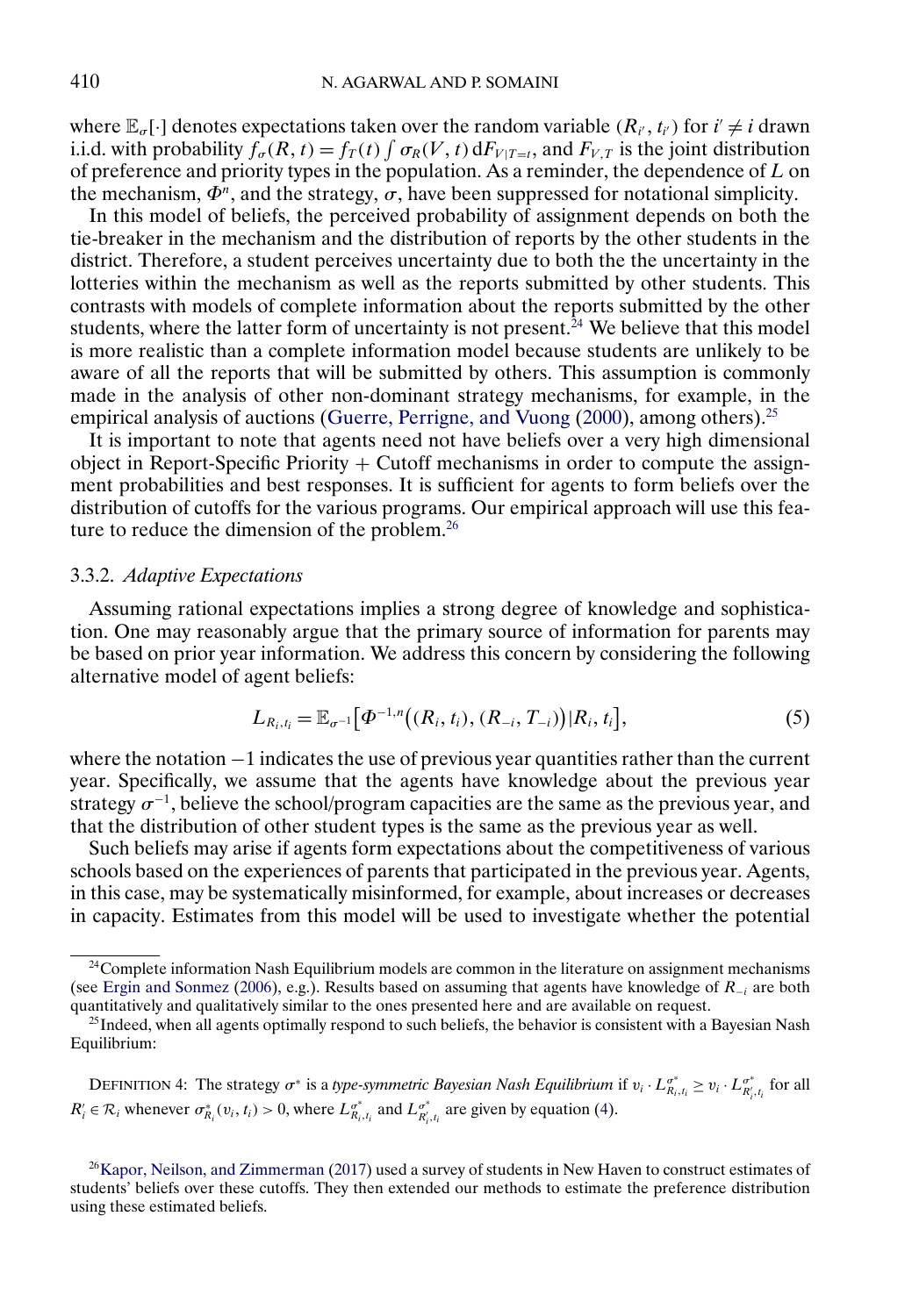where $\mathbb{E}_\sigma[\cdot]$ denotes expectations taken over the random variable $(R_{i'}, t_{i'})$ for $i' \neq i$ drawn i.i.d. with probability $f_\sigma(R, t) = f_T(t) \int \sigma_R(V, t)\, dF_{V|T=t}$, and $F_{V,T}$ is the joint distribution of preference and priority types in the population. As a reminder, the dependence of $L$ on the mechanism, $\Phi^n$, and the strategy, $\sigma$, have been suppressed for notational simplicity.

In this model of beliefs, the perceived probability of assignment depends on both the tie-breaker in the mechanism and the distribution of reports by the other students in the district. Therefore, a student perceives uncertainty due to both the the uncertainty in the lotteries within the mechanism as well as the reports submitted by other students. This contrasts with models of complete information about the reports submitted by the other students, where the latter form of uncertainty is not present.[24] We believe that this model is more realistic than a complete information model because students are unlikely to be aware of all the reports that will be submitted by others. This assumption is commonly made in the analysis of other non-dominant strategy mechanisms, for example, in the empirical analysis of auctions (Guerre, Perrigne, and Vuong (2000), among others).[25]

It is important to note that agents need not have beliefs over a very high dimensional object in Report-Specific Priority + Cutoff mechanisms in order to compute the assignment probabilities and best responses. It is sufficient for agents to form beliefs over the distribution of cutoffs for the various programs. Our empirical approach will use this feature to reduce the dimension of the problem.[26]

### 3.3.2. *Adaptive Expectations*

Assuming rational expectations implies a strong degree of knowledge and sophistication. One may reasonably argue that the primary source of information for parents may be based on prior year information. We address this concern by considering the following alternative model of agent beliefs:

$$L_{R_i,t_i} = \mathbb{E}_{\sigma^{-1}}\big[\Phi^{-1,n}\big((R_i, t_i), (R_{-i}, T_{-i})\big) | R_i, t_i\big], \tag{5}$$

where the notation $-1$ indicates the use of previous year quantities rather than the current year. Specifically, we assume that the agents have knowledge about the previous year strategy $\sigma^{-1}$, believe the school/program capacities are the same as the previous year, and that the distribution of other student types is the same as the previous year as well.

Such beliefs may arise if agents form expectations about the competitiveness of various schools based on the experiences of parents that participated in the previous year. Agents, in this case, may be systematically misinformed, for example, about increases or decreases in capacity. Estimates from this model will be used to investigate whether the potential

[24] Complete information Nash Equilibrium models are common in the literature on assignment mechanisms (see Ergin and Sonmez (2006), e.g.). Results based on assuming that agents have knowledge of $R_{-i}$ are both quantitatively and qualitatively similar to the ones presented here and are available on request.

[25] Indeed, when all agents optimally respond to such beliefs, the behavior is consistent with a Bayesian Nash Equilibrium:

DEFINITION 4: The strategy $\sigma^*$ is a *type-symmetric Bayesian Nash Equilibrium* if $v_i \cdot L^{\sigma^*}_{R_i,t_i} \geq v_i \cdot L^{\sigma^*}_{R'_i,t_i}$ for all $R'_i \in \mathcal{R}_i$ whenever $\sigma^*_{R_i}(v_i, t_i) > 0$, where $L^{\sigma^*}_{R_i,t_i}$ and $L^{\sigma^*}_{R'_i,t_i}$ are given by equation (4).

[26] Kapor, Neilson, and Zimmerman (2017) used a survey of students in New Haven to construct estimates of students' beliefs over these cutoffs. They then extended our methods to estimate the preference distribution using these estimated beliefs.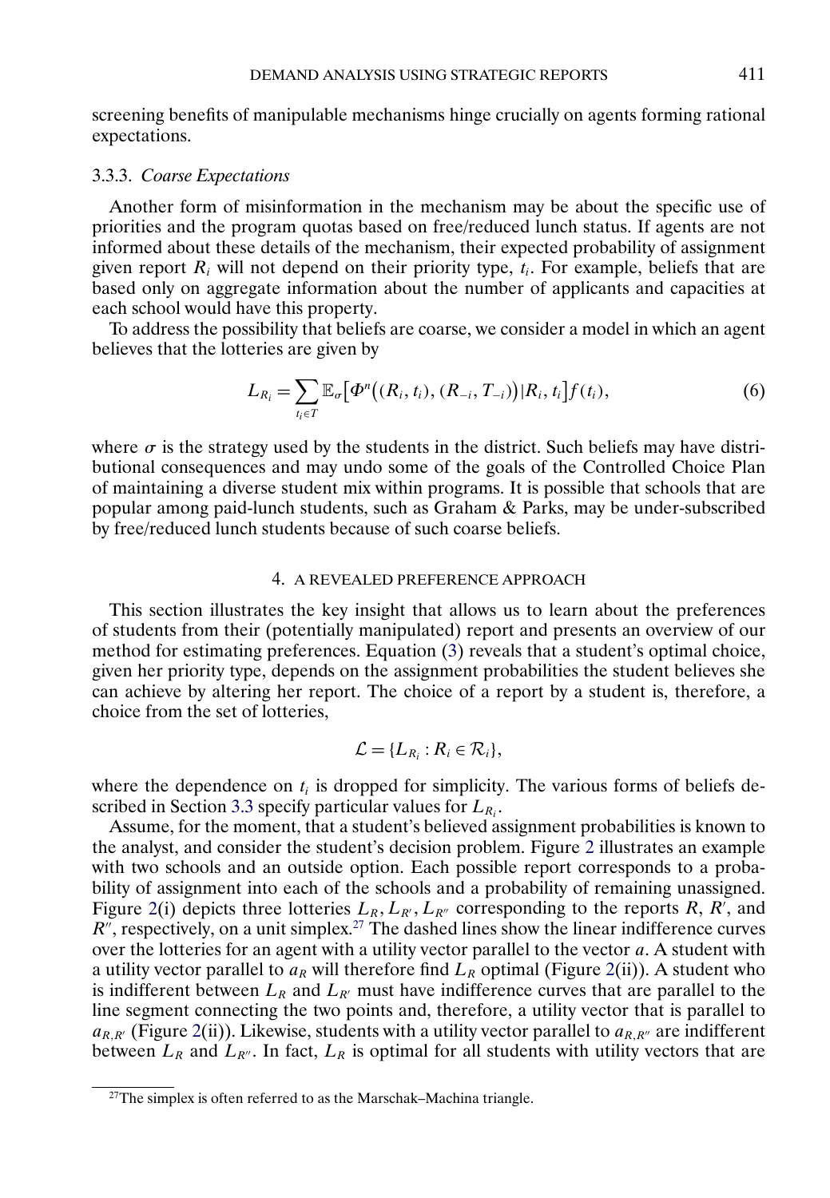screening benefits of manipulable mechanisms hinge crucially on agents forming rational expectations.

### 3.3.3. *Coarse Expectations*

Another form of misinformation in the mechanism may be about the specific use of priorities and the program quotas based on free/reduced lunch status. If agents are not informed about these details of the mechanism, their expected probability of assignment given report $R_i$ will not depend on their priority type, $t_i$. For example, beliefs that are based only on aggregate information about the number of applicants and capacities at each school would have this property.

To address the possibility that beliefs are coarse, we consider a model in which an agent believes that the lotteries are given by

$$L_{R_i} = \sum_{t_i \in T} \mathbb{E}_\sigma\big[\Phi^n\big((R_i, t_i), (R_{-i}, T_{-i})\big) | R_i, t_i\big] f(t_i), \tag{6}$$

where $\sigma$ is the strategy used by the students in the district. Such beliefs may have distributional consequences and may undo some of the goals of the Controlled Choice Plan of maintaining a diverse student mix within programs. It is possible that schools that are popular among paid-lunch students, such as Graham & Parks, may be under-subscribed by free/reduced lunch students because of such coarse beliefs.

## 4. A REVEALED PREFERENCE APPROACH

This section illustrates the key insight that allows us to learn about the preferences of students from their (potentially manipulated) report and presents an overview of our method for estimating preferences. Equation (3) reveals that a student's optimal choice, given her priority type, depends on the assignment probabilities the student believes she can achieve by altering her report. The choice of a report by a student is, therefore, a choice from the set of lotteries,

$$\mathcal{L} = \{L_{R_i} : R_i \in \mathcal{R}_i\},$$

where the dependence on $t_i$ is dropped for simplicity. The various forms of beliefs described in Section 3.3 specify particular values for $L_{R_i}$.

Assume, for the moment, that a student's believed assignment probabilities is known to the analyst, and consider the student's decision problem. Figure 2 illustrates an example with two schools and an outside option. Each possible report corresponds to a probability of assignment into each of the schools and a probability of remaining unassigned. Figure 2(i) depicts three lotteries $L_R, L_{R'}, L_{R''}$ corresponding to the reports $R$, $R'$, and $R''$, respectively, on a unit simplex.[27] The dashed lines show the linear indifference curves over the lotteries for an agent with a utility vector parallel to the vector $a$. A student with a utility vector parallel to $a_R$ will therefore find $L_R$ optimal (Figure 2(ii)). A student who is indifferent between $L_R$ and $L_{R'}$ must have indifference curves that are parallel to the line segment connecting the two points and, therefore, a utility vector that is parallel to $a_{R,R'}$ (Figure 2(ii)). Likewise, students with a utility vector parallel to $a_{R,R''}$ are indifferent between $L_R$ and $L_{R''}$. In fact, $L_R$ is optimal for all students with utility vectors that are

[27] The simplex is often referred to as the Marschak–Machina triangle.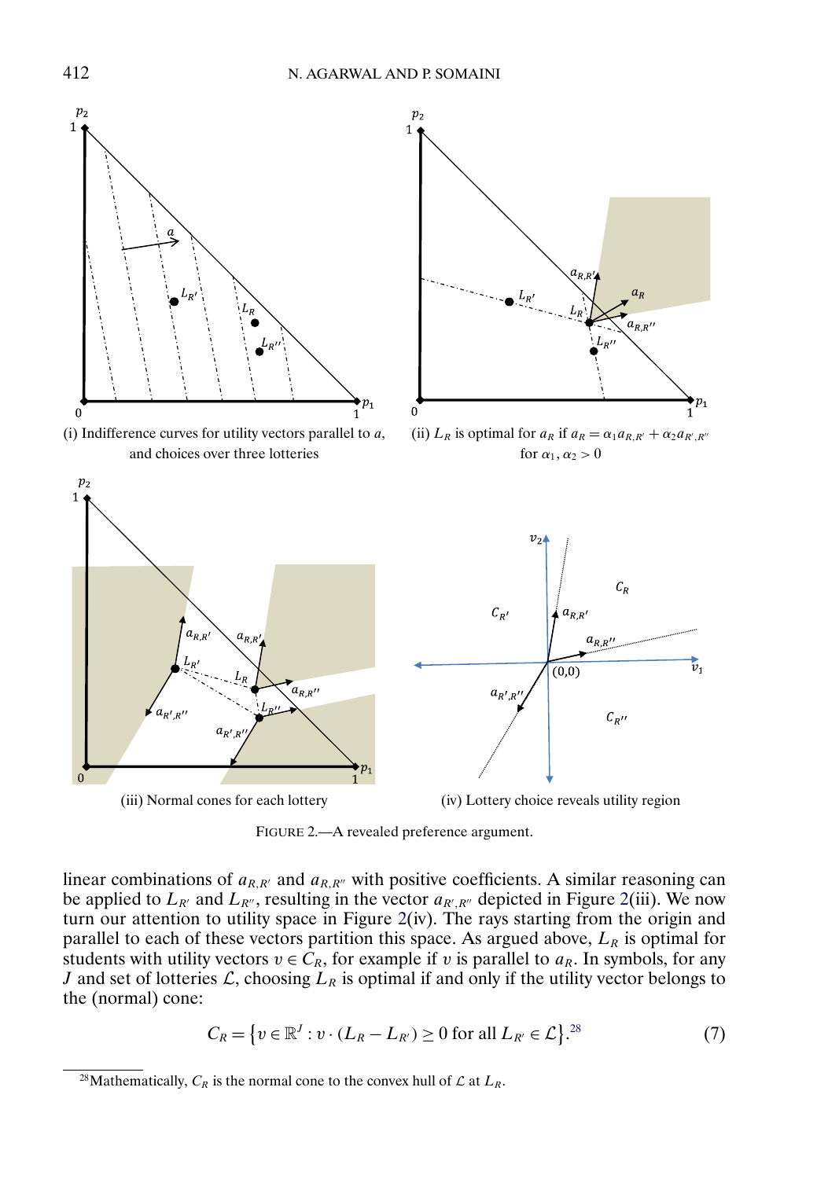(i) Indifference curves for utility vectors parallel to $a$, and choices over three lotteries

(ii) $L_R$ is optimal for $a_R$ if $a_R = \alpha_1 a_{R,R'} + \alpha_2 a_{R',R''}$ for $\alpha_1, \alpha_2 > 0$

(iii) Normal cones for each lottery

(iv) Lottery choice reveals utility region

FIGURE 2.—A revealed preference argument.

linear combinations of $a_{R,R'}$ and $a_{R,R''}$ with positive coefficients. A similar reasoning can be applied to $L_{R'}$ and $L_{R''}$, resulting in the vector $a_{R',R''}$ depicted in Figure 2(iii). We now turn our attention to utility space in Figure 2(iv). The rays starting from the origin and parallel to each of these vectors partition this space. As argued above, $L_R$ is optimal for students with utility vectors $v \in C_R$, for example if $v$ is parallel to $a_R$. In symbols, for any $J$ and set of lotteries $\mathcal{L}$, choosing $L_R$ is optimal if and only if the utility vector belongs to the (normal) cone:

$$C_R = \{v \in \mathbb{R}^J : v \cdot (L_R - L_{R'}) \geq 0 \text{ for all } L_{R'} \in \mathcal{L}\}.^{28} \tag{7}$$

[28] Mathematically, $C_R$ is the normal cone to the convex hull of $\mathcal{L}$ at $L_R$.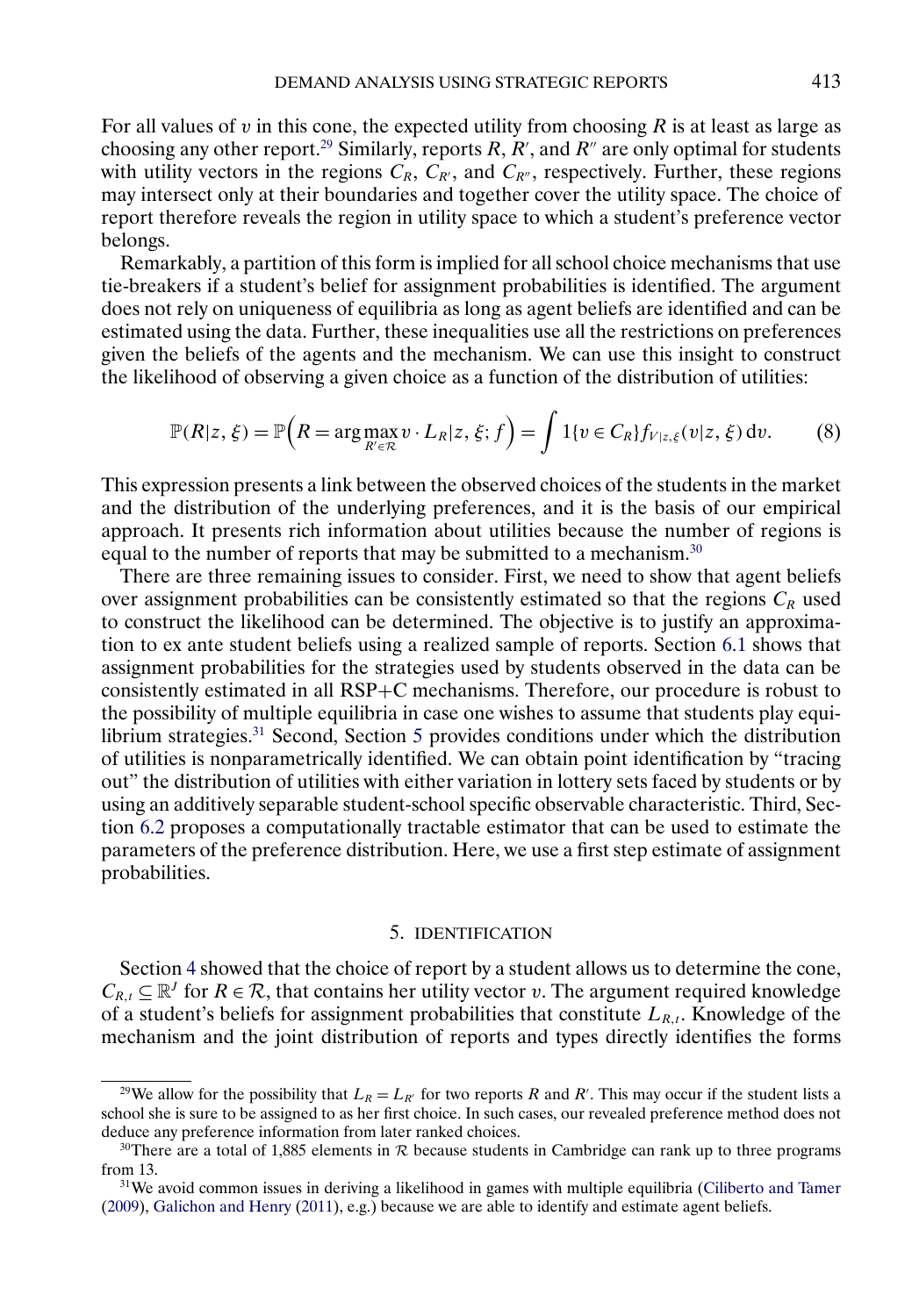For all values of $v$ in this cone, the expected utility from choosing $R$ is at least as large as choosing any other report.[29] Similarly, reports $R$, $R'$, and $R''$ are only optimal for students with utility vectors in the regions $C_R$, $C_{R'}$, and $C_{R''}$, respectively. Further, these regions may intersect only at their boundaries and together cover the utility space. The choice of report therefore reveals the region in utility space to which a student's preference vector belongs.

Remarkably, a partition of this form is implied for all school choice mechanisms that use tie-breakers if a student's belief for assignment probabilities is identified. The argument does not rely on uniqueness of equilibria as long as agent beliefs are identified and can be estimated using the data. Further, these inequalities use all the restrictions on preferences given the beliefs of the agents and the mechanism. We can use this insight to construct the likelihood of observing a given choice as a function of the distribution of utilities:

$$\mathbb{P}(R|z,\xi) = \mathbb{P}\Big(R = \arg\max_{R' \in \mathcal{R}} v \cdot L_R | z, \xi; f\Big) = \int 1\{v \in C_R\} f_{V|z,\xi}(v|z,\xi)\,\mathrm{d}v. \tag{8}$$

This expression presents a link between the observed choices of the students in the market and the distribution of the underlying preferences, and it is the basis of our empirical approach. It presents rich information about utilities because the number of regions is equal to the number of reports that may be submitted to a mechanism.[30]

There are three remaining issues to consider. First, we need to show that agent beliefs over assignment probabilities can be consistently estimated so that the regions $C_R$ used to construct the likelihood can be determined. The objective is to justify an approximation to ex ante student beliefs using a realized sample of reports. Section 6.1 shows that assignment probabilities for the strategies used by students observed in the data can be consistently estimated in all RSP+C mechanisms. Therefore, our procedure is robust to the possibility of multiple equilibria in case one wishes to assume that students play equilibrium strategies.[31] Second, Section 5 provides conditions under which the distribution of utilities is nonparametrically identified. We can obtain point identification by "tracing out" the distribution of utilities with either variation in lottery sets faced by students or by using an additively separable student-school specific observable characteristic. Third, Section 6.2 proposes a computationally tractable estimator that can be used to estimate the parameters of the preference distribution. Here, we use a first step estimate of assignment probabilities.

## 5. IDENTIFICATION

Section 4 showed that the choice of report by a student allows us to determine the cone, $C_{R,t} \subseteq \mathbb{R}^J$ for $R \in \mathcal{R}$, that contains her utility vector $v$. The argument required knowledge of a student's beliefs for assignment probabilities that constitute $L_{R,t}$. Knowledge of the mechanism and the joint distribution of reports and types directly identifies the forms

---

[29] We allow for the possibility that $L_R = L_{R'}$ for two reports $R$ and $R'$. This may occur if the student lists a school she is sure to be assigned to as her first choice. In such cases, our revealed preference method does not deduce any preference information from later ranked choices.

[30] There are a total of 1,885 elements in $\mathcal{R}$ because students in Cambridge can rank up to three programs from 13.

[31] We avoid common issues in deriving a likelihood in games with multiple equilibria (Ciliberto and Tamer (2009), Galichon and Henry (2011), e.g.) because we are able to identify and estimate agent beliefs.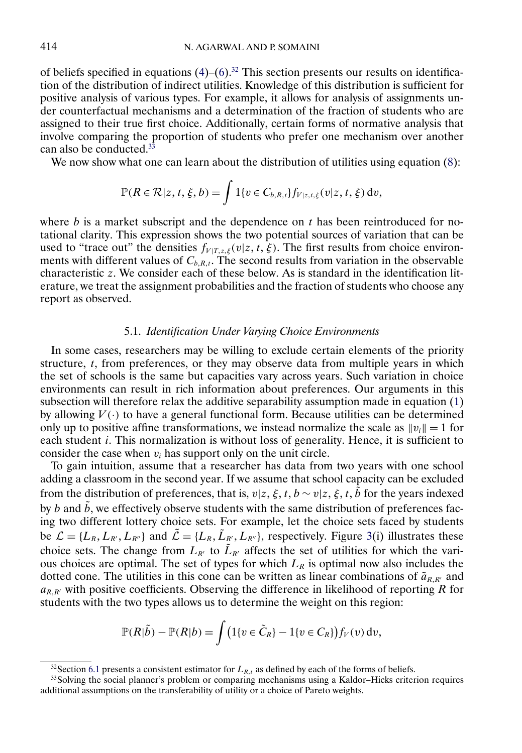of beliefs specified in equations (4)–(6).[32] This section presents our results on identification of the distribution of indirect utilities. Knowledge of this distribution is sufficient for positive analysis of various types. For example, it allows for analysis of assignments under counterfactual mechanisms and a determination of the fraction of students who are assigned to their true first choice. Additionally, certain forms of normative analysis that involve comparing the proportion of students who prefer one mechanism over another can also be conducted.[33]

We now show what one can learn about the distribution of utilities using equation (8):

$$\mathbb{P}(R \in \mathcal{R}|z, t, \xi, b) = \int 1\{v \in C_{b,R,t}\} f_{V|z,t,\xi}(v|z, t, \xi)\,\mathrm{d}v,$$

where $b$ is a market subscript and the dependence on $t$ has been reintroduced for notational clarity. This expression shows the two potential sources of variation that can be used to "trace out" the densities $f_{V|T,z,\xi}(v|z, t, \xi)$. The first results from choice environments with different values of $C_{b,R,t}$. The second results from variation in the observable characteristic $z$. We consider each of these below. As is standard in the identification literature, we treat the assignment probabilities and the fraction of students who choose any report as observed.

### 5.1. *Identification Under Varying Choice Environments*

In some cases, researchers may be willing to exclude certain elements of the priority structure, $t$, from preferences, or they may observe data from multiple years in which the set of schools is the same but capacities vary across years. Such variation in choice environments can result in rich information about preferences. Our arguments in this subsection will therefore relax the additive separability assumption made in equation (1) by allowing $V(\cdot)$ to have a general functional form. Because utilities can be determined only up to positive affine transformations, we instead normalize the scale as $\|v_i\| = 1$ for each student $i$. This normalization is without loss of generality. Hence, it is sufficient to consider the case when $v_i$ has support only on the unit circle.

To gain intuition, assume that a researcher has data from two years with one school adding a classroom in the second year. If we assume that school capacity can be excluded from the distribution of preferences, that is, $v|z, \xi, t, b \sim v|z, \xi, t, \tilde{b}$ for the years indexed by $b$ and $\tilde{b}$, we effectively observe students with the same distribution of preferences facing two different lottery choice sets. For example, let the choice sets faced by students be $\mathcal{L} = \{L_R, L_{R'}, L_{R''}\}$ and $\tilde{\mathcal{L}} = \{L_R, \tilde{L}_{R'}, L_{R''}\}$, respectively. Figure 3(i) illustrates these choice sets. The change from $L_{R'}$ to $\tilde{L}_{R'}$ affects the set of utilities for which the various choices are optimal. The set of types for which $L_R$ is optimal now also includes the dotted cone. The utilities in this cone can be written as linear combinations of $\tilde{a}_{R,R'}$ and $a_{R,R'}$ with positive coefficients. Observing the difference in likelihood of reporting $R$ for students with the two types allows us to determine the weight on this region:

$$\mathbb{P}(R|\tilde{b}) - \mathbb{P}(R|b) = \int \big(1\{v \in \tilde{C}_R\} - 1\{v \in C_R\}\big) f_V(v)\,\mathrm{d}v,$$

[32] Section 6.1 presents a consistent estimator for $L_{R,t}$ as defined by each of the forms of beliefs.

[33] Solving the social planner's problem or comparing mechanisms using a Kaldor–Hicks criterion requires additional assumptions on the transferability of utility or a choice of Pareto weights.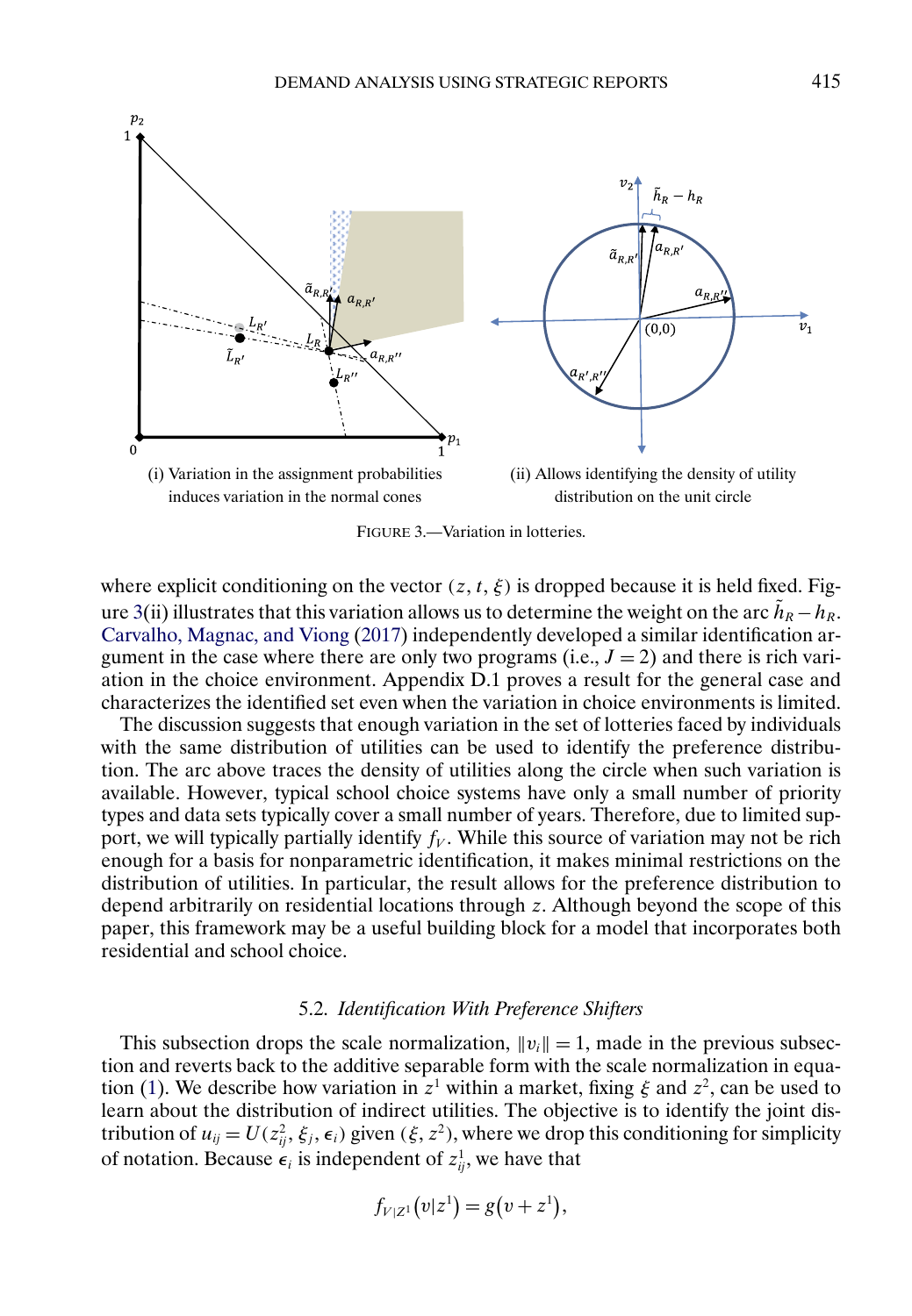(i) Variation in the assignment probabilities induces variation in the normal cones

(ii) Allows identifying the density of utility distribution on the unit circle

FIGURE 3.—Variation in lotteries.

where explicit conditioning on the vector $(z, t, \xi)$ is dropped because it is held fixed. Figure 3(ii) illustrates that this variation allows us to determine the weight on the arc $\tilde{h}_R - h_R$. Carvalho, Magnac, and Viong (2017) independently developed a similar identification argument in the case where there are only two programs (i.e., $J = 2$) and there is rich variation in the choice environment. Appendix D.1 proves a result for the general case and characterizes the identified set even when the variation in choice environments is limited.

The discussion suggests that enough variation in the set of lotteries faced by individuals with the same distribution of utilities can be used to identify the preference distribution. The arc above traces the density of utilities along the circle when such variation is available. However, typical school choice systems have only a small number of priority types and data sets typically cover a small number of years. Therefore, due to limited support, we will typically partially identify $f_V$. While this source of variation may not be rich enough for a basis for nonparametric identification, it makes minimal restrictions on the distribution of utilities. In particular, the result allows for the preference distribution to depend arbitrarily on residential locations through $z$. Although beyond the scope of this paper, this framework may be a useful building block for a model that incorporates both residential and school choice.

### 5.2. *Identification With Preference Shifters*

This subsection drops the scale normalization, $\|v_i\| = 1$, made in the previous subsection and reverts back to the additive separable form with the scale normalization in equation (1). We describe how variation in $z^1$ within a market, fixing $\xi$ and $z^2$, can be used to learn about the distribution of indirect utilities. The objective is to identify the joint distribution of $u_{ij} = U(z^2_{ij}, \xi_j, \epsilon_i)$ given $(\xi, z^2)$, where we drop this conditioning for simplicity of notation. Because $\epsilon_i$ is independent of $z^1_{ij}$, we have that

$$f_{V|Z^1}(v|z^1) = g(v + z^1),$$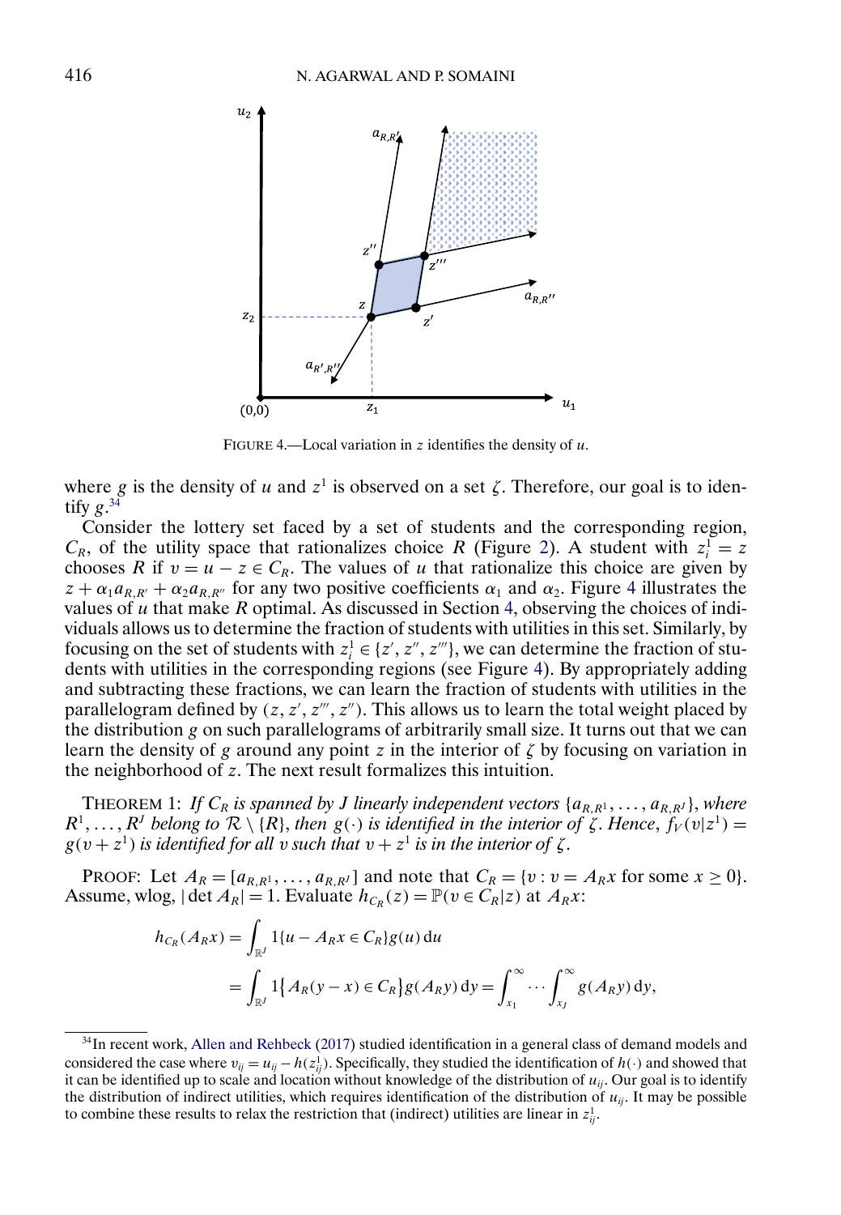FIGURE 4.—Local variation in $z$ identifies the density of $u$.

where $g$ is the density of $u$ and $z^1$ is observed on a set $\zeta$. Therefore, our goal is to identify $g$.[34]

Consider the lottery set faced by a set of students and the corresponding region, $C_R$, of the utility space that rationalizes choice $R$ (Figure 2). A student with $z_i^1 = z$ chooses $R$ if $v = u - z \in C_R$. The values of $u$ that rationalize this choice are given by $z + \alpha_1 a_{R,R'} + \alpha_2 a_{R,R''}$ for any two positive coefficients $\alpha_1$ and $\alpha_2$. Figure 4 illustrates the values of $u$ that make $R$ optimal. As discussed in Section 4, observing the choices of individuals allows us to determine the fraction of students with utilities in this set. Similarly, by focusing on the set of students with $z_i^1 \in \{z', z'', z'''\}$, we can determine the fraction of students with utilities in the corresponding regions (see Figure 4). By appropriately adding and subtracting these fractions, we can learn the fraction of students with utilities in the parallelogram defined by $(z, z', z''', z'')$. This allows us to learn the total weight placed by the distribution $g$ on such parallelograms of arbitrarily small size. It turns out that we can learn the density of $g$ around any point $z$ in the interior of $\zeta$ by focusing on variation in the neighborhood of $z$. The next result formalizes this intuition.

THEOREM 1: *If $C_R$ is spanned by $J$ linearly independent vectors $\{a_{R,R^1}, \ldots, a_{R,R^J}\}$, where $R^1, \ldots, R^J$ belong to $\mathcal{R} \setminus \{R\}$, then $g(\cdot)$ is identified in the interior of $\zeta$. Hence, $f_V(v|z^1) = g(v + z^1)$ is identified for all $v$ such that $v + z^1$ is in the interior of $\zeta$.*

PROOF: Let $A_R = [a_{R,R^1}, \ldots, a_{R,R^J}]$ and note that $C_R = \{v : v = A_R x \text{ for some } x \geq 0\}$. Assume, wlog, $|\det A_R| = 1$. Evaluate $h_{C_R}(z) = \mathbb{P}(v \in C_R | z)$ at $A_R x$:

$$
\begin{aligned}
h_{C_R}(A_R x) &= \int_{\mathbb{R}^J} 1\{u - A_R x \in C_R\} g(u)\, \mathrm{d}u \\
&= \int_{\mathbb{R}^J} 1\{A_R(y - x) \in C_R\} g(A_R y)\, \mathrm{d}y = \int_{x_1}^{\infty} \cdots \int_{x_J}^{\infty} g(A_R y)\, \mathrm{d}y,
\end{aligned}
$$

[34] In recent work, Allen and Rehbeck (2017) studied identification in a general class of demand models and considered the case where $v_{ij} = u_{ij} - h(z_{ij}^1)$. Specifically, they studied the identification of $h(\cdot)$ and showed that it can be identified up to scale and location without knowledge of the distribution of $u_{ij}$. Our goal is to identify the distribution of indirect utilities, which requires identification of the distribution of $u_{ij}$. It may be possible to combine these results to relax the restriction that (indirect) utilities are linear in $z_{ij}^1$.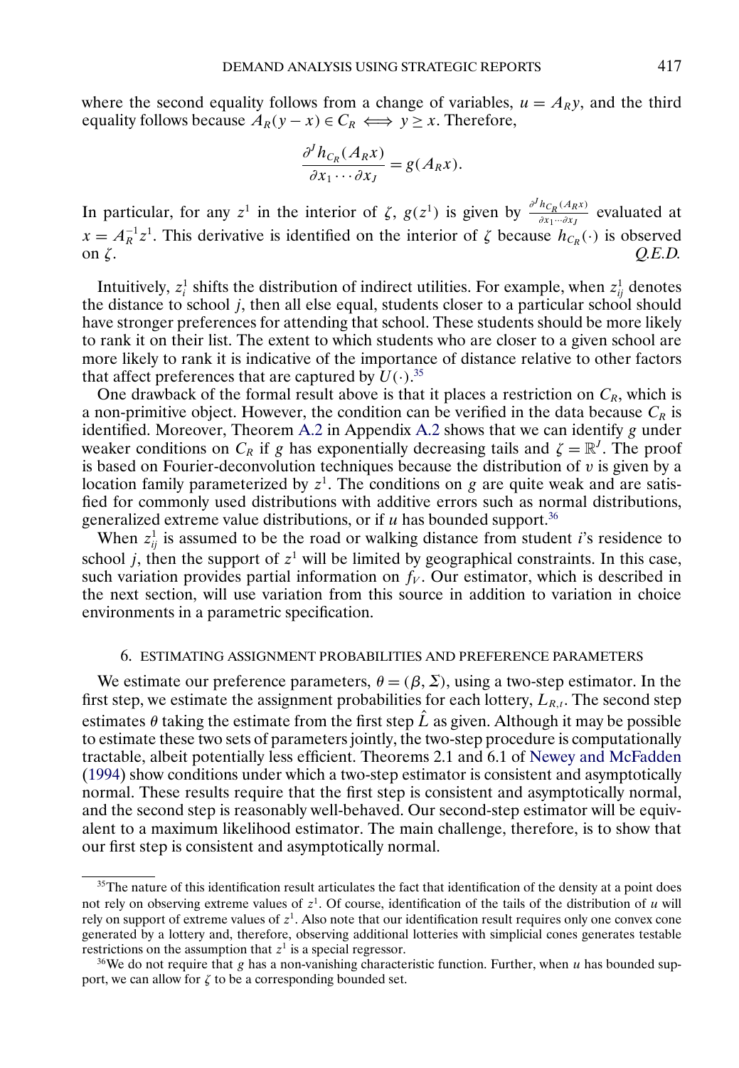where the second equality follows from a change of variables, $u = A_R y$, and the third equality follows because $A_R(y - x) \in C_R \iff y \geq x$. Therefore,

$$\frac{\partial^J h_{C_R}(A_R x)}{\partial x_1 \cdots \partial x_J} = g(A_R x).$$

In particular, for any $z^1$ in the interior of $\zeta$, $g(z^1)$ is given by $\frac{\partial^J h_{C_R}(A_R x)}{\partial x_1 \cdots \partial x_J}$ evaluated at $x = A_R^{-1} z^1$. This derivative is identified on the interior of $\zeta$ because $h_{C_R}(\cdot)$ is observed on $\zeta$. *Q.E.D.*

Intuitively, $z_i^1$ shifts the distribution of indirect utilities. For example, when $z_{ij}^1$ denotes the distance to school $j$, then all else equal, students closer to a particular school should have stronger preferences for attending that school. These students should be more likely to rank it on their list. The extent to which students who are closer to a given school are more likely to rank it is indicative of the importance of distance relative to other factors that affect preferences that are captured by $U(\cdot)$.[35]

One drawback of the formal result above is that it places a restriction on $C_R$, which is a non-primitive object. However, the condition can be verified in the data because $C_R$ is identified. Moreover, Theorem A.2 in Appendix A.2 shows that we can identify $g$ under weaker conditions on $C_R$ if $g$ has exponentially decreasing tails and $\zeta = \mathbb{R}^J$. The proof is based on Fourier-deconvolution techniques because the distribution of $v$ is given by a location family parameterized by $z^1$. The conditions on $g$ are quite weak and are satisfied for commonly used distributions with additive errors such as normal distributions, generalized extreme value distributions, or if $u$ has bounded support.[36]

When $z_{ij}^1$ is assumed to be the road or walking distance from student $i$'s residence to school $j$, then the support of $z^1$ will be limited by geographical constraints. In this case, such variation provides partial information on $f_V$. Our estimator, which is described in the next section, will use variation from this source in addition to variation in choice environments in a parametric specification.

## 6. ESTIMATING ASSIGNMENT PROBABILITIES AND PREFERENCE PARAMETERS

We estimate our preference parameters, $\theta = (\beta, \Sigma)$, using a two-step estimator. In the first step, we estimate the assignment probabilities for each lottery, $L_{R,t}$. The second step estimates $\theta$ taking the estimate from the first step $\hat{L}$ as given. Although it may be possible to estimate these two sets of parameters jointly, the two-step procedure is computationally tractable, albeit potentially less efficient. Theorems 2.1 and 6.1 of Newey and McFadden (1994) show conditions under which a two-step estimator is consistent and asymptotically normal. These results require that the first step is consistent and asymptotically normal, and the second step is reasonably well-behaved. Our second-step estimator will be equivalent to a maximum likelihood estimator. The main challenge, therefore, is to show that our first step is consistent and asymptotically normal.

---

[35] The nature of this identification result articulates the fact that identification of the density at a point does not rely on observing extreme values of $z^1$. Of course, identification of the tails of the distribution of $u$ will rely on support of extreme values of $z^1$. Also note that our identification result requires only one convex cone generated by a lottery and, therefore, observing additional lotteries with simplicial cones generates testable restrictions on the assumption that $z^1$ is a special regressor.

[36] We do not require that $g$ has a non-vanishing characteristic function. Further, when $u$ has bounded support, we can allow for $\zeta$ to be a corresponding bounded set.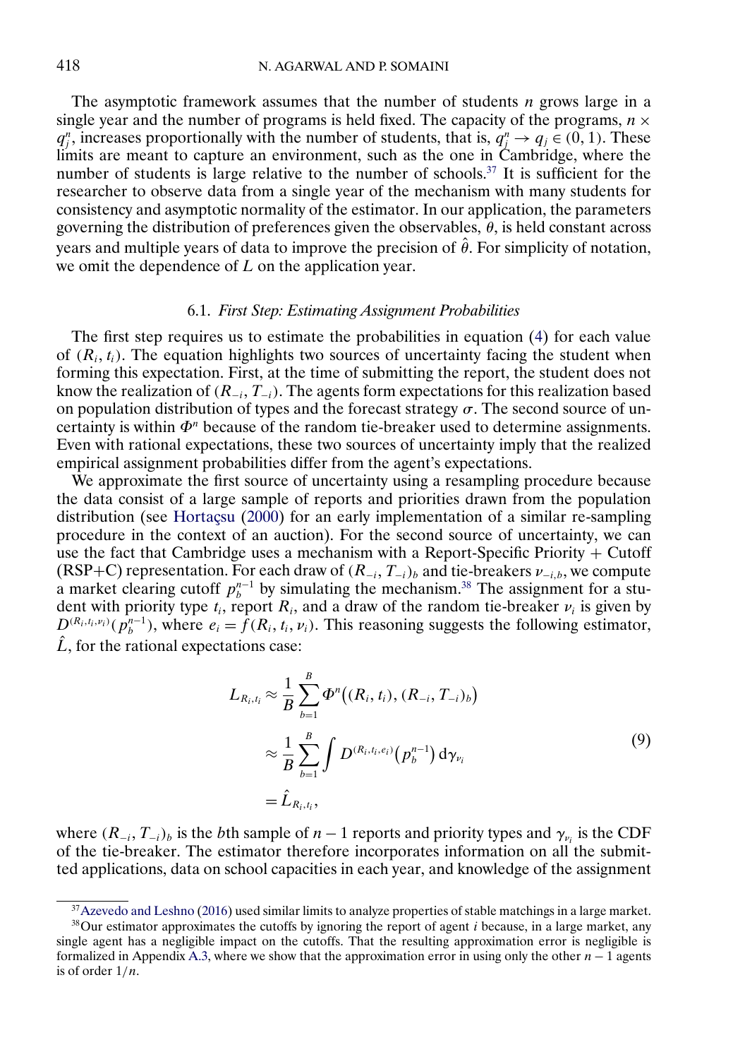The asymptotic framework assumes that the number of students $n$ grows large in a single year and the number of programs is held fixed. The capacity of the programs, $n \times q_j^n$, increases proportionally with the number of students, that is, $q_j^n \to q_j \in (0, 1)$. These limits are meant to capture an environment, such as the one in Cambridge, where the number of students is large relative to the number of schools.[37] It is sufficient for the researcher to observe data from a single year of the mechanism with many students for consistency and asymptotic normality of the estimator. In our application, the parameters governing the distribution of preferences given the observables, $\theta$, is held constant across years and multiple years of data to improve the precision of $\hat{\theta}$. For simplicity of notation, we omit the dependence of $L$ on the application year.

### 6.1. *First Step: Estimating Assignment Probabilities*

The first step requires us to estimate the probabilities in equation (4) for each value of $(R_i, t_i)$. The equation highlights two sources of uncertainty facing the student when forming this expectation. First, at the time of submitting the report, the student does not know the realization of $(R_{-i}, T_{-i})$. The agents form expectations for this realization based on population distribution of types and the forecast strategy $\sigma$. The second source of uncertainty is within $\Phi^n$ because of the random tie-breaker used to determine assignments. Even with rational expectations, these two sources of uncertainty imply that the realized empirical assignment probabilities differ from the agent's expectations.

We approximate the first source of uncertainty using a resampling procedure because the data consist of a large sample of reports and priorities drawn from the population distribution (see Hortaçsu (2000) for an early implementation of a similar re-sampling procedure in the context of an auction). For the second source of uncertainty, we can use the fact that Cambridge uses a mechanism with a Report-Specific Priority + Cutoff (RSP+C) representation. For each draw of $(R_{-i}, T_{-i})_b$ and tie-breakers $\nu_{-i,b}$, we compute a market clearing cutoff $p_b^{n-1}$ by simulating the mechanism.[38] The assignment for a student with priority type $t_i$, report $R_i$, and a draw of the random tie-breaker $\nu_i$ is given by $D^{(R_i,t_i,\nu_i)}(p_b^{n-1})$, where $e_i = f(R_i, t_i, \nu_i)$. This reasoning suggests the following estimator, $\hat{L}$, for the rational expectations case:

$$
\begin{aligned}
L_{R_i,t_i} &\approx \frac{1}{B}\sum_{b=1}^{B} \Phi^n\big((R_i, t_i), (R_{-i}, T_{-i})_b\big) \\
&\approx \frac{1}{B}\sum_{b=1}^{B} \int D^{(R_i,t_i,e_i)}\big(p_b^{n-1}\big)\, \mathrm{d}\gamma_{\nu_i} \\
&= \hat{L}_{R_i,t_i},
\end{aligned}
\tag{9}
$$

where $(R_{-i}, T_{-i})_b$ is the $b$th sample of $n-1$ reports and priority types and $\gamma_{\nu_i}$ is the CDF of the tie-breaker. The estimator therefore incorporates information on all the submitted applications, data on school capacities in each year, and knowledge of the assignment

---

[37] Azevedo and Leshno (2016) used similar limits to analyze properties of stable matchings in a large market.

[38] Our estimator approximates the cutoffs by ignoring the report of agent $i$ because, in a large market, any single agent has a negligible impact on the cutoffs. That the resulting approximation error is negligible is formalized in Appendix A.3, where we show that the approximation error in using only the other $n-1$ agents is of order $1/n$.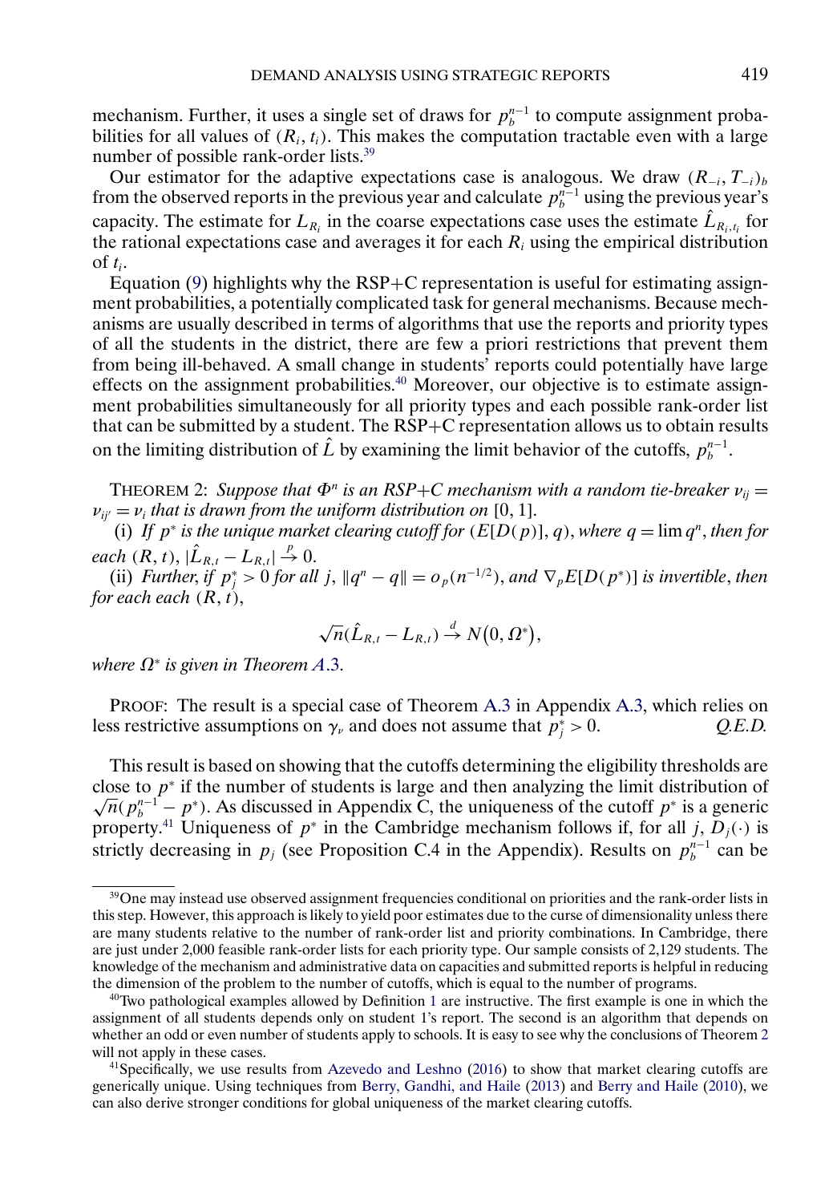mechanism. Further, it uses a single set of draws for $p_b^{n-1}$ to compute assignment probabilities for all values of $(R_i, t_i)$. This makes the computation tractable even with a large number of possible rank-order lists.[39]

Our estimator for the adaptive expectations case is analogous. We draw $(R_{-i}, T_{-i})_b$ from the observed reports in the previous year and calculate $p_b^{n-1}$ using the previous year's capacity. The estimate for $L_{R_i}$ in the coarse expectations case uses the estimate $\hat{L}_{R_i,t_i}$ for the rational expectations case and averages it for each $R_i$ using the empirical distribution of $t_i$.

Equation (9) highlights why the RSP+C representation is useful for estimating assignment probabilities, a potentially complicated task for general mechanisms. Because mechanisms are usually described in terms of algorithms that use the reports and priority types of all the students in the district, there are few a priori restrictions that prevent them from being ill-behaved. A small change in students' reports could potentially have large effects on the assignment probabilities.[40] Moreover, our objective is to estimate assignment probabilities simultaneously for all priority types and each possible rank-order list that can be submitted by a student. The RSP+C representation allows us to obtain results on the limiting distribution of $\hat{L}$ by examining the limit behavior of the cutoffs, $p_b^{n-1}$.

THEOREM 2: *Suppose that $\Phi^n$ is an RSP+C mechanism with a random tie-breaker $\nu_{ij} = \nu_{ij'} = \nu_i$ that is drawn from the uniform distribution on* $[0, 1]$.

(i) *If $p^*$ is the unique market clearing cutoff for $(E[D(p)], q)$, where $q = \lim q^n$, then for each $(R, t)$, $|\hat{L}_{R,t} - L_{R,t}| \xrightarrow{p} 0$.*

(ii) *Further, if $p_j^* > 0$ for all $j$, $\|q^n - q\| = o_p(n^{-1/2})$, and $\nabla_p E[D(p^*)]$ is invertible, then for each each $(R, t)$,*

$$\sqrt{n}(\hat{L}_{R,t} - L_{R,t}) \xrightarrow{d} N(0, \Omega^*),$$

*where $\Omega^*$ is given in Theorem A.3.*

PROOF: The result is a special case of Theorem A.3 in Appendix A.3, which relies on less restrictive assumptions on $\gamma_\nu$ and does not assume that $p_j^* > 0$. *Q.E.D.*

This result is based on showing that the cutoffs determining the eligibility thresholds are close to $p^*$ if the number of students is large and then analyzing the limit distribution of $\sqrt{n}(p_b^{n-1} - p^*)$. As discussed in Appendix C, the uniqueness of the cutoff $p^*$ is a generic property.[41] Uniqueness of $p^*$ in the Cambridge mechanism follows if, for all $j$, $D_j(\cdot)$ is strictly decreasing in $p_j$ (see Proposition C.4 in the Appendix). Results on $p_b^{n-1}$ can be

---

[39]One may instead use observed assignment frequencies conditional on priorities and the rank-order lists in this step. However, this approach is likely to yield poor estimates due to the curse of dimensionality unless there are many students relative to the number of rank-order list and priority combinations. In Cambridge, there are just under 2,000 feasible rank-order lists for each priority type. Our sample consists of 2,129 students. The knowledge of the mechanism and administrative data on capacities and submitted reports is helpful in reducing the dimension of the problem to the number of cutoffs, which is equal to the number of programs.

[40]Two pathological examples allowed by Definition 1 are instructive. The first example is one in which the assignment of all students depends only on student 1's report. The second is an algorithm that depends on whether an odd or even number of students apply to schools. It is easy to see why the conclusions of Theorem 2 will not apply in these cases.

[41]Specifically, we use results from Azevedo and Leshno (2016) to show that market clearing cutoffs are generically unique. Using techniques from Berry, Gandhi, and Haile (2013) and Berry and Haile (2010), we can also derive stronger conditions for global uniqueness of the market clearing cutoffs.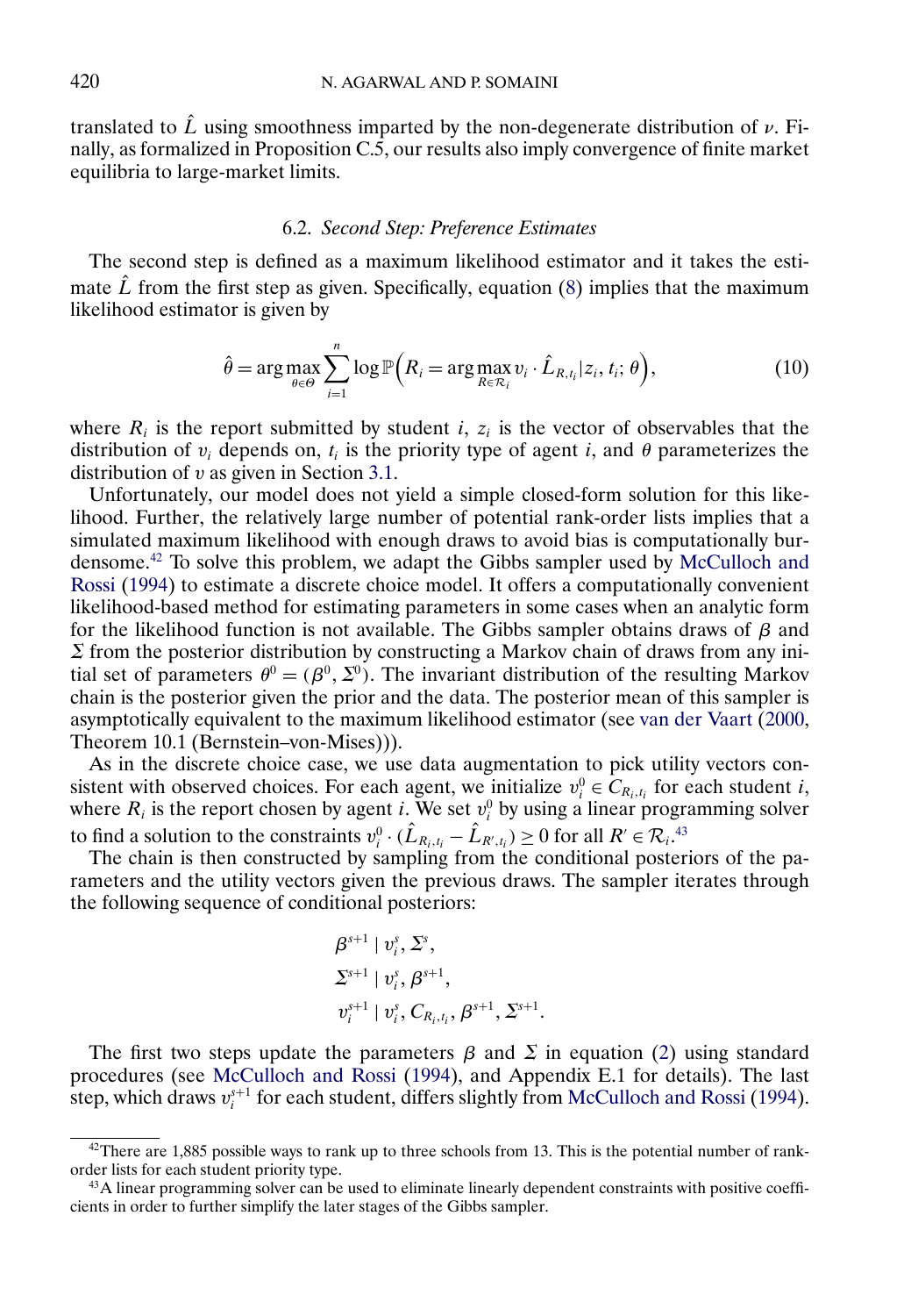translated to $\hat{L}$ using smoothness imparted by the non-degenerate distribution of $\nu$. Finally, as formalized in Proposition C.5, our results also imply convergence of finite market equilibria to large-market limits.

### 6.2. *Second Step: Preference Estimates*

The second step is defined as a maximum likelihood estimator and it takes the estimate $\hat{L}$ from the first step as given. Specifically, equation (8) implies that the maximum likelihood estimator is given by

$$\hat{\theta} = \arg\max_{\theta \in \Theta} \sum_{i=1}^{n} \log \mathbb{P}\Big(R_i = \arg\max_{R \in \mathcal{R}_i} v_i \cdot \hat{L}_{R,t_i} | z_i, t_i; \theta\Big), \tag{10}$$

where $R_i$ is the report submitted by student $i$, $z_i$ is the vector of observables that the distribution of $v_i$ depends on, $t_i$ is the priority type of agent $i$, and $\theta$ parameterizes the distribution of $v$ as given in Section 3.1.

Unfortunately, our model does not yield a simple closed-form solution for this likelihood. Further, the relatively large number of potential rank-order lists implies that a simulated maximum likelihood with enough draws to avoid bias is computationally burdensome.[42] To solve this problem, we adapt the Gibbs sampler used by McCulloch and Rossi (1994) to estimate a discrete choice model. It offers a computationally convenient likelihood-based method for estimating parameters in some cases when an analytic form for the likelihood function is not available. The Gibbs sampler obtains draws of $\beta$ and $\Sigma$ from the posterior distribution by constructing a Markov chain of draws from any initial set of parameters $\theta^0 = (\beta^0, \Sigma^0)$. The invariant distribution of the resulting Markov chain is the posterior given the prior and the data. The posterior mean of this sampler is asymptotically equivalent to the maximum likelihood estimator (see van der Vaart (2000, Theorem 10.1 (Bernstein–von-Mises))).

As in the discrete choice case, we use data augmentation to pick utility vectors consistent with observed choices. For each agent, we initialize $v_i^0 \in C_{R_i,t_i}$ for each student $i$, where $R_i$ is the report chosen by agent $i$. We set $v_i^0$ by using a linear programming solver to find a solution to the constraints $v_i^0 \cdot (\hat{L}_{R_i,t_i} - \hat{L}_{R',t_i}) \geq 0$ for all $R' \in \mathcal{R}_i$.[43]

The chain is then constructed by sampling from the conditional posteriors of the parameters and the utility vectors given the previous draws. The sampler iterates through the following sequence of conditional posteriors:

$$\begin{aligned}
&\beta^{s+1} \mid v_i^s, \Sigma^s, \\
&\Sigma^{s+1} \mid v_i^s, \beta^{s+1}, \\
&v_i^{s+1} \mid v_i^s, C_{R_i,t_i}, \beta^{s+1}, \Sigma^{s+1}.
\end{aligned}$$

The first two steps update the parameters $\beta$ and $\Sigma$ in equation (2) using standard procedures (see McCulloch and Rossi (1994), and Appendix E.1 for details). The last step, which draws $v_i^{s+1}$ for each student, differs slightly from McCulloch and Rossi (1994).

---

[42] There are 1,885 possible ways to rank up to three schools from 13. This is the potential number of rank-order lists for each student priority type.

[43] A linear programming solver can be used to eliminate linearly dependent constraints with positive coefficients in order to further simplify the later stages of the Gibbs sampler.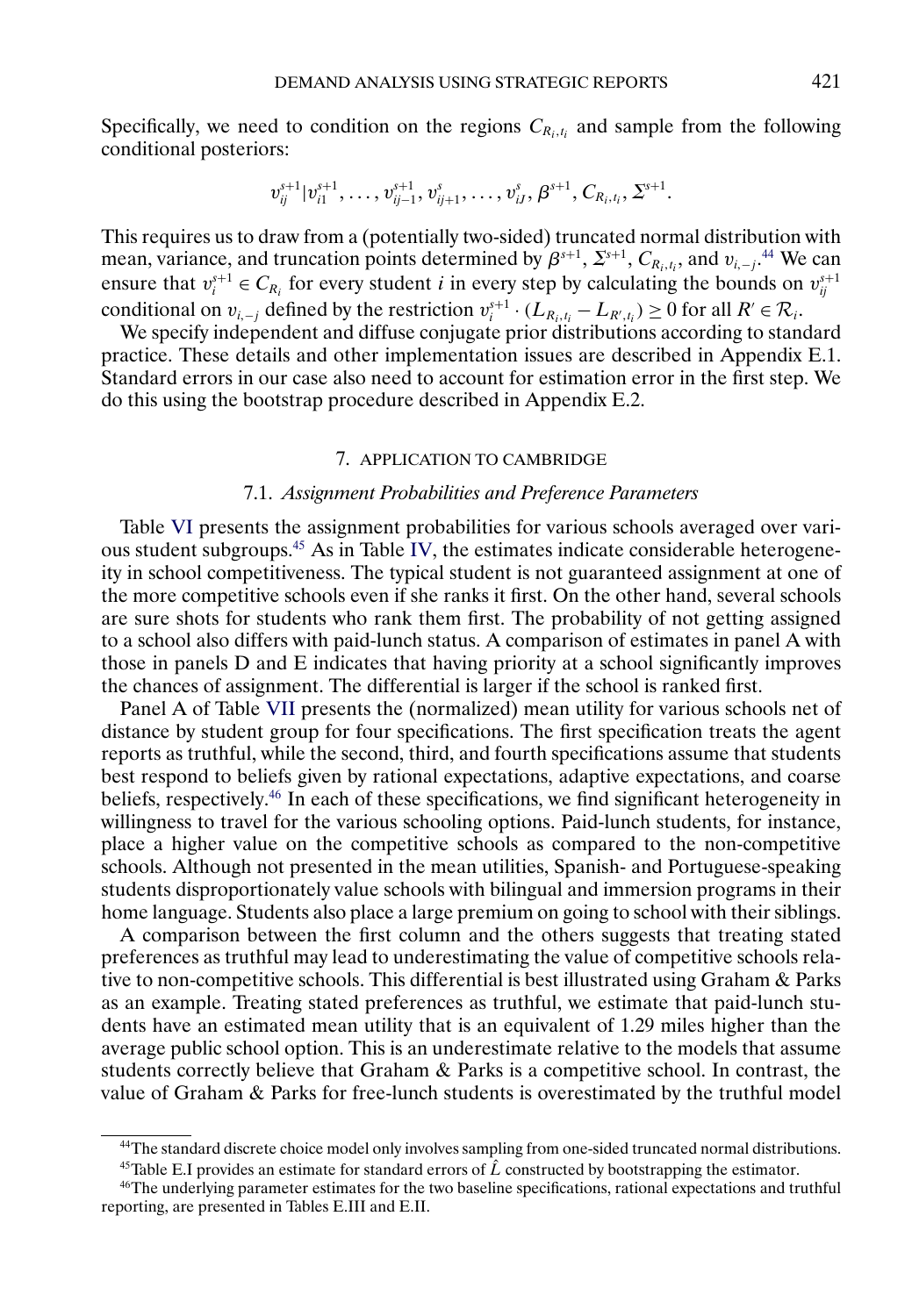Specifically, we need to condition on the regions $C_{R_i,t_i}$ and sample from the following conditional posteriors:

$$v_{ij}^{s+1} | v_{i1}^{s+1}, \ldots, v_{ij-1}^{s+1}, v_{ij+1}^{s}, \ldots, v_{iJ}^{s}, \beta^{s+1}, C_{R_i,t_i}, \Sigma^{s+1}.$$

This requires us to draw from a (potentially two-sided) truncated normal distribution with mean, variance, and truncation points determined by $\beta^{s+1}$, $\Sigma^{s+1}$, $C_{R_i,t_i}$, and $v_{i,-j}$.[44] We can ensure that $v_i^{s+1} \in C_{R_i}$ for every student $i$ in every step by calculating the bounds on $v_{ij}^{s+1}$ conditional on $v_{i,-j}$ defined by the restriction $v_i^{s+1} \cdot (L_{R_i,t_i} - L_{R',t_i}) \geq 0$ for all $R' \in \mathcal{R}_i$.

We specify independent and diffuse conjugate prior distributions according to standard practice. These details and other implementation issues are described in Appendix E.1. Standard errors in our case also need to account for estimation error in the first step. We do this using the bootstrap procedure described in Appendix E.2.

## 7. APPLICATION TO CAMBRIDGE

### 7.1. *Assignment Probabilities and Preference Parameters*

Table VI presents the assignment probabilities for various schools averaged over various student subgroups.[45] As in Table IV, the estimates indicate considerable heterogeneity in school competitiveness. The typical student is not guaranteed assignment at one of the more competitive schools even if she ranks it first. On the other hand, several schools are sure shots for students who rank them first. The probability of not getting assigned to a school also differs with paid-lunch status. A comparison of estimates in panel A with those in panels D and E indicates that having priority at a school significantly improves the chances of assignment. The differential is larger if the school is ranked first.

Panel A of Table VII presents the (normalized) mean utility for various schools net of distance by student group for four specifications. The first specification treats the agent reports as truthful, while the second, third, and fourth specifications assume that students best respond to beliefs given by rational expectations, adaptive expectations, and coarse beliefs, respectively.[46] In each of these specifications, we find significant heterogeneity in willingness to travel for the various schooling options. Paid-lunch students, for instance, place a higher value on the competitive schools as compared to the non-competitive schools. Although not presented in the mean utilities, Spanish- and Portuguese-speaking students disproportionately value schools with bilingual and immersion programs in their home language. Students also place a large premium on going to school with their siblings.

A comparison between the first column and the others suggests that treating stated preferences as truthful may lead to underestimating the value of competitive schools relative to non-competitive schools. This differential is best illustrated using Graham & Parks as an example. Treating stated preferences as truthful, we estimate that paid-lunch students have an estimated mean utility that is an equivalent of 1.29 miles higher than the average public school option. This is an underestimate relative to the models that assume students correctly believe that Graham & Parks is a competitive school. In contrast, the value of Graham & Parks for free-lunch students is overestimated by the truthful model

[44] The standard discrete choice model only involves sampling from one-sided truncated normal distributions.

[45] Table E.I provides an estimate for standard errors of $\hat{L}$ constructed by bootstrapping the estimator.

[46] The underlying parameter estimates for the two baseline specifications, rational expectations and truthful reporting, are presented in Tables E.III and E.II.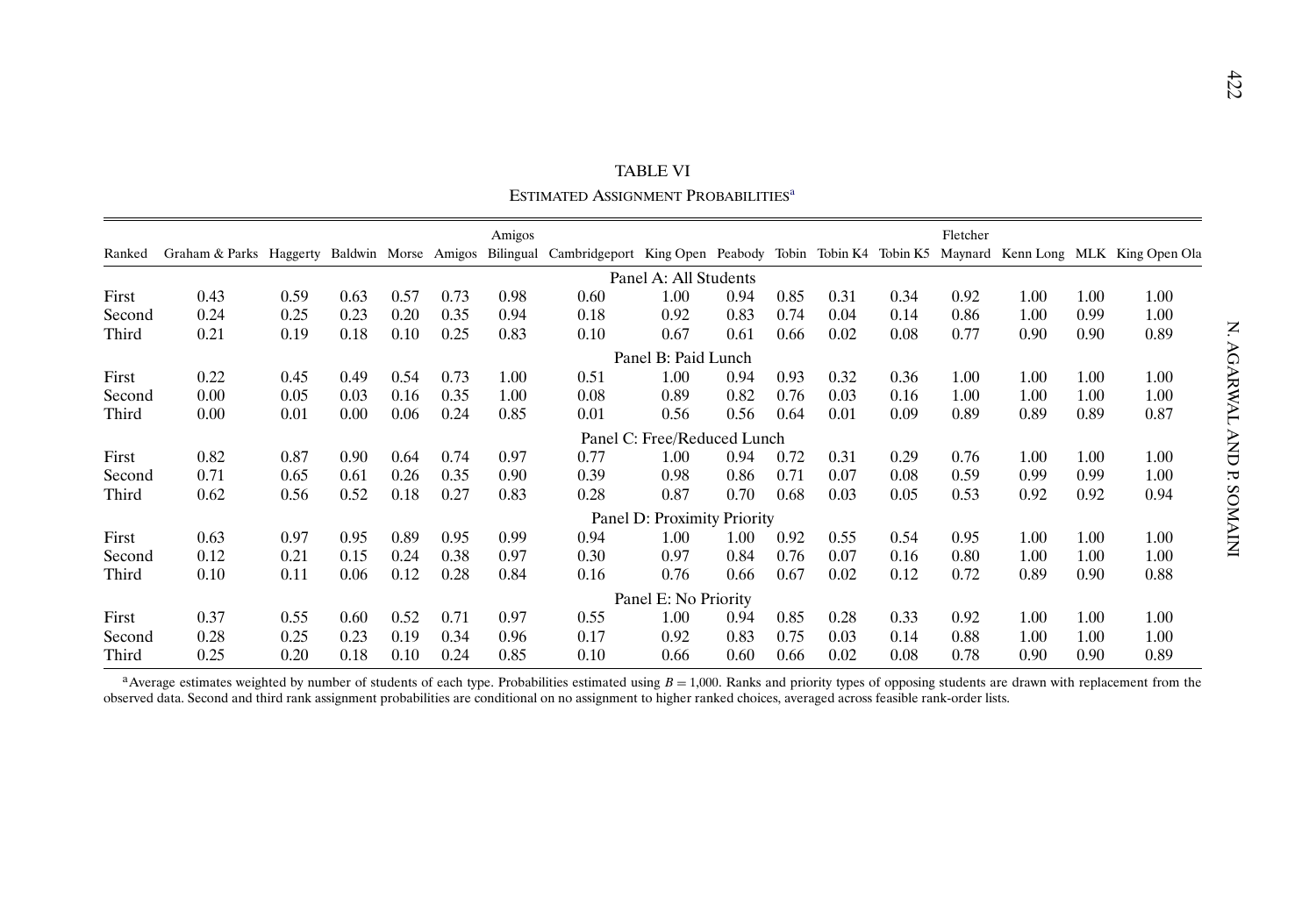TABLE VI

ESTIMATED ASSIGNMENT PROBABILITIES[a]

| Ranked | Graham & Parks | Haggerty | Baldwin | Morse | Amigos | Amigos Bilingual | Cambridgeport | King Open | Peabody | Tobin | Tobin K4 | Tobin K5 | Fletcher Maynard | Kenn Long | MLK | King Open Ola |
|---|---|---|---|---|---|---|---|---|---|---|---|---|---|---|---|---|
| | | | | | | | | Panel A: All Students | | | | | | | | |
| First | 0.43 | 0.59 | 0.63 | 0.57 | 0.73 | 0.98 | 0.60 | 1.00 | 0.94 | 0.85 | 0.31 | 0.34 | 0.92 | 1.00 | 1.00 | 1.00 |
| Second | 0.24 | 0.25 | 0.23 | 0.20 | 0.35 | 0.94 | 0.18 | 0.92 | 0.83 | 0.74 | 0.04 | 0.14 | 0.86 | 1.00 | 0.99 | 1.00 |
| Third | 0.21 | 0.19 | 0.18 | 0.10 | 0.25 | 0.83 | 0.10 | 0.67 | 0.61 | 0.66 | 0.02 | 0.08 | 0.77 | 0.90 | 0.90 | 0.89 |
| | | | | | | | | Panel B: Paid Lunch | | | | | | | | |
| First | 0.22 | 0.45 | 0.49 | 0.54 | 0.73 | 1.00 | 0.51 | 1.00 | 0.94 | 0.93 | 0.32 | 0.36 | 1.00 | 1.00 | 1.00 | 1.00 |
| Second | 0.00 | 0.05 | 0.03 | 0.16 | 0.35 | 1.00 | 0.08 | 0.89 | 0.82 | 0.76 | 0.03 | 0.16 | 1.00 | 1.00 | 1.00 | 1.00 |
| Third | 0.00 | 0.01 | 0.00 | 0.06 | 0.24 | 0.85 | 0.01 | 0.56 | 0.56 | 0.64 | 0.01 | 0.09 | 0.89 | 0.89 | 0.89 | 0.87 |
| | | | | | | | | Panel C: Free/Reduced Lunch | | | | | | | | |
| First | 0.82 | 0.87 | 0.90 | 0.64 | 0.74 | 0.97 | 0.77 | 1.00 | 0.94 | 0.72 | 0.31 | 0.29 | 0.76 | 1.00 | 1.00 | 1.00 |
| Second | 0.71 | 0.65 | 0.61 | 0.26 | 0.35 | 0.90 | 0.39 | 0.98 | 0.86 | 0.71 | 0.07 | 0.08 | 0.59 | 0.99 | 0.99 | 1.00 |
| Third | 0.62 | 0.56 | 0.52 | 0.18 | 0.27 | 0.83 | 0.28 | 0.87 | 0.70 | 0.68 | 0.03 | 0.05 | 0.53 | 0.92 | 0.92 | 0.94 |
| | | | | | | | | Panel D: Proximity Priority | | | | | | | | |
| First | 0.63 | 0.97 | 0.95 | 0.89 | 0.95 | 0.99 | 0.94 | 1.00 | 1.00 | 0.92 | 0.55 | 0.54 | 0.95 | 1.00 | 1.00 | 1.00 |
| Second | 0.12 | 0.21 | 0.15 | 0.24 | 0.38 | 0.97 | 0.30 | 0.97 | 0.84 | 0.76 | 0.07 | 0.16 | 0.80 | 1.00 | 1.00 | 1.00 |
| Third | 0.10 | 0.11 | 0.06 | 0.12 | 0.28 | 0.84 | 0.16 | 0.76 | 0.66 | 0.67 | 0.02 | 0.12 | 0.72 | 0.89 | 0.90 | 0.88 |
| | | | | | | | | Panel E: No Priority | | | | | | | | |
| First | 0.37 | 0.55 | 0.60 | 0.52 | 0.71 | 0.97 | 0.55 | 1.00 | 0.94 | 0.85 | 0.28 | 0.33 | 0.92 | 1.00 | 1.00 | 1.00 |
| Second | 0.28 | 0.25 | 0.23 | 0.19 | 0.34 | 0.96 | 0.17 | 0.92 | 0.83 | 0.75 | 0.03 | 0.14 | 0.88 | 1.00 | 1.00 | 1.00 |
| Third | 0.25 | 0.20 | 0.18 | 0.10 | 0.24 | 0.85 | 0.10 | 0.66 | 0.60 | 0.66 | 0.02 | 0.08 | 0.78 | 0.90 | 0.90 | 0.89 |

[a]Average estimates weighted by number of students of each type. Probabilities estimated using $B = 1{,}000$. Ranks and priority types of opposing students are drawn with replacement from the observed data. Second and third rank assignment probabilities are conditional on no assignment to higher ranked choices, averaged across feasible rank-order lists.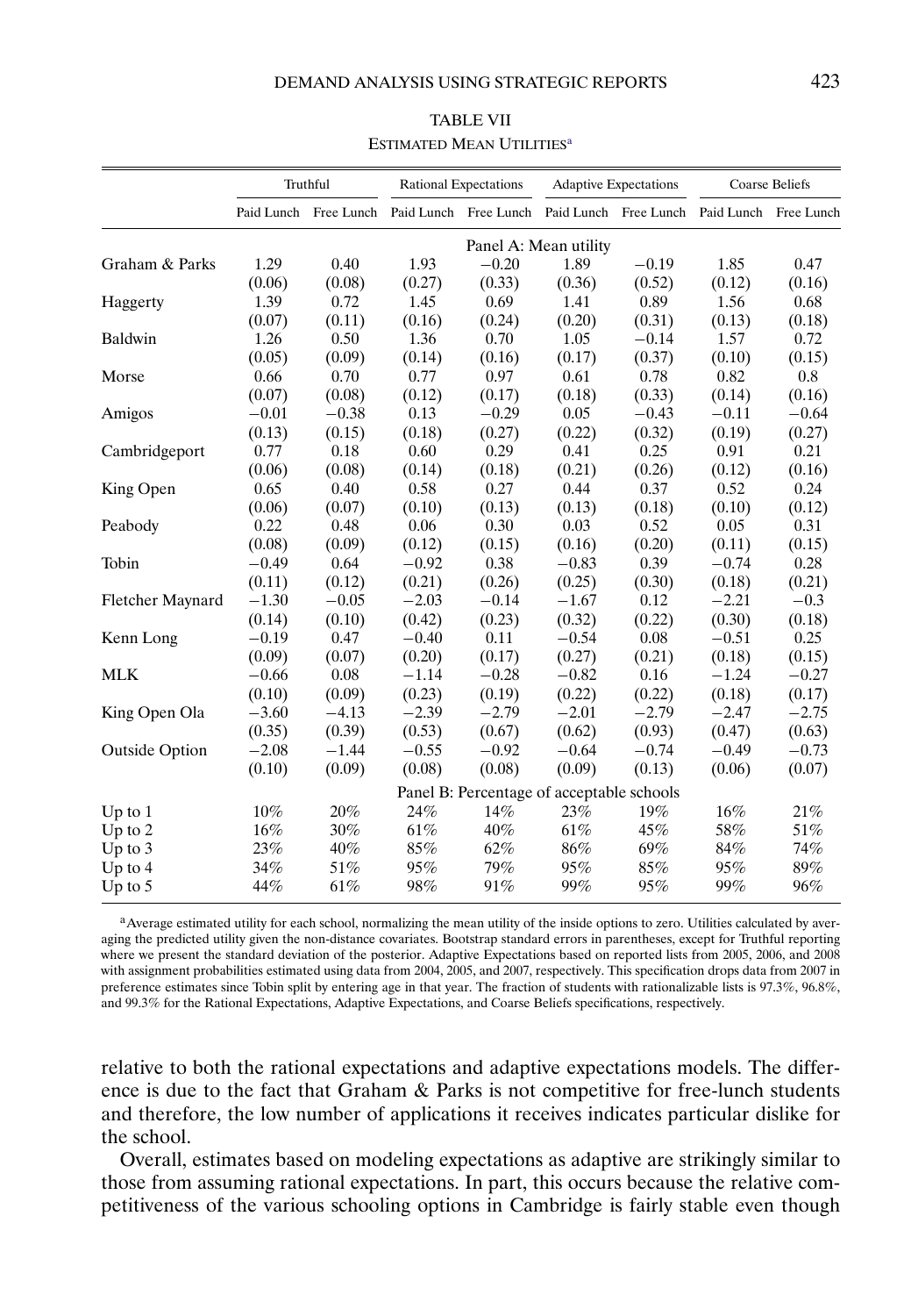TABLE VII

ESTIMATED MEAN UTILITIES[a]

| | Truthful | | Rational Expectations | | Adaptive Expectations | | Coarse Beliefs | |
|---|---|---|---|---|---|---|---|---|
| | Paid Lunch | Free Lunch | Paid Lunch | Free Lunch | Paid Lunch | Free Lunch | Paid Lunch | Free Lunch |
| | | | | Panel A: Mean utility | | | | |
| Graham & Parks | 1.29 | 0.40 | 1.93 | −0.20 | 1.89 | −0.19 | 1.85 | 0.47 |
| | (0.06) | (0.08) | (0.27) | (0.33) | (0.36) | (0.52) | (0.12) | (0.16) |
| Haggerty | 1.39 | 0.72 | 1.45 | 0.69 | 1.41 | 0.89 | 1.56 | 0.68 |
| | (0.07) | (0.11) | (0.16) | (0.24) | (0.20) | (0.31) | (0.13) | (0.18) |
| Baldwin | 1.26 | 0.50 | 1.36 | 0.70 | 1.05 | −0.14 | 1.57 | 0.72 |
| | (0.05) | (0.09) | (0.14) | (0.16) | (0.17) | (0.37) | (0.10) | (0.15) |
| Morse | 0.66 | 0.70 | 0.77 | 0.97 | 0.61 | 0.78 | 0.82 | 0.8 |
| | (0.07) | (0.08) | (0.12) | (0.17) | (0.18) | (0.33) | (0.14) | (0.16) |
| Amigos | −0.01 | −0.38 | 0.13 | −0.29 | 0.05 | −0.43 | −0.11 | −0.64 |
| | (0.13) | (0.15) | (0.18) | (0.27) | (0.22) | (0.32) | (0.19) | (0.27) |
| Cambridgeport | 0.77 | 0.18 | 0.60 | 0.29 | 0.41 | 0.25 | 0.91 | 0.21 |
| | (0.06) | (0.08) | (0.14) | (0.18) | (0.21) | (0.26) | (0.12) | (0.16) |
| King Open | 0.65 | 0.40 | 0.58 | 0.27 | 0.44 | 0.37 | 0.52 | 0.24 |
| | (0.06) | (0.07) | (0.10) | (0.13) | (0.13) | (0.18) | (0.10) | (0.12) |
| Peabody | 0.22 | 0.48 | 0.06 | 0.30 | 0.03 | 0.52 | 0.05 | 0.31 |
| | (0.08) | (0.09) | (0.12) | (0.15) | (0.16) | (0.20) | (0.11) | (0.15) |
| Tobin | −0.49 | 0.64 | −0.92 | 0.38 | −0.83 | 0.39 | −0.74 | 0.28 |
| | (0.11) | (0.12) | (0.21) | (0.26) | (0.25) | (0.30) | (0.18) | (0.21) |
| Fletcher Maynard | −1.30 | −0.05 | −2.03 | −0.14 | −1.67 | 0.12 | −2.21 | −0.3 |
| | (0.14) | (0.10) | (0.42) | (0.23) | (0.32) | (0.22) | (0.30) | (0.18) |
| Kenn Long | −0.19 | 0.47 | −0.40 | 0.11 | −0.54 | 0.08 | −0.51 | 0.25 |
| | (0.09) | (0.07) | (0.20) | (0.17) | (0.27) | (0.21) | (0.18) | (0.15) |
| MLK | −0.66 | 0.08 | −1.14 | −0.28 | −0.82 | 0.16 | −1.24 | −0.27 |
| | (0.10) | (0.09) | (0.23) | (0.19) | (0.22) | (0.22) | (0.18) | (0.17) |
| King Open Ola | −3.60 | −4.13 | −2.39 | −2.79 | −2.01 | −2.79 | −2.47 | −2.75 |
| | (0.35) | (0.39) | (0.53) | (0.67) | (0.62) | (0.93) | (0.47) | (0.63) |
| Outside Option | −2.08 | −1.44 | −0.55 | −0.92 | −0.64 | −0.74 | −0.49 | −0.73 |
| | (0.10) | (0.09) | (0.08) | (0.08) | (0.09) | (0.13) | (0.06) | (0.07) |
| | | | Panel B: Percentage of acceptable schools | | | | | |
| Up to 1 | 10% | 20% | 24% | 14% | 23% | 19% | 16% | 21% |
| Up to 2 | 16% | 30% | 61% | 40% | 61% | 45% | 58% | 51% |
| Up to 3 | 23% | 40% | 85% | 62% | 86% | 69% | 84% | 74% |
| Up to 4 | 34% | 51% | 95% | 79% | 95% | 85% | 95% | 89% |
| Up to 5 | 44% | 61% | 98% | 91% | 99% | 95% | 99% | 96% |

[a]Average estimated utility for each school, normalizing the mean utility of the inside options to zero. Utilities calculated by averaging the predicted utility given the non-distance covariates. Bootstrap standard errors in parentheses, except for Truthful reporting where we present the standard deviation of the posterior. Adaptive Expectations based on reported lists from 2005, 2006, and 2008 with assignment probabilities estimated using data from 2004, 2005, and 2007, respectively. This specification drops data from 2007 in preference estimates since Tobin split by entering age in that year. The fraction of students with rationalizable lists is 97.3%, 96.8%, and 99.3% for the Rational Expectations, Adaptive Expectations, and Coarse Beliefs specifications, respectively.

relative to both the rational expectations and adaptive expectations models. The difference is due to the fact that Graham & Parks is not competitive for free-lunch students and therefore, the low number of applications it receives indicates particular dislike for the school.

Overall, estimates based on modeling expectations as adaptive are strikingly similar to those from assuming rational expectations. In part, this occurs because the relative competitiveness of the various schooling options in Cambridge is fairly stable even though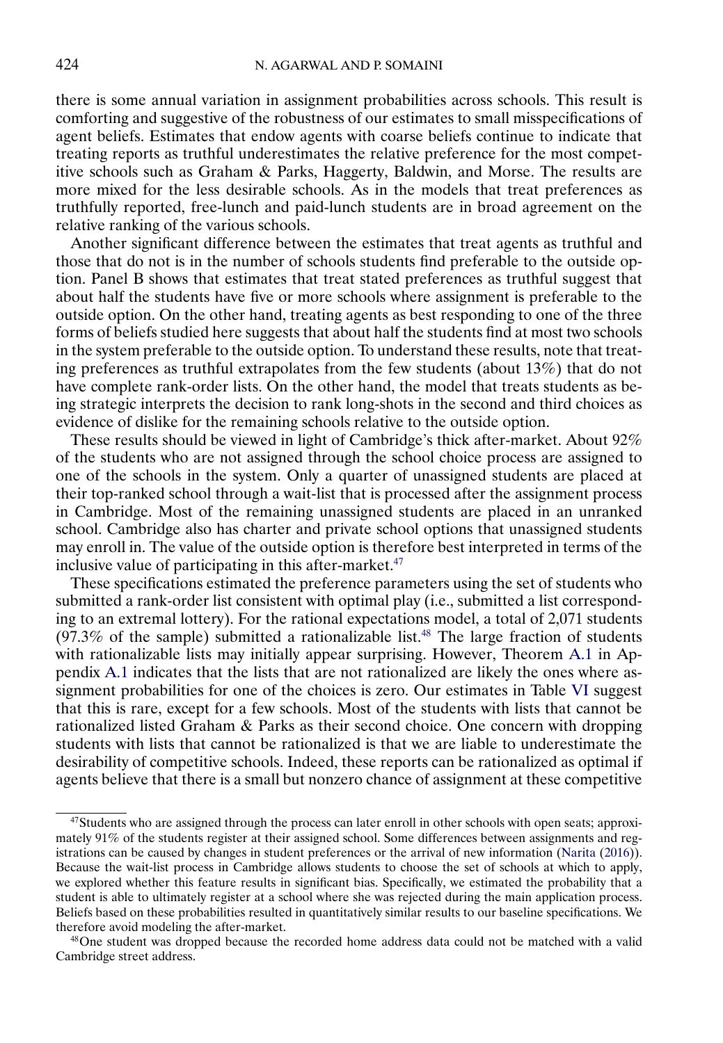there is some annual variation in assignment probabilities across schools. This result is comforting and suggestive of the robustness of our estimates to small misspecifications of agent beliefs. Estimates that endow agents with coarse beliefs continue to indicate that treating reports as truthful underestimates the relative preference for the most competitive schools such as Graham & Parks, Haggerty, Baldwin, and Morse. The results are more mixed for the less desirable schools. As in the models that treat preferences as truthfully reported, free-lunch and paid-lunch students are in broad agreement on the relative ranking of the various schools.

Another significant difference between the estimates that treat agents as truthful and those that do not is in the number of schools students find preferable to the outside option. Panel B shows that estimates that treat stated preferences as truthful suggest that about half the students have five or more schools where assignment is preferable to the outside option. On the other hand, treating agents as best responding to one of the three forms of beliefs studied here suggests that about half the students find at most two schools in the system preferable to the outside option. To understand these results, note that treating preferences as truthful extrapolates from the few students (about 13%) that do not have complete rank-order lists. On the other hand, the model that treats students as being strategic interprets the decision to rank long-shots in the second and third choices as evidence of dislike for the remaining schools relative to the outside option.

These results should be viewed in light of Cambridge's thick after-market. About 92% of the students who are not assigned through the school choice process are assigned to one of the schools in the system. Only a quarter of unassigned students are placed at their top-ranked school through a wait-list that is processed after the assignment process in Cambridge. Most of the remaining unassigned students are placed in an unranked school. Cambridge also has charter and private school options that unassigned students may enroll in. The value of the outside option is therefore best interpreted in terms of the inclusive value of participating in this after-market.[47]

These specifications estimated the preference parameters using the set of students who submitted a rank-order list consistent with optimal play (i.e., submitted a list corresponding to an extremal lottery). For the rational expectations model, a total of 2,071 students (97.3% of the sample) submitted a rationalizable list.[48] The large fraction of students with rationalizable lists may initially appear surprising. However, Theorem A.1 in Appendix A.1 indicates that the lists that are not rationalized are likely the ones where assignment probabilities for one of the choices is zero. Our estimates in Table VI suggest that this is rare, except for a few schools. Most of the students with lists that cannot be rationalized listed Graham & Parks as their second choice. One concern with dropping students with lists that cannot be rationalized is that we are liable to underestimate the desirability of competitive schools. Indeed, these reports can be rationalized as optimal if agents believe that there is a small but nonzero chance of assignment at these competitive

[47] Students who are assigned through the process can later enroll in other schools with open seats; approximately 91% of the students register at their assigned school. Some differences between assignments and registrations can be caused by changes in student preferences or the arrival of new information (Narita (2016)). Because the wait-list process in Cambridge allows students to choose the set of schools at which to apply, we explored whether this feature results in significant bias. Specifically, we estimated the probability that a student is able to ultimately register at a school where she was rejected during the main application process. Beliefs based on these probabilities resulted in quantitatively similar results to our baseline specifications. We therefore avoid modeling the after-market.

[48] One student was dropped because the recorded home address data could not be matched with a valid Cambridge street address.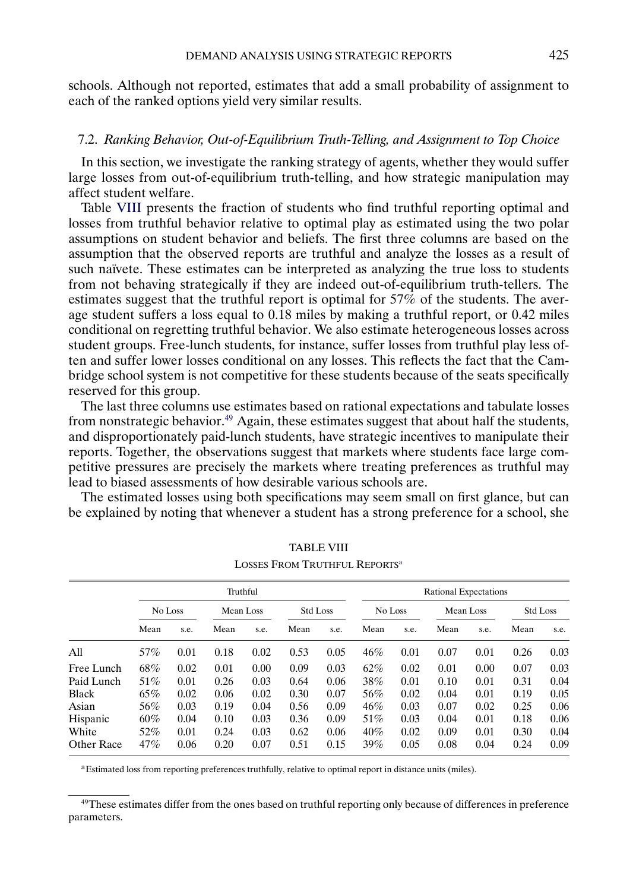schools. Although not reported, estimates that add a small probability of assignment to each of the ranked options yield very similar results.

### 7.2. *Ranking Behavior, Out-of-Equilibrium Truth-Telling, and Assignment to Top Choice*

In this section, we investigate the ranking strategy of agents, whether they would suffer large losses from out-of-equilibrium truth-telling, and how strategic manipulation may affect student welfare.

Table VIII presents the fraction of students who find truthful reporting optimal and losses from truthful behavior relative to optimal play as estimated using the two polar assumptions on student behavior and beliefs. The first three columns are based on the assumption that the observed reports are truthful and analyze the losses as a result of such naïvete. These estimates can be interpreted as analyzing the true loss to students from not behaving strategically if they are indeed out-of-equilibrium truth-tellers. The estimates suggest that the truthful report is optimal for 57% of the students. The average student suffers a loss equal to 0.18 miles by making a truthful report, or 0.42 miles conditional on regretting truthful behavior. We also estimate heterogeneous losses across student groups. Free-lunch students, for instance, suffer losses from truthful play less often and suffer lower losses conditional on any losses. This reflects the fact that the Cambridge school system is not competitive for these students because of the seats specifically reserved for this group.

The last three columns use estimates based on rational expectations and tabulate losses from nonstrategic behavior.[49] Again, these estimates suggest that about half the students, and disproportionately paid-lunch students, have strategic incentives to manipulate their reports. Together, the observations suggest that markets where students face large competitive pressures are precisely the markets where treating preferences as truthful may lead to biased assessments of how desirable various schools are.

The estimated losses using both specifications may seem small on first glance, but can be explained by noting that whenever a student has a strong preference for a school, she

TABLE VIII

LOSSES FROM TRUTHFUL REPORTS[a]

| | Truthful | | | | | | Rational Expectations | | | | | |
|---|---|---|---|---|---|---|---|---|---|---|---|---|
| | No Loss | | Mean Loss | | Std Loss | | No Loss | | Mean Loss | | Std Loss | |
| | Mean | s.e. | Mean | s.e. | Mean | s.e. | Mean | s.e. | Mean | s.e. | Mean | s.e. |
| All | 57% | 0.01 | 0.18 | 0.02 | 0.53 | 0.05 | 46% | 0.01 | 0.07 | 0.01 | 0.26 | 0.03 |
| Free Lunch | 68% | 0.02 | 0.01 | 0.00 | 0.09 | 0.03 | 62% | 0.02 | 0.01 | 0.00 | 0.07 | 0.03 |
| Paid Lunch | 51% | 0.01 | 0.26 | 0.03 | 0.64 | 0.06 | 38% | 0.01 | 0.10 | 0.01 | 0.31 | 0.04 |
| Black | 65% | 0.02 | 0.06 | 0.02 | 0.30 | 0.07 | 56% | 0.02 | 0.04 | 0.01 | 0.19 | 0.05 |
| Asian | 56% | 0.03 | 0.19 | 0.04 | 0.56 | 0.09 | 46% | 0.03 | 0.07 | 0.02 | 0.25 | 0.06 |
| Hispanic | 60% | 0.04 | 0.10 | 0.03 | 0.36 | 0.09 | 51% | 0.03 | 0.04 | 0.01 | 0.18 | 0.06 |
| White | 52% | 0.01 | 0.24 | 0.03 | 0.62 | 0.06 | 40% | 0.02 | 0.09 | 0.01 | 0.30 | 0.04 |
| Other Race | 47% | 0.06 | 0.20 | 0.07 | 0.51 | 0.15 | 39% | 0.05 | 0.08 | 0.04 | 0.24 | 0.09 |

[a]Estimated loss from reporting preferences truthfully, relative to optimal report in distance units (miles).

[49]These estimates differ from the ones based on truthful reporting only because of differences in preference parameters.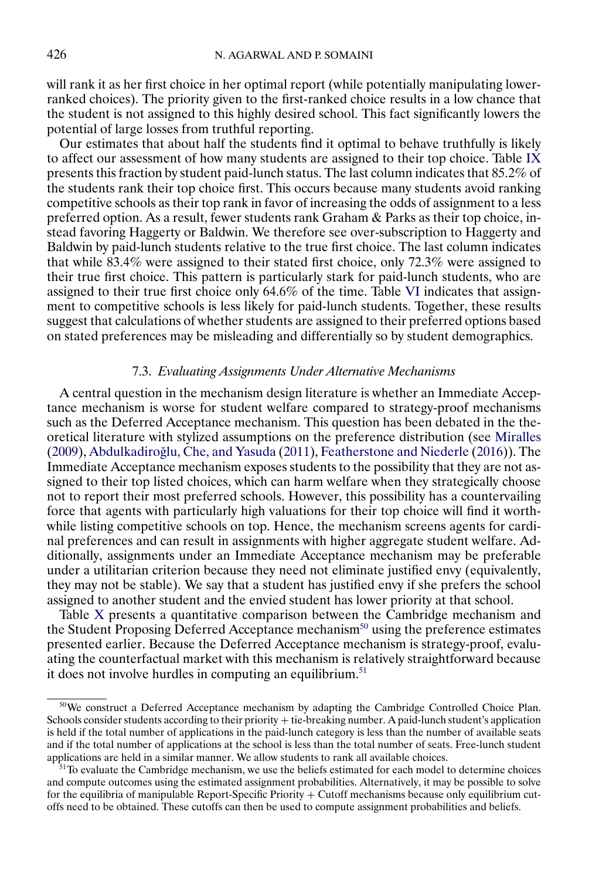will rank it as her first choice in her optimal report (while potentially manipulating lower-ranked choices). The priority given to the first-ranked choice results in a low chance that the student is not assigned to this highly desired school. This fact significantly lowers the potential of large losses from truthful reporting.

Our estimates that about half the students find it optimal to behave truthfully is likely to affect our assessment of how many students are assigned to their top choice. Table IX presents this fraction by student paid-lunch status. The last column indicates that 85.2% of the students rank their top choice first. This occurs because many students avoid ranking competitive schools as their top rank in favor of increasing the odds of assignment to a less preferred option. As a result, fewer students rank Graham & Parks as their top choice, instead favoring Haggerty or Baldwin. We therefore see over-subscription to Haggerty and Baldwin by paid-lunch students relative to the true first choice. The last column indicates that while 83.4% were assigned to their stated first choice, only 72.3% were assigned to their true first choice. This pattern is particularly stark for paid-lunch students, who are assigned to their true first choice only 64.6% of the time. Table VI indicates that assignment to competitive schools is less likely for paid-lunch students. Together, these results suggest that calculations of whether students are assigned to their preferred options based on stated preferences may be misleading and differentially so by student demographics.

### 7.3. *Evaluating Assignments Under Alternative Mechanisms*

A central question in the mechanism design literature is whether an Immediate Acceptance mechanism is worse for student welfare compared to strategy-proof mechanisms such as the Deferred Acceptance mechanism. This question has been debated in the theoretical literature with stylized assumptions on the preference distribution (see Miralles (2009), Abdulkadiroğlu, Che, and Yasuda (2011), Featherstone and Niederle (2016)). The Immediate Acceptance mechanism exposes students to the possibility that they are not assigned to their top listed choices, which can harm welfare when they strategically choose not to report their most preferred schools. However, this possibility has a countervailing force that agents with particularly high valuations for their top choice will find it worthwhile listing competitive schools on top. Hence, the mechanism screens agents for cardinal preferences and can result in assignments with higher aggregate student welfare. Additionally, assignments under an Immediate Acceptance mechanism may be preferable under a utilitarian criterion because they need not eliminate justified envy (equivalently, they may not be stable). We say that a student has justified envy if she prefers the school assigned to another student and the envied student has lower priority at that school.

Table X presents a quantitative comparison between the Cambridge mechanism and the Student Proposing Deferred Acceptance mechanism[50] using the preference estimates presented earlier. Because the Deferred Acceptance mechanism is relatively strategy-proof, evaluating the counterfactual market with this mechanism is relatively straightforward because it does not involve hurdles in computing an equilibrium.[51]

[50]We construct a Deferred Acceptance mechanism by adapting the Cambridge Controlled Choice Plan. Schools consider students according to their priority + tie-breaking number. A paid-lunch student's application is held if the total number of applications in the paid-lunch category is less than the number of available seats and if the total number of applications at the school is less than the total number of seats. Free-lunch student applications are held in a similar manner. We allow students to rank all available choices.

[51]To evaluate the Cambridge mechanism, we use the beliefs estimated for each model to determine choices and compute outcomes using the estimated assignment probabilities. Alternatively, it may be possible to solve for the equilibria of manipulable Report-Specific Priority + Cutoff mechanisms because only equilibrium cutoffs need to be obtained. These cutoffs can then be used to compute assignment probabilities and beliefs.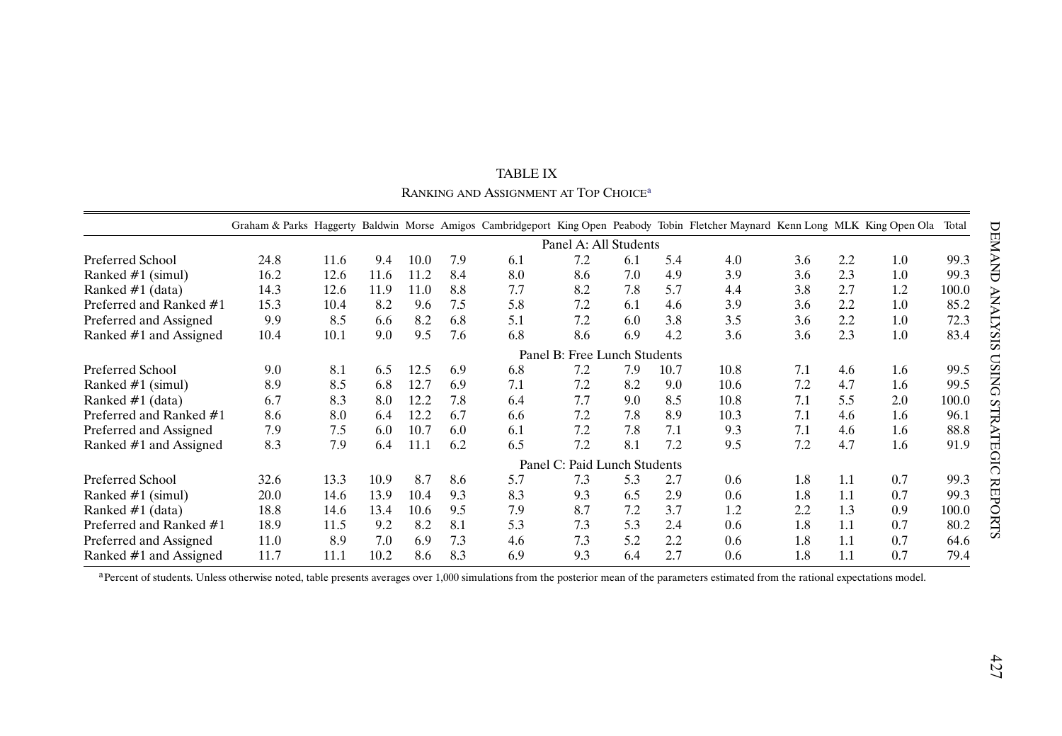TABLE IX

RANKING AND ASSIGNMENT AT TOP CHOICE[a]

| | Graham & Parks | Haggerty | Baldwin | Morse | Amigos | Cambridgeport | King Open | Peabody | Tobin | Fletcher Maynard | Kenn Long | MLK | King Open Ola | Total |
|---|---|---|---|---|---|---|---|---|---|---|---|---|---|---|
| **Panel A: All Students** | | | | | | | | | | | | | | |
| Preferred School | 24.8 | 11.6 | 9.4 | 10.0 | 7.9 | 6.1 | 7.2 | 6.1 | 5.4 | 4.0 | 3.6 | 2.2 | 1.0 | 99.3 |
| Ranked #1 (simul) | 16.2 | 12.6 | 11.6 | 11.2 | 8.4 | 8.0 | 8.6 | 7.0 | 4.9 | 3.9 | 3.6 | 2.3 | 1.0 | 99.3 |
| Ranked #1 (data) | 14.3 | 12.6 | 11.9 | 11.0 | 8.8 | 7.7 | 8.2 | 7.8 | 5.7 | 4.4 | 3.8 | 2.7 | 1.2 | 100.0 |
| Preferred and Ranked #1 | 15.3 | 10.4 | 8.2 | 9.6 | 7.5 | 5.8 | 7.2 | 6.1 | 4.6 | 3.9 | 3.6 | 2.2 | 1.0 | 85.2 |
| Preferred and Assigned | 9.9 | 8.5 | 6.6 | 8.2 | 6.8 | 5.1 | 7.2 | 6.0 | 3.8 | 3.5 | 3.6 | 2.2 | 1.0 | 72.3 |
| Ranked #1 and Assigned | 10.4 | 10.1 | 9.0 | 9.5 | 7.6 | 6.8 | 8.6 | 6.9 | 4.2 | 3.6 | 3.6 | 2.3 | 1.0 | 83.4 |
| **Panel B: Free Lunch Students** | | | | | | | | | | | | | | |
| Preferred School | 9.0 | 8.1 | 6.5 | 12.5 | 6.9 | 6.8 | 7.2 | 7.9 | 10.7 | 10.8 | 7.1 | 4.6 | 1.6 | 99.5 |
| Ranked #1 (simul) | 8.9 | 8.5 | 6.8 | 12.7 | 6.9 | 7.1 | 7.2 | 8.2 | 9.0 | 10.6 | 7.2 | 4.7 | 1.6 | 99.5 |
| Ranked #1 (data) | 6.7 | 8.3 | 8.0 | 12.2 | 7.8 | 6.4 | 7.7 | 9.0 | 8.5 | 10.8 | 7.1 | 5.5 | 2.0 | 100.0 |
| Preferred and Ranked #1 | 8.6 | 8.0 | 6.4 | 12.2 | 6.7 | 6.6 | 7.2 | 7.8 | 8.9 | 10.3 | 7.1 | 4.6 | 1.6 | 96.1 |
| Preferred and Assigned | 7.9 | 7.5 | 6.0 | 10.7 | 6.0 | 6.1 | 7.2 | 7.8 | 7.1 | 9.3 | 7.1 | 4.6 | 1.6 | 88.8 |
| Ranked #1 and Assigned | 8.3 | 7.9 | 6.4 | 11.1 | 6.2 | 6.5 | 7.2 | 8.1 | 7.2 | 9.5 | 7.2 | 4.7 | 1.6 | 91.9 |
| **Panel C: Paid Lunch Students** | | | | | | | | | | | | | | |
| Preferred School | 32.6 | 13.3 | 10.9 | 8.7 | 8.6 | 5.7 | 7.3 | 5.3 | 2.7 | 0.6 | 1.8 | 1.1 | 0.7 | 99.3 |
| Ranked #1 (simul) | 20.0 | 14.6 | 13.9 | 10.4 | 9.3 | 8.3 | 9.3 | 6.5 | 2.9 | 0.6 | 1.8 | 1.1 | 0.7 | 99.3 |
| Ranked #1 (data) | 18.8 | 14.6 | 13.4 | 10.6 | 9.5 | 7.9 | 8.7 | 7.2 | 3.7 | 1.2 | 2.2 | 1.3 | 0.9 | 100.0 |
| Preferred and Ranked #1 | 18.9 | 11.5 | 9.2 | 8.2 | 8.1 | 5.3 | 7.3 | 5.3 | 2.4 | 0.6 | 1.8 | 1.1 | 0.7 | 80.2 |
| Preferred and Assigned | 11.0 | 8.9 | 7.0 | 6.9 | 7.3 | 4.6 | 7.3 | 5.2 | 2.2 | 0.6 | 1.8 | 1.1 | 0.7 | 64.6 |
| Ranked #1 and Assigned | 11.7 | 11.1 | 10.2 | 8.6 | 8.3 | 6.9 | 9.3 | 6.4 | 2.7 | 0.6 | 1.8 | 1.1 | 0.7 | 79.4 |

[a]Percent of students. Unless otherwise noted, table presents averages over 1,000 simulations from the posterior mean of the parameters estimated from the rational expectations model.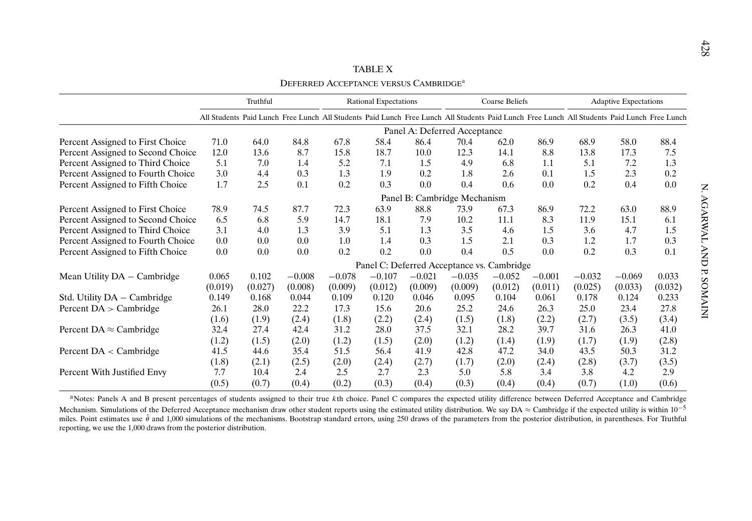TABLE X

DEFERRED ACCEPTANCE VERSUS CAMBRIDGE[a]

| | Truthful | | | Rational Expectations | | | Coarse Beliefs | | | Adaptive Expectations | | |
|---|---|---|---|---|---|---|---|---|---|---|---|---|
| | All Students | Paid Lunch | Free Lunch | All Students | Paid Lunch | Free Lunch | All Students | Paid Lunch | Free Lunch | All Students | Paid Lunch | Free Lunch |
| **Panel A: Deferred Acceptance** | | | | | | | | | | | | |
| Percent Assigned to First Choice | 71.0 | 64.0 | 84.8 | 67.8 | 58.4 | 86.4 | 70.4 | 62.0 | 86.9 | 68.9 | 58.0 | 88.4 |
| Percent Assigned to Second Choice | 12.0 | 13.6 | 8.7 | 15.8 | 18.7 | 10.0 | 12.3 | 14.1 | 8.8 | 13.8 | 17.3 | 7.5 |
| Percent Assigned to Third Choice | 5.1 | 7.0 | 1.4 | 5.2 | 7.1 | 1.5 | 4.9 | 6.8 | 1.1 | 5.1 | 7.2 | 1.3 |
| Percent Assigned to Fourth Choice | 3.0 | 4.4 | 0.3 | 1.3 | 1.9 | 0.2 | 1.8 | 2.6 | 0.1 | 1.5 | 2.3 | 0.2 |
| Percent Assigned to Fifth Choice | 1.7 | 2.5 | 0.1 | 0.2 | 0.3 | 0.0 | 0.4 | 0.6 | 0.0 | 0.2 | 0.4 | 0.0 |
| **Panel B: Cambridge Mechanism** | | | | | | | | | | | | |
| Percent Assigned to First Choice | 78.9 | 74.5 | 87.7 | 72.3 | 63.9 | 88.8 | 73.9 | 67.3 | 86.9 | 72.2 | 63.0 | 88.9 |
| Percent Assigned to Second Choice | 6.5 | 6.8 | 5.9 | 14.7 | 18.1 | 7.9 | 10.2 | 11.1 | 8.3 | 11.9 | 15.1 | 6.1 |
| Percent Assigned to Third Choice | 3.1 | 4.0 | 1.3 | 3.9 | 5.1 | 1.3 | 3.5 | 4.6 | 1.5 | 3.6 | 4.7 | 1.5 |
| Percent Assigned to Fourth Choice | 0.0 | 0.0 | 0.0 | 1.0 | 1.4 | 0.3 | 1.5 | 2.1 | 0.3 | 1.2 | 1.7 | 0.3 |
| Percent Assigned to Fifth Choice | 0.0 | 0.0 | 0.0 | 0.2 | 0.2 | 0.0 | 0.4 | 0.5 | 0.0 | 0.2 | 0.3 | 0.1 |
| **Panel C: Deferred Acceptance vs. Cambridge** | | | | | | | | | | | | |
| Mean Utility DA − Cambridge | 0.065 | 0.102 | −0.008 | −0.078 | −0.107 | −0.021 | −0.035 | −0.052 | −0.001 | −0.032 | −0.069 | 0.033 |
| | (0.019) | (0.027) | (0.008) | (0.009) | (0.012) | (0.009) | (0.009) | (0.012) | (0.011) | (0.025) | (0.033) | (0.032) |
| Std. Utility DA − Cambridge | 0.149 | 0.168 | 0.044 | 0.109 | 0.120 | 0.046 | 0.095 | 0.104 | 0.061 | 0.178 | 0.124 | 0.233 |
| Percent DA > Cambridge | 26.1 | 28.0 | 22.2 | 17.3 | 15.6 | 20.6 | 25.2 | 24.6 | 26.3 | 25.0 | 23.4 | 27.8 |
| | (1.6) | (1.9) | (2.4) | (1.8) | (2.2) | (2.4) | (1.5) | (1.8) | (2.2) | (2.7) | (3.5) | (3.4) |
| Percent DA ≈ Cambridge | 32.4 | 27.4 | 42.4 | 31.2 | 28.0 | 37.5 | 32.1 | 28.2 | 39.7 | 31.6 | 26.3 | 41.0 |
| | (1.2) | (1.5) | (2.0) | (1.2) | (1.5) | (2.0) | (1.2) | (1.4) | (1.9) | (1.7) | (1.9) | (2.8) |
| Percent DA < Cambridge | 41.5 | 44.6 | 35.4 | 51.5 | 56.4 | 41.9 | 42.8 | 47.2 | 34.0 | 43.5 | 50.3 | 31.2 |
| | (1.8) | (2.1) | (2.5) | (2.0) | (2.4) | (2.7) | (1.7) | (2.0) | (2.4) | (2.8) | (3.7) | (3.5) |
| Percent With Justified Envy | 7.7 | 10.4 | 2.4 | 2.5 | 2.7 | 2.3 | 5.0 | 5.8 | 3.4 | 3.8 | 4.2 | 2.9 |
| | (0.5) | (0.7) | (0.4) | (0.2) | (0.3) | (0.4) | (0.3) | (0.4) | (0.4) | (0.7) | (1.0) | (0.6) |

[a]Notes: Panels A and B present percentages of students assigned to their true $k$th choice. Panel C compares the expected utility difference between Deferred Acceptance and Cambridge Mechanism. Simulations of the Deferred Acceptance mechanism draw other student reports using the estimated utility distribution. We say DA ≈ Cambridge if the expected utility is within $10^{-5}$ miles. Point estimates use $\hat{\theta}$ and 1,000 simulations of the mechanisms. Bootstrap standard errors, using 250 draws of the parameters from the posterior distribution, in parentheses. For Truthful reporting, we use the 1,000 draws from the posterior distribution.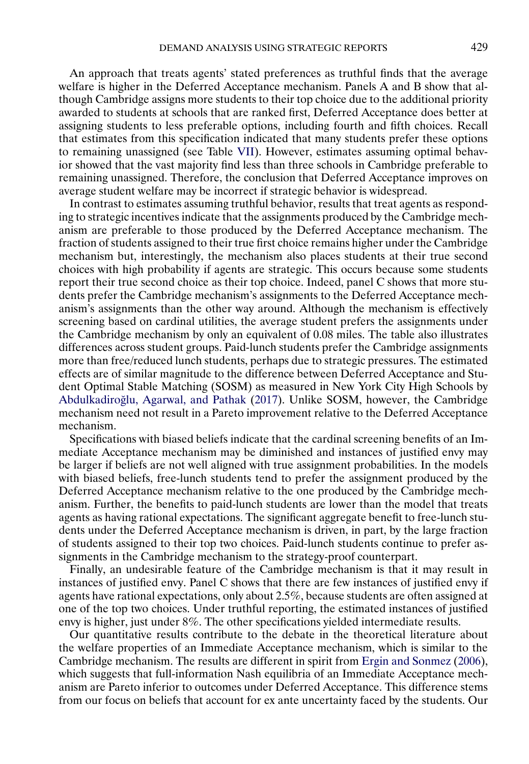An approach that treats agents' stated preferences as truthful finds that the average welfare is higher in the Deferred Acceptance mechanism. Panels A and B show that although Cambridge assigns more students to their top choice due to the additional priority awarded to students at schools that are ranked first, Deferred Acceptance does better at assigning students to less preferable options, including fourth and fifth choices. Recall that estimates from this specification indicated that many students prefer these options to remaining unassigned (see Table VII). However, estimates assuming optimal behavior showed that the vast majority find less than three schools in Cambridge preferable to remaining unassigned. Therefore, the conclusion that Deferred Acceptance improves on average student welfare may be incorrect if strategic behavior is widespread.

In contrast to estimates assuming truthful behavior, results that treat agents as responding to strategic incentives indicate that the assignments produced by the Cambridge mechanism are preferable to those produced by the Deferred Acceptance mechanism. The fraction of students assigned to their true first choice remains higher under the Cambridge mechanism but, interestingly, the mechanism also places students at their true second choices with high probability if agents are strategic. This occurs because some students report their true second choice as their top choice. Indeed, panel C shows that more students prefer the Cambridge mechanism's assignments to the Deferred Acceptance mechanism's assignments than the other way around. Although the mechanism is effectively screening based on cardinal utilities, the average student prefers the assignments under the Cambridge mechanism by only an equivalent of 0.08 miles. The table also illustrates differences across student groups. Paid-lunch students prefer the Cambridge assignments more than free/reduced lunch students, perhaps due to strategic pressures. The estimated effects are of similar magnitude to the difference between Deferred Acceptance and Student Optimal Stable Matching (SOSM) as measured in New York City High Schools by Abdulkadiroğlu, Agarwal, and Pathak (2017). Unlike SOSM, however, the Cambridge mechanism need not result in a Pareto improvement relative to the Deferred Acceptance mechanism.

Specifications with biased beliefs indicate that the cardinal screening benefits of an Immediate Acceptance mechanism may be diminished and instances of justified envy may be larger if beliefs are not well aligned with true assignment probabilities. In the models with biased beliefs, free-lunch students tend to prefer the assignment produced by the Deferred Acceptance mechanism relative to the one produced by the Cambridge mechanism. Further, the benefits to paid-lunch students are lower than the model that treats agents as having rational expectations. The significant aggregate benefit to free-lunch students under the Deferred Acceptance mechanism is driven, in part, by the large fraction of students assigned to their top two choices. Paid-lunch students continue to prefer assignments in the Cambridge mechanism to the strategy-proof counterpart.

Finally, an undesirable feature of the Cambridge mechanism is that it may result in instances of justified envy. Panel C shows that there are few instances of justified envy if agents have rational expectations, only about 2.5%, because students are often assigned at one of the top two choices. Under truthful reporting, the estimated instances of justified envy is higher, just under 8%. The other specifications yielded intermediate results.

Our quantitative results contribute to the debate in the theoretical literature about the welfare properties of an Immediate Acceptance mechanism, which is similar to the Cambridge mechanism. The results are different in spirit from Ergin and Sonmez (2006), which suggests that full-information Nash equilibria of an Immediate Acceptance mechanism are Pareto inferior to outcomes under Deferred Acceptance. This difference stems from our focus on beliefs that account for ex ante uncertainty faced by the students. Our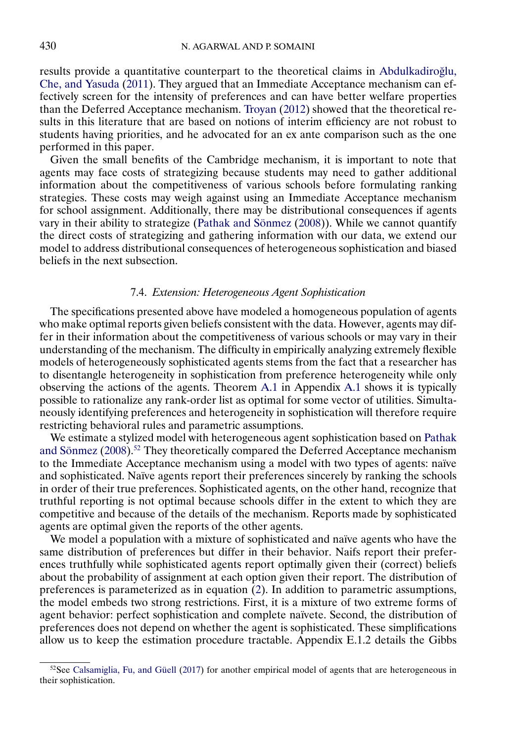results provide a quantitative counterpart to the theoretical claims in Abdulkadiroğlu, Che, and Yasuda (2011). They argued that an Immediate Acceptance mechanism can effectively screen for the intensity of preferences and can have better welfare properties than the Deferred Acceptance mechanism. Troyan (2012) showed that the theoretical results in this literature that are based on notions of interim efficiency are not robust to students having priorities, and he advocated for an ex ante comparison such as the one performed in this paper.

Given the small benefits of the Cambridge mechanism, it is important to note that agents may face costs of strategizing because students may need to gather additional information about the competitiveness of various schools before formulating ranking strategies. These costs may weigh against using an Immediate Acceptance mechanism for school assignment. Additionally, there may be distributional consequences if agents vary in their ability to strategize (Pathak and Sönmez (2008)). While we cannot quantify the direct costs of strategizing and gathering information with our data, we extend our model to address distributional consequences of heterogeneous sophistication and biased beliefs in the next subsection.

### 7.4. *Extension: Heterogeneous Agent Sophistication*

The specifications presented above have modeled a homogeneous population of agents who make optimal reports given beliefs consistent with the data. However, agents may differ in their information about the competitiveness of various schools or may vary in their understanding of the mechanism. The difficulty in empirically analyzing extremely flexible models of heterogeneously sophisticated agents stems from the fact that a researcher has to disentangle heterogeneity in sophistication from preference heterogeneity while only observing the actions of the agents. Theorem A.1 in Appendix A.1 shows it is typically possible to rationalize any rank-order list as optimal for some vector of utilities. Simultaneously identifying preferences and heterogeneity in sophistication will therefore require restricting behavioral rules and parametric assumptions.

We estimate a stylized model with heterogeneous agent sophistication based on Pathak and Sönmez (2008).[52] They theoretically compared the Deferred Acceptance mechanism to the Immediate Acceptance mechanism using a model with two types of agents: naïve and sophisticated. Naïve agents report their preferences sincerely by ranking the schools in order of their true preferences. Sophisticated agents, on the other hand, recognize that truthful reporting is not optimal because schools differ in the extent to which they are competitive and because of the details of the mechanism. Reports made by sophisticated agents are optimal given the reports of the other agents.

We model a population with a mixture of sophisticated and naïve agents who have the same distribution of preferences but differ in their behavior. Naifs report their preferences truthfully while sophisticated agents report optimally given their (correct) beliefs about the probability of assignment at each option given their report. The distribution of preferences is parameterized as in equation (2). In addition to parametric assumptions, the model embeds two strong restrictions. First, it is a mixture of two extreme forms of agent behavior: perfect sophistication and complete naïvete. Second, the distribution of preferences does not depend on whether the agent is sophisticated. These simplifications allow us to keep the estimation procedure tractable. Appendix E.1.2 details the Gibbs

[52] See Calsamiglia, Fu, and Güell (2017) for another empirical model of agents that are heterogeneous in their sophistication.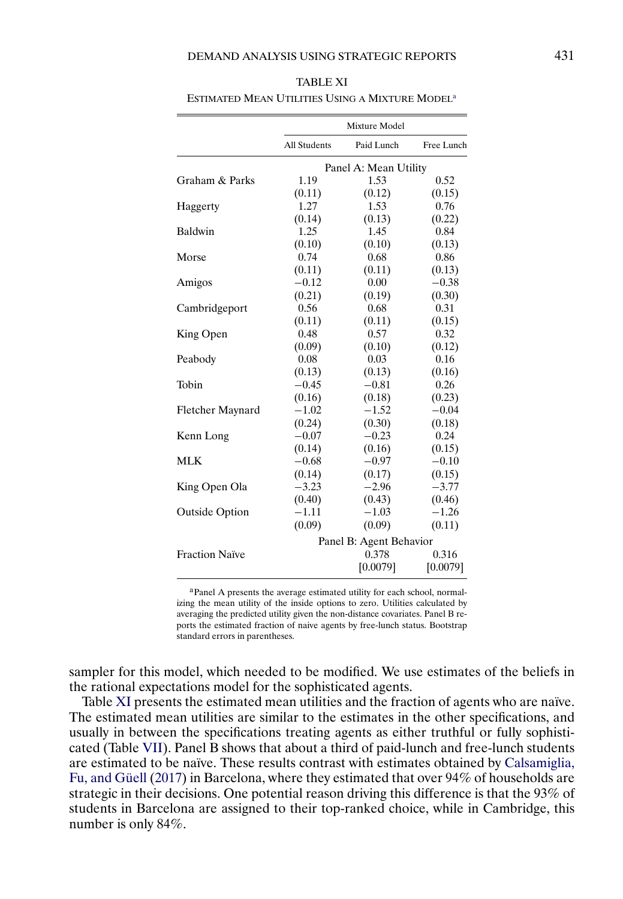TABLE XI

ESTIMATED MEAN UTILITIES USING A MIXTURE MODEL[a]

| | Mixture Model | | |
|---|---|---|---|
| | All Students | Paid Lunch | Free Lunch |
| | Panel A: Mean Utility | | |
| Graham & Parks | 1.19 | 1.53 | 0.52 |
| | (0.11) | (0.12) | (0.15) |
| Haggerty | 1.27 | 1.53 | 0.76 |
| | (0.14) | (0.13) | (0.22) |
| Baldwin | 1.25 | 1.45 | 0.84 |
| | (0.10) | (0.10) | (0.13) |
| Morse | 0.74 | 0.68 | 0.86 |
| | (0.11) | (0.11) | (0.13) |
| Amigos | −0.12 | 0.00 | −0.38 |
| | (0.21) | (0.19) | (0.30) |
| Cambridgeport | 0.56 | 0.68 | 0.31 |
| | (0.11) | (0.11) | (0.15) |
| King Open | 0.48 | 0.57 | 0.32 |
| | (0.09) | (0.10) | (0.12) |
| Peabody | 0.08 | 0.03 | 0.16 |
| | (0.13) | (0.13) | (0.16) |
| Tobin | −0.45 | −0.81 | 0.26 |
| | (0.16) | (0.18) | (0.23) |
| Fletcher Maynard | −1.02 | −1.52 | −0.04 |
| | (0.24) | (0.30) | (0.18) |
| Kenn Long | −0.07 | −0.23 | 0.24 |
| | (0.14) | (0.16) | (0.15) |
| MLK | −0.68 | −0.97 | −0.10 |
| | (0.14) | (0.17) | (0.15) |
| King Open Ola | −3.23 | −2.96 | −3.77 |
| | (0.40) | (0.43) | (0.46) |
| Outside Option | −1.11 | −1.03 | −1.26 |
| | (0.09) | (0.09) | (0.11) |
| | Panel B: Agent Behavior | | |
| Fraction Naïve | | 0.378 | 0.316 |
| | | [0.0079] | [0.0079] |

[a]Panel A presents the average estimated utility for each school, normalizing the mean utility of the inside options to zero. Utilities calculated by averaging the predicted utility given the non-distance covariates. Panel B reports the estimated fraction of naive agents by free-lunch status. Bootstrap standard errors in parentheses.

sampler for this model, which needed to be modified. We use estimates of the beliefs in the rational expectations model for the sophisticated agents.

Table XI presents the estimated mean utilities and the fraction of agents who are naïve. The estimated mean utilities are similar to the estimates in the other specifications, and usually in between the specifications treating agents as either truthful or fully sophisticated (Table VII). Panel B shows that about a third of paid-lunch and free-lunch students are estimated to be naïve. These results contrast with estimates obtained by Calsamiglia, Fu, and Güell (2017) in Barcelona, where they estimated that over 94% of households are strategic in their decisions. One potential reason driving this difference is that the 93% of students in Barcelona are assigned to their top-ranked choice, while in Cambridge, this number is only 84%.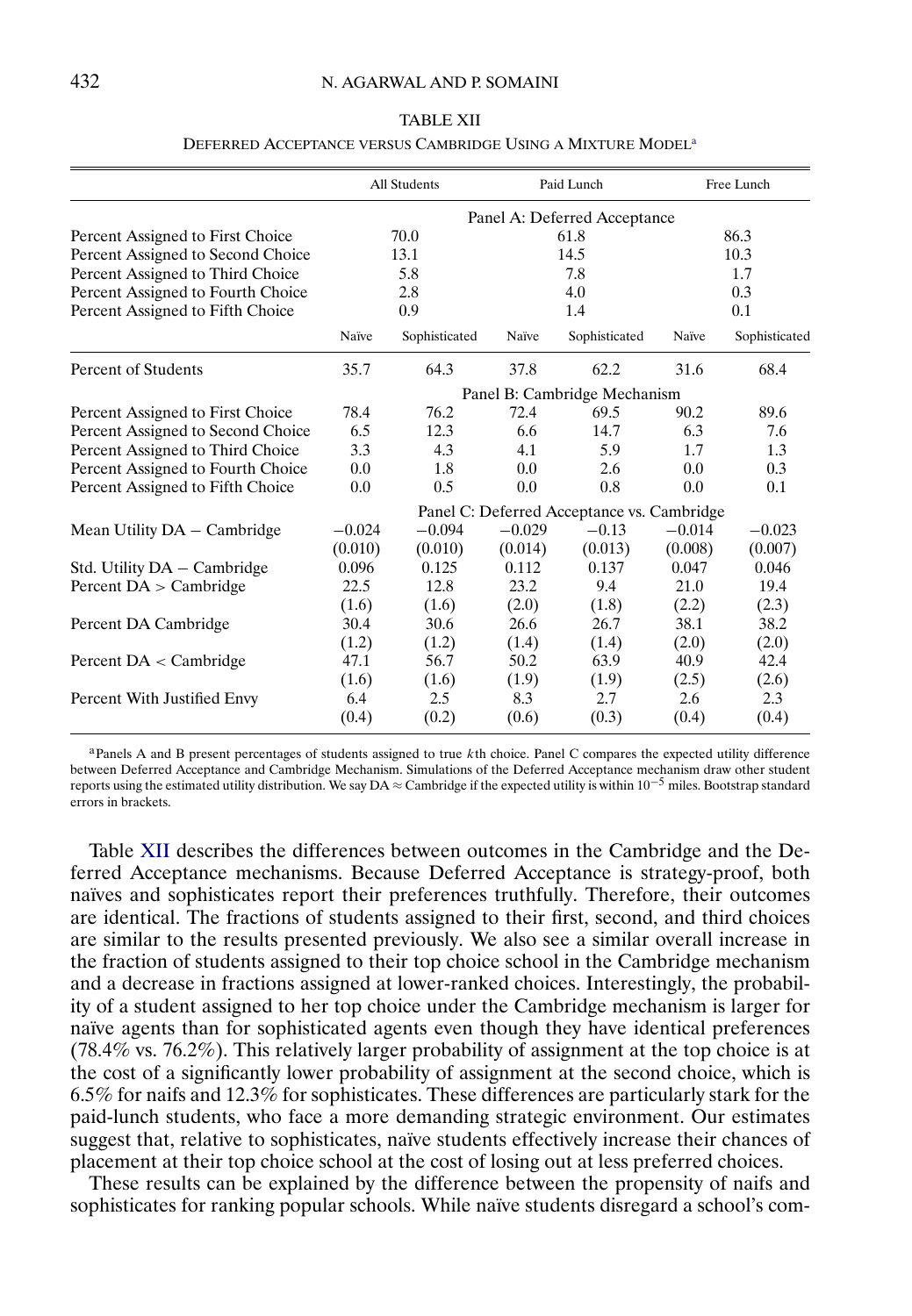TABLE XII

DEFERRED ACCEPTANCE VERSUS CAMBRIDGE USING A MIXTURE MODEL[a]

| | All Students | | Paid Lunch | | Free Lunch | |
|---|---|---|---|---|---|---|
| | Panel A: Deferred Acceptance | | | | | |
| Percent Assigned to First Choice | 70.0 | | 61.8 | | 86.3 | |
| Percent Assigned to Second Choice | 13.1 | | 14.5 | | 10.3 | |
| Percent Assigned to Third Choice | 5.8 | | 7.8 | | 1.7 | |
| Percent Assigned to Fourth Choice | 2.8 | | 4.0 | | 0.3 | |
| Percent Assigned to Fifth Choice | 0.9 | | 1.4 | | 0.1 | |
| | Naïve | Sophisticated | Naïve | Sophisticated | Naïve | Sophisticated |
| Percent of Students | 35.7 | 64.3 | 37.8 | 62.2 | 31.6 | 68.4 |
| | Panel B: Cambridge Mechanism | | | | | |
| Percent Assigned to First Choice | 78.4 | 76.2 | 72.4 | 69.5 | 90.2 | 89.6 |
| Percent Assigned to Second Choice | 6.5 | 12.3 | 6.6 | 14.7 | 6.3 | 7.6 |
| Percent Assigned to Third Choice | 3.3 | 4.3 | 4.1 | 5.9 | 1.7 | 1.3 |
| Percent Assigned to Fourth Choice | 0.0 | 1.8 | 0.0 | 2.6 | 0.0 | 0.3 |
| Percent Assigned to Fifth Choice | 0.0 | 0.5 | 0.0 | 0.8 | 0.0 | 0.1 |
| | Panel C: Deferred Acceptance vs. Cambridge | | | | | |
| Mean Utility DA − Cambridge | −0.024 | −0.094 | −0.029 | −0.13 | −0.014 | −0.023 |
| | (0.010) | (0.010) | (0.014) | (0.013) | (0.008) | (0.007) |
| Std. Utility DA − Cambridge | 0.096 | 0.125 | 0.112 | 0.137 | 0.047 | 0.046 |
| Percent DA > Cambridge | 22.5 | 12.8 | 23.2 | 9.4 | 21.0 | 19.4 |
| | (1.6) | (1.6) | (2.0) | (1.8) | (2.2) | (2.3) |
| Percent DA Cambridge | 30.4 | 30.6 | 26.6 | 26.7 | 38.1 | 38.2 |
| | (1.2) | (1.2) | (1.4) | (1.4) | (2.0) | (2.0) |
| Percent DA < Cambridge | 47.1 | 56.7 | 50.2 | 63.9 | 40.9 | 42.4 |
| | (1.6) | (1.6) | (1.9) | (1.9) | (2.5) | (2.6) |
| Percent With Justified Envy | 6.4 | 2.5 | 8.3 | 2.7 | 2.6 | 2.3 |
| | (0.4) | (0.2) | (0.6) | (0.3) | (0.4) | (0.4) |

[a]Panels A and B present percentages of students assigned to true $k$th choice. Panel C compares the expected utility difference between Deferred Acceptance and Cambridge Mechanism. Simulations of the Deferred Acceptance mechanism draw other student reports using the estimated utility distribution. We say DA $\approx$ Cambridge if the expected utility is within $10^{-5}$ miles. Bootstrap standard errors in brackets.

Table XII describes the differences between outcomes in the Cambridge and the Deferred Acceptance mechanisms. Because Deferred Acceptance is strategy-proof, both naïves and sophisticates report their preferences truthfully. Therefore, their outcomes are identical. The fractions of students assigned to their first, second, and third choices are similar to the results presented previously. We also see a similar overall increase in the fraction of students assigned to their top choice school in the Cambridge mechanism and a decrease in fractions assigned at lower-ranked choices. Interestingly, the probability of a student assigned to her top choice under the Cambridge mechanism is larger for naïve agents than for sophisticated agents even though they have identical preferences (78.4% vs. 76.2%). This relatively larger probability of assignment at the top choice is at the cost of a significantly lower probability of assignment at the second choice, which is 6.5% for naifs and 12.3% for sophisticates. These differences are particularly stark for the paid-lunch students, who face a more demanding strategic environment. Our estimates suggest that, relative to sophisticates, naïve students effectively increase their chances of placement at their top choice school at the cost of losing out at less preferred choices.

These results can be explained by the difference between the propensity of naifs and sophisticates for ranking popular schools. While naïve students disregard a school's com-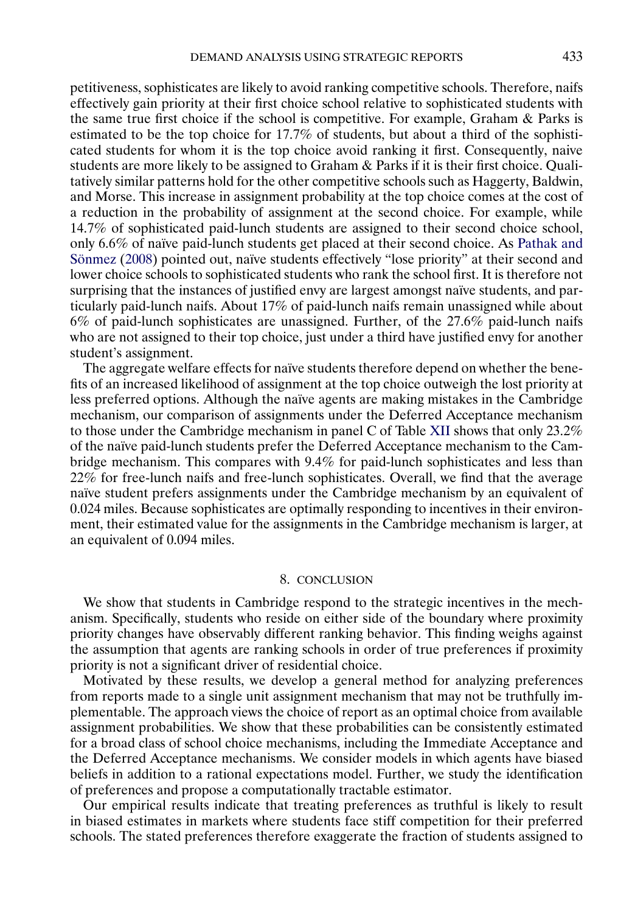petitiveness, sophisticates are likely to avoid ranking competitive schools. Therefore, naifs effectively gain priority at their first choice school relative to sophisticated students with the same true first choice if the school is competitive. For example, Graham & Parks is estimated to be the top choice for 17.7% of students, but about a third of the sophisticated students for whom it is the top choice avoid ranking it first. Consequently, naive students are more likely to be assigned to Graham & Parks if it is their first choice. Qualitatively similar patterns hold for the other competitive schools such as Haggerty, Baldwin, and Morse. This increase in assignment probability at the top choice comes at the cost of a reduction in the probability of assignment at the second choice. For example, while 14.7% of sophisticated paid-lunch students are assigned to their second choice school, only 6.6% of naïve paid-lunch students get placed at their second choice. As Pathak and Sönmez (2008) pointed out, naïve students effectively "lose priority" at their second and lower choice schools to sophisticated students who rank the school first. It is therefore not surprising that the instances of justified envy are largest amongst naïve students, and particularly paid-lunch naifs. About 17% of paid-lunch naifs remain unassigned while about 6% of paid-lunch sophisticates are unassigned. Further, of the 27.6% paid-lunch naifs who are not assigned to their top choice, just under a third have justified envy for another student's assignment.

The aggregate welfare effects for naïve students therefore depend on whether the benefits of an increased likelihood of assignment at the top choice outweigh the lost priority at less preferred options. Although the naïve agents are making mistakes in the Cambridge mechanism, our comparison of assignments under the Deferred Acceptance mechanism to those under the Cambridge mechanism in panel C of Table XII shows that only 23.2% of the naïve paid-lunch students prefer the Deferred Acceptance mechanism to the Cambridge mechanism. This compares with 9.4% for paid-lunch sophisticates and less than 22% for free-lunch naifs and free-lunch sophisticates. Overall, we find that the average naïve student prefers assignments under the Cambridge mechanism by an equivalent of 0.024 miles. Because sophisticates are optimally responding to incentives in their environment, their estimated value for the assignments in the Cambridge mechanism is larger, at an equivalent of 0.094 miles.

## 8. CONCLUSION

We show that students in Cambridge respond to the strategic incentives in the mechanism. Specifically, students who reside on either side of the boundary where proximity priority changes have observably different ranking behavior. This finding weighs against the assumption that agents are ranking schools in order of true preferences if proximity priority is not a significant driver of residential choice.

Motivated by these results, we develop a general method for analyzing preferences from reports made to a single unit assignment mechanism that may not be truthfully implementable. The approach views the choice of report as an optimal choice from available assignment probabilities. We show that these probabilities can be consistently estimated for a broad class of school choice mechanisms, including the Immediate Acceptance and the Deferred Acceptance mechanisms. We consider models in which agents have biased beliefs in addition to a rational expectations model. Further, we study the identification of preferences and propose a computationally tractable estimator.

Our empirical results indicate that treating preferences as truthful is likely to result in biased estimates in markets where students face stiff competition for their preferred schools. The stated preferences therefore exaggerate the fraction of students assigned to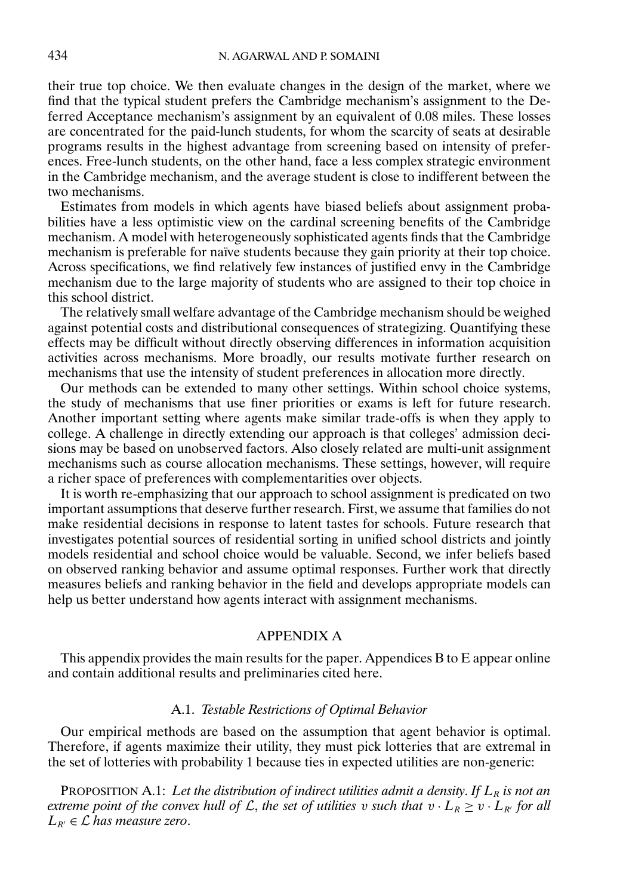their true top choice. We then evaluate changes in the design of the market, where we find that the typical student prefers the Cambridge mechanism's assignment to the Deferred Acceptance mechanism's assignment by an equivalent of 0.08 miles. These losses are concentrated for the paid-lunch students, for whom the scarcity of seats at desirable programs results in the highest advantage from screening based on intensity of preferences. Free-lunch students, on the other hand, face a less complex strategic environment in the Cambridge mechanism, and the average student is close to indifferent between the two mechanisms.

Estimates from models in which agents have biased beliefs about assignment probabilities have a less optimistic view on the cardinal screening benefits of the Cambridge mechanism. A model with heterogeneously sophisticated agents finds that the Cambridge mechanism is preferable for naïve students because they gain priority at their top choice. Across specifications, we find relatively few instances of justified envy in the Cambridge mechanism due to the large majority of students who are assigned to their top choice in this school district.

The relatively small welfare advantage of the Cambridge mechanism should be weighed against potential costs and distributional consequences of strategizing. Quantifying these effects may be difficult without directly observing differences in information acquisition activities across mechanisms. More broadly, our results motivate further research on mechanisms that use the intensity of student preferences in allocation more directly.

Our methods can be extended to many other settings. Within school choice systems, the study of mechanisms that use finer priorities or exams is left for future research. Another important setting where agents make similar trade-offs is when they apply to college. A challenge in directly extending our approach is that colleges' admission decisions may be based on unobserved factors. Also closely related are multi-unit assignment mechanisms such as course allocation mechanisms. These settings, however, will require a richer space of preferences with complementarities over objects.

It is worth re-emphasizing that our approach to school assignment is predicated on two important assumptions that deserve further research. First, we assume that families do not make residential decisions in response to latent tastes for schools. Future research that investigates potential sources of residential sorting in unified school districts and jointly models residential and school choice would be valuable. Second, we infer beliefs based on observed ranking behavior and assume optimal responses. Further work that directly measures beliefs and ranking behavior in the field and develops appropriate models can help us better understand how agents interact with assignment mechanisms.

## APPENDIX A

This appendix provides the main results for the paper. Appendices B to E appear online and contain additional results and preliminaries cited here.

### A.1. *Testable Restrictions of Optimal Behavior*

Our empirical methods are based on the assumption that agent behavior is optimal. Therefore, if agents maximize their utility, they must pick lotteries that are extremal in the set of lotteries with probability 1 because ties in expected utilities are non-generic:

PROPOSITION A.1: *Let the distribution of indirect utilities admit a density. If $L_R$ is not an extreme point of the convex hull of $\mathcal{L}$, the set of utilities $v$ such that $v \cdot L_R \geq v \cdot L_{R'}$ for all $L_{R'} \in \mathcal{L}$ has measure zero.*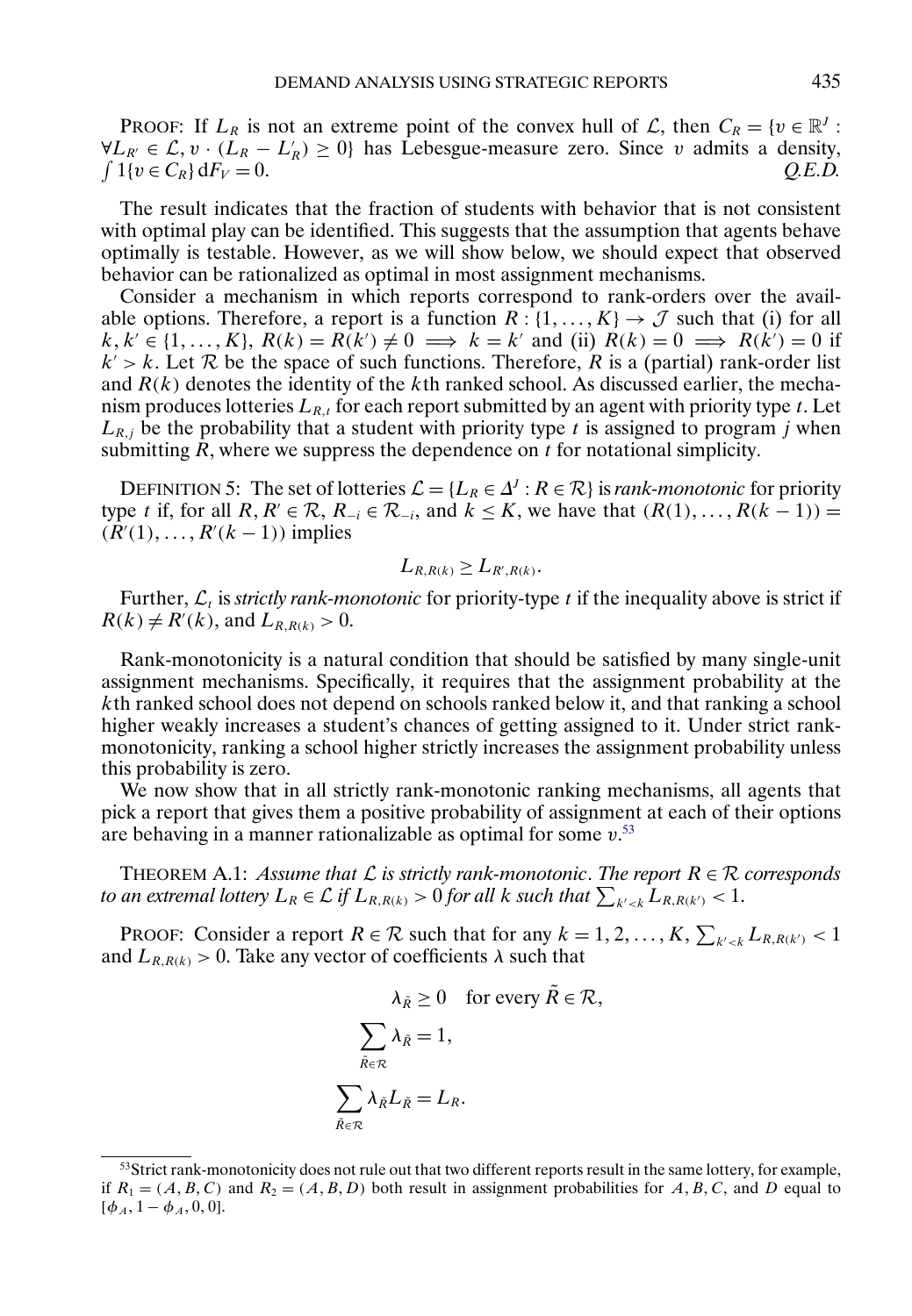PROOF: If $L_R$ is not an extreme point of the convex hull of $\mathcal{L}$, then $C_R = \{v \in \mathbb{R}^J : \forall L_{R'} \in \mathcal{L}, v \cdot (L_R - L'_R) \geq 0\}$ has Lebesgue-measure zero. Since $v$ admits a density, $\int 1\{v \in C_R\} \mathrm{d}F_V = 0$. *Q.E.D.*

The result indicates that the fraction of students with behavior that is not consistent with optimal play can be identified. This suggests that the assumption that agents behave optimally is testable. However, as we will show below, we should expect that observed behavior can be rationalized as optimal in most assignment mechanisms.

Consider a mechanism in which reports correspond to rank-orders over the available options. Therefore, a report is a function $R : \{1, \dots, K\} \to \mathcal{J}$ such that (i) for all $k, k' \in \{1, \dots, K\}$, $R(k) = R(k') \neq 0 \implies k = k'$ and (ii) $R(k) = 0 \implies R(k') = 0$ if $k' > k$. Let $\mathcal{R}$ be the space of such functions. Therefore, $R$ is a (partial) rank-order list and $R(k)$ denotes the identity of the $k$th ranked school. As discussed earlier, the mechanism produces lotteries $L_{R,t}$ for each report submitted by an agent with priority type $t$. Let $L_{R,j}$ be the probability that a student with priority type $t$ is assigned to program $j$ when submitting $R$, where we suppress the dependence on $t$ for notational simplicity.

DEFINITION 5: The set of lotteries $\mathcal{L} = \{L_R \in \Delta^J : R \in \mathcal{R}\}$ is *rank-monotonic* for priority type $t$ if, for all $R, R' \in \mathcal{R}$, $R_{-i} \in \mathcal{R}_{-i}$, and $k \leq K$, we have that $(R(1), \dots, R(k-1)) = (R'(1), \dots, R'(k-1))$ implies

$$L_{R,R(k)} \geq L_{R',R(k)}.$$

Further, $\mathcal{L}_t$ is *strictly rank-monotonic* for priority-type $t$ if the inequality above is strict if $R(k) \neq R'(k)$, and $L_{R,R(k)} > 0$.

Rank-monotonicity is a natural condition that should be satisfied by many single-unit assignment mechanisms. Specifically, it requires that the assignment probability at the $k$th ranked school does not depend on schools ranked below it, and that ranking a school higher weakly increases a student's chances of getting assigned to it. Under strict rank-monotonicity, ranking a school higher strictly increases the assignment probability unless this probability is zero.

We now show that in all strictly rank-monotonic ranking mechanisms, all agents that pick a report that gives them a positive probability of assignment at each of their options are behaving in a manner rationalizable as optimal for some $v$.[53]

THEOREM A.1: *Assume that $\mathcal{L}$ is strictly rank-monotonic. The report $R \in \mathcal{R}$ corresponds to an extremal lottery $L_R \in \mathcal{L}$ if $L_{R,R(k)} > 0$ for all $k$ such that $\sum_{k'<k} L_{R,R(k')} < 1$.*

PROOF: Consider a report $R \in \mathcal{R}$ such that for any $k = 1, 2, \dots, K$, $\sum_{k'<k} L_{R,R(k')} < 1$ and $L_{R,R(k)} > 0$. Take any vector of coefficients $\lambda$ such that

$$\lambda_{\tilde{R}} \geq 0 \quad \text{for every } \tilde{R} \in \mathcal{R},$$

$$\sum_{\tilde{R} \in \mathcal{R}} \lambda_{\tilde{R}} = 1,$$

$$\sum_{\tilde{R} \in \mathcal{R}} \lambda_{\tilde{R}} L_{\tilde{R}} = L_R.$$

[53] Strict rank-monotonicity does not rule out that two different reports result in the same lottery, for example, if $R_1 = (A, B, C)$ and $R_2 = (A, B, D)$ both result in assignment probabilities for $A, B, C$, and $D$ equal to $[\phi_A, 1 - \phi_A, 0, 0]$.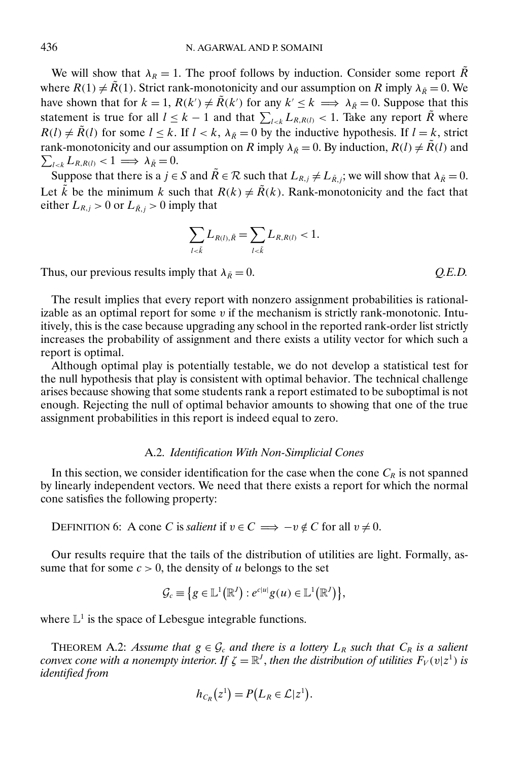We will show that $\lambda_R = 1$. The proof follows by induction. Consider some report $\tilde{R}$ where $R(1) \neq \tilde{R}(1)$. Strict rank-monotonicity and our assumption on $R$ imply $\lambda_{\tilde{R}} = 0$. We have shown that for $k = 1$, $R(k') \neq \tilde{R}(k')$ for any $k' \leq k \implies \lambda_{\tilde{R}} = 0$. Suppose that this statement is true for all $l \leq k-1$ and that $\sum_{l<k} L_{R,R(l)} < 1$. Take any report $\tilde{R}$ where $R(l) \neq \tilde{R}(l)$ for some $l \leq k$. If $l < k$, $\lambda_{\tilde{R}} = 0$ by the inductive hypothesis. If $l = k$, strict rank-monotonicity and our assumption on $R$ imply $\lambda_{\tilde{R}} = 0$. By induction, $R(l) \neq \tilde{R}(l)$ and $\sum_{l<k} L_{R,R(l)} < 1 \implies \lambda_{\tilde{R}} = 0$.

Suppose that there is a $j \in S$ and $\tilde{R} \in \mathcal{R}$ such that $L_{R,j} \neq L_{\tilde{R},j}$; we will show that $\lambda_{\tilde{R}} = 0$. Let $\tilde{k}$ be the minimum $k$ such that $R(k) \neq \tilde{R}(k)$. Rank-monotonicity and the fact that either $L_{R,j} > 0$ or $L_{\tilde{R},j} > 0$ imply that

$$\sum_{l<\tilde{k}} L_{R(l),\tilde{R}} = \sum_{l<\tilde{k}} L_{R,R(l)} < 1.$$

Thus, our previous results imply that $\lambda_{\tilde{R}} = 0$. *Q.E.D.*

The result implies that every report with nonzero assignment probabilities is rationalizable as an optimal report for some $v$ if the mechanism is strictly rank-monotonic. Intuitively, this is the case because upgrading any school in the reported rank-order list strictly increases the probability of assignment and there exists a utility vector for which such a report is optimal.

Although optimal play is potentially testable, we do not develop a statistical test for the null hypothesis that play is consistent with optimal behavior. The technical challenge arises because showing that some students rank a report estimated to be suboptimal is not enough. Rejecting the null of optimal behavior amounts to showing that one of the true assignment probabilities in this report is indeed equal to zero.

### A.2. *Identification With Non-Simplicial Cones*

In this section, we consider identification for the case when the cone $C_R$ is not spanned by linearly independent vectors. We need that there exists a report for which the normal cone satisfies the following property:

DEFINITION 6: A cone $C$ is *salient* if $v \in C \implies -v \notin C$ for all $v \neq 0$.

Our results require that the tails of the distribution of utilities are light. Formally, assume that for some $c > 0$, the density of $u$ belongs to the set

$$\mathcal{G}_c \equiv \{ g \in \mathbb{L}^1(\mathbb{R}^J) : e^{c|u|} g(u) \in \mathbb{L}^1(\mathbb{R}^J) \},$$

where $\mathbb{L}^1$ is the space of Lebesgue integrable functions.

THEOREM A.2: *Assume that $g \in \mathcal{G}_c$ and there is a lottery $L_R$ such that $C_R$ is a salient convex cone with a nonempty interior. If $\zeta = \mathbb{R}^J$, then the distribution of utilities $F_V(v|z^1)$ is identified from*

$$h_{C_R}(z^1) = P(L_R \in \mathcal{L}|z^1).$$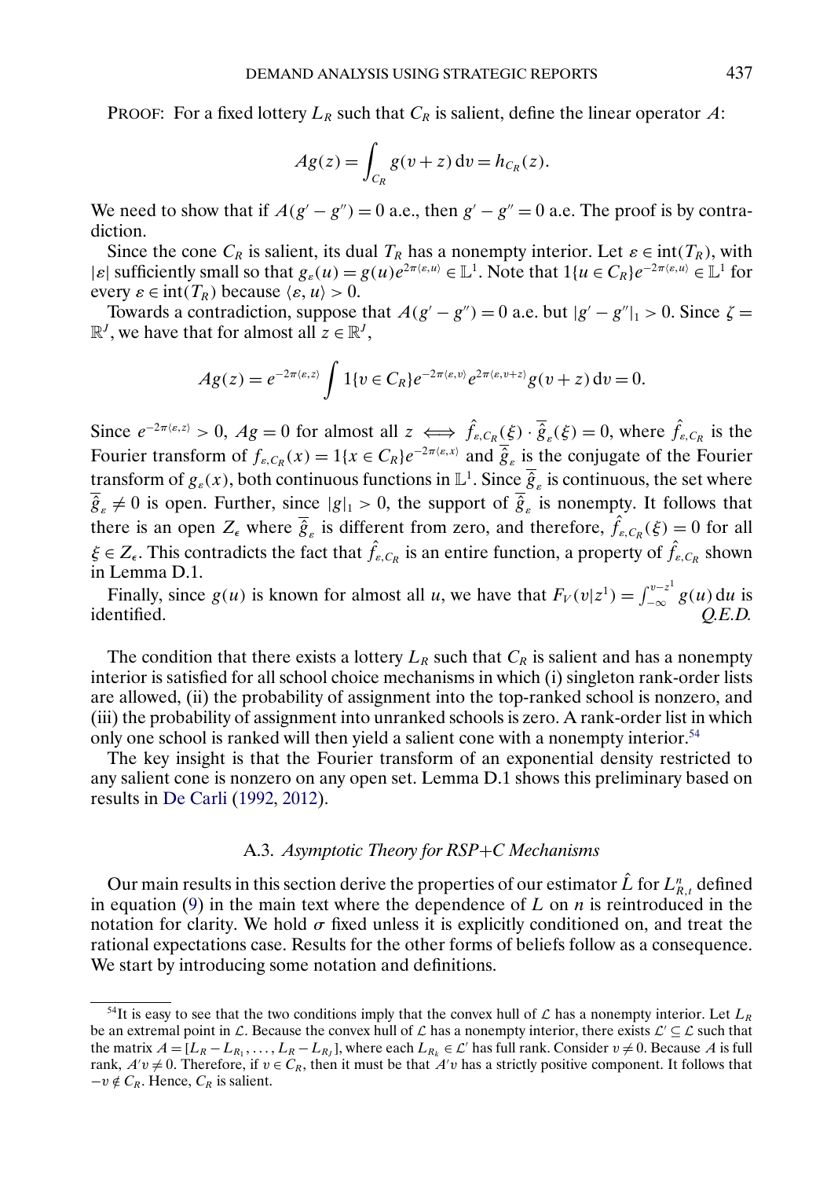PROOF: For a fixed lottery $L_R$ such that $C_R$ is salient, define the linear operator $A$:

$$Ag(z) = \int_{C_R} g(v+z)\,\mathrm{d}v = h_{C_R}(z).$$

We need to show that if $A(g' - g'') = 0$ a.e., then $g' - g'' = 0$ a.e. The proof is by contradiction.

Since the cone $C_R$ is salient, its dual $T_R$ has a nonempty interior. Let $\varepsilon \in \operatorname{int}(T_R)$, with $|\varepsilon|$ sufficiently small so that $g_\varepsilon(u) = g(u)e^{2\pi\langle\varepsilon,u\rangle} \in \mathbb{L}^1$. Note that $1\{u \in C_R\}e^{-2\pi\langle\varepsilon,u\rangle} \in \mathbb{L}^1$ for every $\varepsilon \in \operatorname{int}(T_R)$ because $\langle\varepsilon, u\rangle > 0$.

Towards a contradiction, suppose that $A(g' - g'') = 0$ a.e. but $|g' - g''|_1 > 0$. Since $\zeta = \mathbb{R}^J$, we have that for almost all $z \in \mathbb{R}^J$,

$$Ag(z) = e^{-2\pi\langle\varepsilon,z\rangle} \int 1\{v \in C_R\}e^{-2\pi\langle\varepsilon,v\rangle}e^{2\pi\langle\varepsilon,v+z\rangle}g(v+z)\,\mathrm{d}v = 0.$$

Since $e^{-2\pi\langle\varepsilon,z\rangle} > 0$, $Ag = 0$ for almost all $z \iff \hat{f}_{\varepsilon,C_R}(\xi) \cdot \overline{\hat{g}}_\varepsilon(\xi) = 0$, where $\hat{f}_{\varepsilon,C_R}$ is the Fourier transform of $f_{\varepsilon,C_R}(x) = 1\{x \in C_R\}e^{-2\pi\langle\varepsilon,x\rangle}$ and $\overline{\hat{g}}_\varepsilon$ is the conjugate of the Fourier transform of $g_\varepsilon(x)$, both continuous functions in $\mathbb{L}^1$. Since $\overline{\hat{g}}_\varepsilon$ is continuous, the set where $\overline{\hat{g}}_\varepsilon \neq 0$ is open. Further, since $|g|_1 > 0$, the support of $\overline{\hat{g}}_\varepsilon$ is nonempty. It follows that there is an open $Z_\epsilon$ where $\overline{\hat{g}}_\varepsilon$ is different from zero, and therefore, $\hat{f}_{\varepsilon,C_R}(\xi) = 0$ for all $\xi \in Z_\epsilon$. This contradicts the fact that $\hat{f}_{\varepsilon,C_R}$ is an entire function, a property of $\hat{f}_{\varepsilon,C_R}$ shown in Lemma D.1.

Finally, since $g(u)$ is known for almost all $u$, we have that $F_V(v|z^1) = \int_{-\infty}^{v-z^1} g(u)\,\mathrm{d}u$ is identified. *Q.E.D.*

The condition that there exists a lottery $L_R$ such that $C_R$ is salient and has a nonempty interior is satisfied for all school choice mechanisms in which (i) singleton rank-order lists are allowed, (ii) the probability of assignment into the top-ranked school is nonzero, and (iii) the probability of assignment into unranked schools is zero. A rank-order list in which only one school is ranked will then yield a salient cone with a nonempty interior.[54]

The key insight is that the Fourier transform of an exponential density restricted to any salient cone is nonzero on any open set. Lemma D.1 shows this preliminary based on results in De Carli (1992, 2012).

### A.3. *Asymptotic Theory for RSP+C Mechanisms*

Our main results in this section derive the properties of our estimator $\hat{L}$ for $L^n_{R,t}$ defined in equation (9) in the main text where the dependence of $L$ on $n$ is reintroduced in the notation for clarity. We hold $\sigma$ fixed unless it is explicitly conditioned on, and treat the rational expectations case. Results for the other forms of beliefs follow as a consequence. We start by introducing some notation and definitions.

---

[54]It is easy to see that the two conditions imply that the convex hull of $\mathcal{L}$ has a nonempty interior. Let $L_R$ be an extremal point in $\mathcal{L}$. Because the convex hull of $\mathcal{L}$ has a nonempty interior, there exists $\mathcal{L}' \subseteq \mathcal{L}$ such that the matrix $A = [L_R - L_{R_1}, \ldots, L_R - L_{R_J}]$, where each $L_{R_k} \in \mathcal{L}'$ has full rank. Consider $v \neq 0$. Because $A$ is full rank, $A'v \neq 0$. Therefore, if $v \in C_R$, then it must be that $A'v$ has a strictly positive component. It follows that $-v \notin C_R$. Hence, $C_R$ is salient.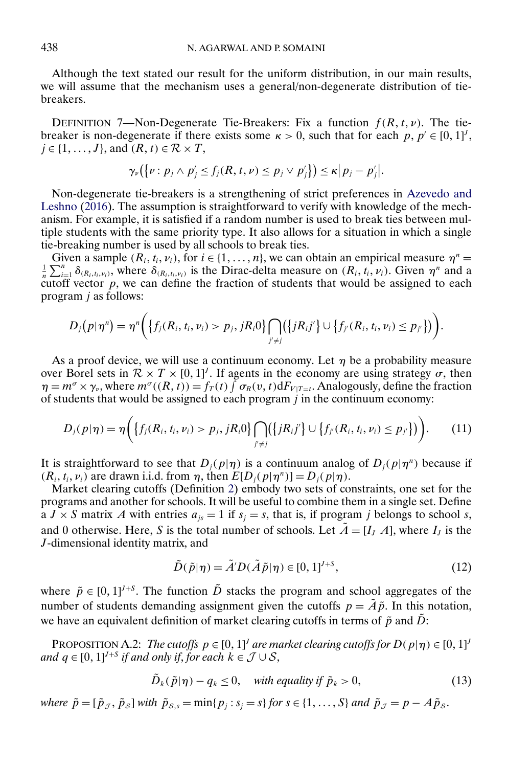Although the text stated our result for the uniform distribution, in our main results, we will assume that the mechanism uses a general/non-degenerate distribution of tie-breakers.

DEFINITION 7—Non-Degenerate Tie-Breakers: Fix a function $f(R, t, \nu)$. The tie-breaker is non-degenerate if there exists some $\kappa > 0$, such that for each $p, p' \in [0, 1]^J$, $j \in \{1, \ldots, J\}$, and $(R, t) \in \mathcal{R} \times T$,

$$\gamma_\nu\big(\{\nu : p_j \wedge p'_j \leq f_j(R, t, \nu) \leq p_j \vee p'_j\}\big) \leq \kappa \big| p_j - p'_j \big|.$$

Non-degenerate tie-breakers is a strengthening of strict preferences in Azevedo and Leshno (2016). The assumption is straightforward to verify with knowledge of the mechanism. For example, it is satisfied if a random number is used to break ties between multiple students with the same priority type. It also allows for a situation in which a single tie-breaking number is used by all schools to break ties.

Given a sample $(R_i, t_i, \nu_i)$, for $i \in \{1, \ldots, n\}$, we can obtain an empirical measure $\eta^n = \frac{1}{n}\sum_{i=1}^n \delta_{(R_i, t_i, \nu_i)}$, where $\delta_{(R_i, t_i, \nu_i)}$ is the Dirac-delta measure on $(R_i, t_i, \nu_i)$. Given $\eta^n$ and a cutoff vector $p$, we can define the fraction of students that would be assigned to each program $j$ as follows:

$$D_j\big(p|\eta^n\big) = \eta^n\bigg(\big\{f_j(R_i, t_i, \nu_i) > p_j, jR_i 0\big\} \bigcap_{j' \neq j} \big(\{jR_i j'\} \cup \big\{f_{j'}(R_i, t_i, \nu_i) \leq p_{j'}\big\}\big)\bigg).$$

As a proof device, we will use a continuum economy. Let $\eta$ be a probability measure over Borel sets in $\mathcal{R} \times T \times [0, 1]^J$. If agents in the economy are using strategy $\sigma$, then $\eta = m^\sigma \times \gamma_\nu$, where $m^\sigma((R, t)) = f_T(t) \int \sigma_R(v, t) \mathrm{d}F_{V|T=t}$. Analogously, define the fraction of students that would be assigned to each program $j$ in the continuum economy:

$$D_j(p|\eta) = \eta\bigg(\big\{f_j(R_i, t_i, \nu_i) > p_j, jR_i 0\big\} \bigcap_{j' \neq j} \big(\{jR_i j'\} \cup \big\{f_{j'}(R_i, t_i, \nu_i) \leq p_{j'}\big\}\big)\bigg). \tag{11}$$

It is straightforward to see that $D_j(p|\eta)$ is a continuum analog of $D_j(p|\eta^n)$ because if $(R_i, t_i, \nu_i)$ are drawn i.i.d. from $\eta$, then $E[D_j(p|\eta^n)] = D_j(p|\eta)$.

Market clearing cutoffs (Definition 2) embody two sets of constraints, one set for the programs and another for schools. It will be useful to combine them in a single set. Define a $J \times S$ matrix $A$ with entries $a_{js} = 1$ if $s_j = s$, that is, if program $j$ belongs to school $s$, and 0 otherwise. Here, $S$ is the total number of schools. Let $\tilde{A} = [I_J \; A]$, where $I_J$ is the $J$-dimensional identity matrix, and

$$\tilde{D}(\tilde{p}|\eta) = \tilde{A}' D(\tilde{A}\tilde{p}|\eta) \in [0, 1]^{J+S}, \tag{12}$$

where $\tilde{p} \in [0, 1]^{J+S}$. The function $\tilde{D}$ stacks the program and school aggregates of the number of students demanding assignment given the cutoffs $p = \tilde{A}\tilde{p}$. In this notation, we have an equivalent definition of market clearing cutoffs in terms of $\tilde{p}$ and $\tilde{D}$:

PROPOSITION A.2: *The cutoffs $p \in [0, 1]^J$ are market clearing cutoffs for $D(p|\eta) \in [0, 1]^J$ and $q \in [0, 1]^{J+S}$ if and only if, for each $k \in \mathcal{J} \cup \mathcal{S}$,*

$$\tilde{D}_k(\tilde{p}|\eta) - q_k \leq 0, \quad \textit{with equality if } \tilde{p}_k > 0, \tag{13}$$

*where $\tilde{p} = [\tilde{p}_{\mathcal{J}}, \tilde{p}_{\mathcal{S}}]$ with $\tilde{p}_{\mathcal{S},s} = \min\{p_j : s_j = s\}$ for $s \in \{1, \ldots, S\}$ and $\tilde{p}_{\mathcal{J}} = p - A\tilde{p}_{\mathcal{S}}$.*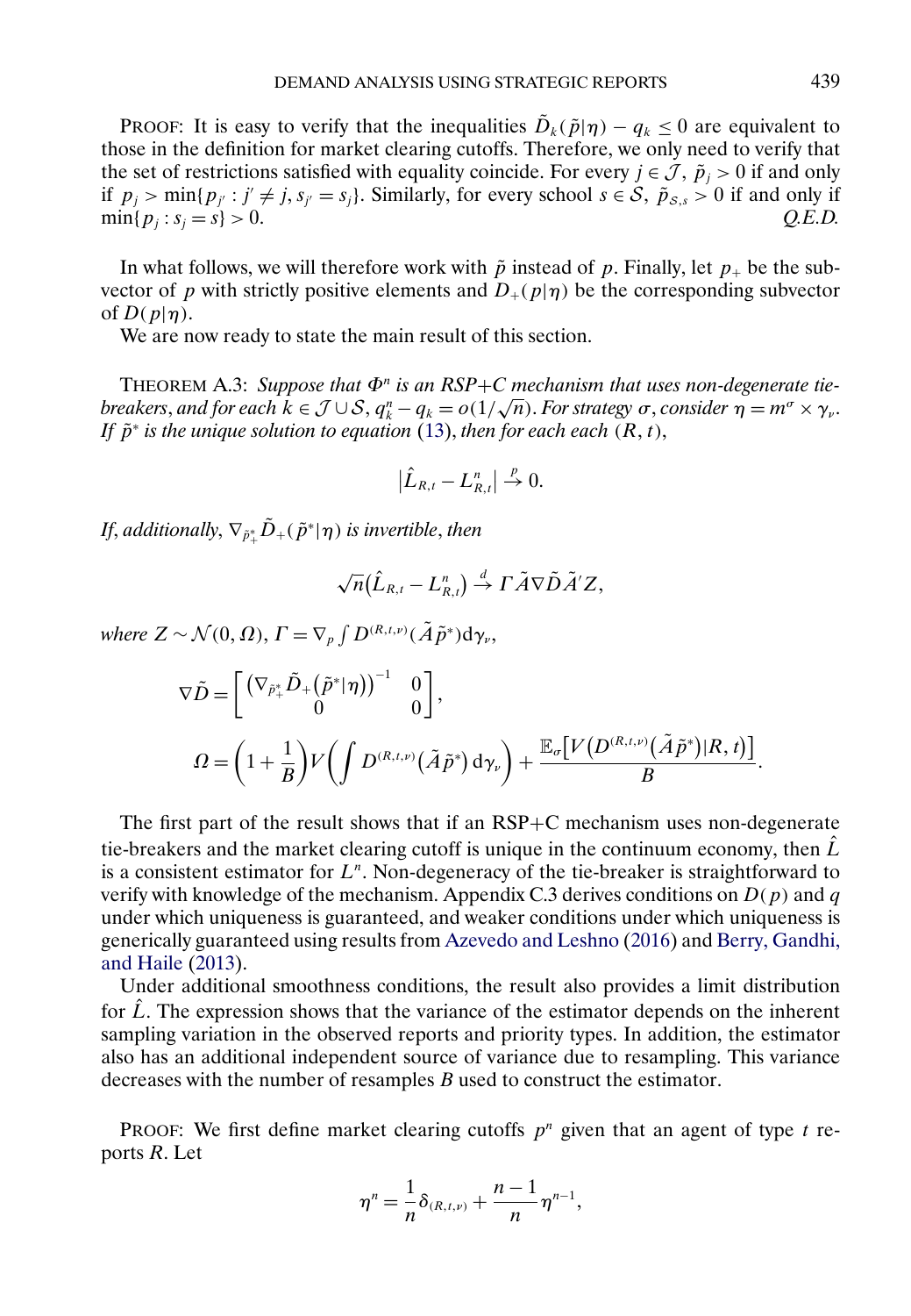PROOF: It is easy to verify that the inequalities $\tilde{D}_k(\tilde{p}|\eta) - q_k \leq 0$ are equivalent to those in the definition for market clearing cutoffs. Therefore, we only need to verify that the set of restrictions satisfied with equality coincide. For every $j \in \mathcal{J}$, $\tilde{p}_j > 0$ if and only if $p_j > \min\{p_{j'} : j' \neq j, s_{j'} = s_j\}$. Similarly, for every school $s \in \mathcal{S}$, $\tilde{p}_{\mathcal{S},s} > 0$ if and only if $\min\{p_j : s_j = s\} > 0$. *Q.E.D.*

In what follows, we will therefore work with $\tilde{p}$ instead of $p$. Finally, let $p_+$ be the subvector of $p$ with strictly positive elements and $D_+(p|\eta)$ be the corresponding subvector of $D(p|\eta)$.

We are now ready to state the main result of this section.

THEOREM A.3: *Suppose that $\Phi^n$ is an RSP+C mechanism that uses non-degenerate tie-breakers, and for each $k \in \mathcal{J} \cup \mathcal{S}$, $q_k^n - q_k = o(1/\sqrt{n})$. For strategy $\sigma$, consider $\eta = m^\sigma \times \gamma_\nu$. If $\tilde{p}^*$ is the unique solution to equation (13), then for each each $(R, t)$,*

$$\left|\hat{L}_{R,t} - L_{R,t}^n\right| \xrightarrow{p} 0.$$

*If, additionally, $\nabla_{\tilde{p}_+^*} \tilde{D}_+(\tilde{p}^*|\eta)$ is invertible, then*

$$\sqrt{n}\left(\hat{L}_{R,t} - L_{R,t}^n\right) \xrightarrow{d} \Gamma \tilde{A} \nabla \tilde{D} \tilde{A}' Z,$$

*where $Z \sim \mathcal{N}(0, \Omega)$, $\Gamma = \nabla_p \int D^{(R,t,\nu)}(\tilde{A}\tilde{p}^*) \mathrm{d}\gamma_\nu$,*

$$\nabla \tilde{D} = \begin{bmatrix} \left(\nabla_{\tilde{p}_+^*} \tilde{D}_+\left(\tilde{p}^*|\eta\right)\right)^{-1} & 0 \\ 0 & 0 \end{bmatrix},$$

$$\Omega = \left(1 + \frac{1}{B}\right) V\left(\int D^{(R,t,\nu)}\left(\tilde{A}\tilde{p}^*\right) \mathrm{d}\gamma_\nu\right) + \frac{\mathbb{E}_\sigma\left[V\left(D^{(R,t,\nu)}\left(\tilde{A}\tilde{p}^*\right)|R, t\right)\right]}{B}.$$

The first part of the result shows that if an RSP+C mechanism uses non-degenerate tie-breakers and the market clearing cutoff is unique in the continuum economy, then $\hat{L}$ is a consistent estimator for $L^n$. Non-degeneracy of the tie-breaker is straightforward to verify with knowledge of the mechanism. Appendix C.3 derives conditions on $D(p)$ and $q$ under which uniqueness is guaranteed, and weaker conditions under which uniqueness is generically guaranteed using results from Azevedo and Leshno (2016) and Berry, Gandhi, and Haile (2013).

Under additional smoothness conditions, the result also provides a limit distribution for $\hat{L}$. The expression shows that the variance of the estimator depends on the inherent sampling variation in the observed reports and priority types. In addition, the estimator also has an additional independent source of variance due to resampling. This variance decreases with the number of resamples $B$ used to construct the estimator.

PROOF: We first define market clearing cutoffs $p^n$ given that an agent of type $t$ reports $R$. Let

$$\eta^n = \frac{1}{n}\delta_{(R,t,\nu)} + \frac{n-1}{n}\eta^{n-1},$$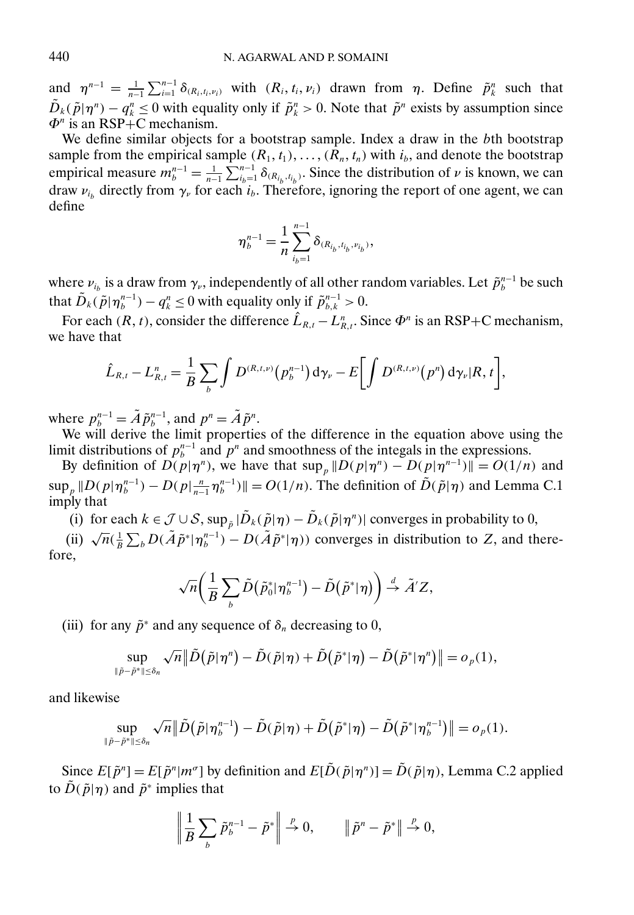and $\eta^{n-1} = \frac{1}{n-1}\sum_{i=1}^{n-1}\delta_{(R_i,t_i,\nu_i)}$ with $(R_i, t_i, \nu_i)$ drawn from $\eta$. Define $\tilde{p}_k^n$ such that $\tilde{D}_k(\tilde{p}|\eta^n) - q_k^n \le 0$ with equality only if $\tilde{p}_k^n > 0$. Note that $\tilde{p}^n$ exists by assumption since $\Phi^n$ is an RSP+C mechanism.

We define similar objects for a bootstrap sample. Index a draw in the $b$th bootstrap sample from the empirical sample $(R_1, t_1), \dots, (R_n, t_n)$ with $i_b$, and denote the bootstrap empirical measure $m_b^{n-1} = \frac{1}{n-1}\sum_{i_b=1}^{n-1}\delta_{(R_{i_b},t_{i_b})}$. Since the distribution of $\nu$ is known, we can draw $\nu_{i_b}$ directly from $\gamma_\nu$ for each $i_b$. Therefore, ignoring the report of one agent, we can define

$$\eta_b^{n-1} = \frac{1}{n}\sum_{i_b=1}^{n-1}\delta_{(R_{i_b},t_{i_b},\nu_{i_b})},$$

where $\nu_{i_b}$ is a draw from $\gamma_\nu$, independently of all other random variables. Let $\tilde{p}_b^{n-1}$ be such that $\tilde{D}_k(\tilde{p}|\eta_b^{n-1}) - q_k^n \le 0$ with equality only if $\tilde{p}_{b,k}^{n-1} > 0$.

For each $(R, t)$, consider the difference $\hat{L}_{R,t} - L_{R,t}^n$. Since $\Phi^n$ is an RSP+C mechanism, we have that

$$\hat{L}_{R,t} - L_{R,t}^n = \frac{1}{B}\sum_b \int D^{(R,t,\nu)}\big(p_b^{n-1}\big)\,\mathrm{d}\gamma_\nu - E\bigg[\int D^{(R,t,\nu)}\big(p^n\big)\,\mathrm{d}\gamma_\nu|R, t\bigg],$$

where $p_b^{n-1} = \tilde{A}\tilde{p}_b^{n-1}$, and $p^n = \tilde{A}\tilde{p}^n$.

We will derive the limit properties of the difference in the equation above using the limit distributions of $p_b^{n-1}$ and $p^n$ and smoothness of the integals in the expressions.

By definition of $D(p|\eta^n)$, we have that $\sup_p \|D(p|\eta^n) - D(p|\eta^{n-1})\| = O(1/n)$ and $\sup_p \|D(p|\eta_b^{n-1}) - D(p|\frac{n}{n-1}\eta_b^{n-1})\| = O(1/n)$. The definition of $\tilde{D}(\tilde{p}|\eta)$ and Lemma C.1 imply that

(i) for each $k \in \mathcal{J}\cup\mathcal{S}$, $\sup_{\tilde{p}}|\tilde{D}_k(\tilde{p}|\eta) - \tilde{D}_k(\tilde{p}|\eta^n)|$ converges in probability to 0,

(ii) $\sqrt{n}(\frac{1}{B}\sum_b D(\tilde{A}\tilde{p}^*|\eta_b^{n-1}) - D(\tilde{A}\tilde{p}^*|\eta))$ converges in distribution to $Z$, and therefore,

$$\sqrt{n}\bigg(\frac{1}{B}\sum_b \tilde{D}\big(\tilde{p}_0^*|\eta_b^{n-1}\big) - \tilde{D}\big(\tilde{p}^*|\eta\big)\bigg) \xrightarrow{d} \tilde{A}'Z,$$

(iii) for any $\tilde{p}^*$ and any sequence of $\delta_n$ decreasing to 0,

$$\sup_{\|\tilde{p}-\tilde{p}^*\|\le\delta_n}\sqrt{n}\big\|\tilde{D}\big(\tilde{p}|\eta^n\big) - \tilde{D}(\tilde{p}|\eta) + \tilde{D}\big(\tilde{p}^*|\eta\big) - \tilde{D}\big(\tilde{p}^*|\eta^n\big)\big\| = o_p(1),$$

and likewise

$$\sup_{\|\tilde{p}-\tilde{p}^*\|\le\delta_n}\sqrt{n}\big\|\tilde{D}\big(\tilde{p}|\eta_b^{n-1}\big) - \tilde{D}(\tilde{p}|\eta) + \tilde{D}\big(\tilde{p}^*|\eta\big) - \tilde{D}\big(\tilde{p}^*|\eta_b^{n-1}\big)\big\| = o_p(1).$$

Since $E[\tilde{p}^n] = E[\tilde{p}^n|m^\sigma]$ by definition and $E[\tilde{D}(\tilde{p}|\eta^n)] = \tilde{D}(\tilde{p}|\eta)$, Lemma C.2 applied to $\tilde{D}(\tilde{p}|\eta)$ and $\tilde{p}^*$ implies that

$$\bigg\|\frac{1}{B}\sum_b \tilde{p}_b^{n-1} - \tilde{p}^*\bigg\| \xrightarrow{p} 0, \qquad \big\|\tilde{p}^n - \tilde{p}^*\big\| \xrightarrow{p} 0,$$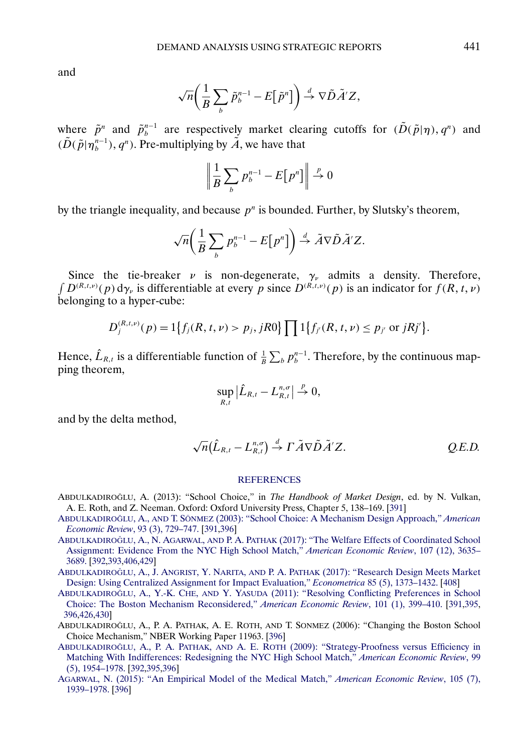and

$$\sqrt{n}\left(\frac{1}{B}\sum_{b}\tilde{p}_{b}^{n-1}-E\left[\tilde{p}^{n}\right]\right)\xrightarrow{d}\nabla\tilde{D}\tilde{A}'Z,$$

where $\tilde{p}^{n}$ and $\tilde{p}_{b}^{n-1}$ are respectively market clearing cutoffs for $(\tilde{D}(\tilde{p}|\eta), q^{n})$ and $(\tilde{D}(\tilde{p}|\eta_{b}^{n-1}), q^{n})$. Pre-multiplying by $\tilde{A}$, we have that

$$\left\|\frac{1}{B}\sum_{b}p_{b}^{n-1}-E\left[p^{n}\right]\right\|\xrightarrow{p}0$$

by the triangle inequality, and because $p^{n}$ is bounded. Further, by Slutsky's theorem,

$$\sqrt{n}\left(\frac{1}{B}\sum_{b}p_{b}^{n-1}-E\left[p^{n}\right]\right)\xrightarrow{d}\tilde{A}\nabla\tilde{D}\tilde{A}'Z.$$

Since the tie-breaker $\nu$ is non-degenerate, $\gamma_{\nu}$ admits a density. Therefore, $\int D^{(R,t,\nu)}(p)\,\mathrm{d}\gamma_{\nu}$ is differentiable at every $p$ since $D^{(R,t,\nu)}(p)$ is an indicator for $f(R,t,\nu)$ belonging to a hyper-cube:

$$D_{j}^{(R,t,\nu)}(p)=1\left\{f_{j}(R,t,\nu)>p_{j}, jR0\right\}\prod 1\left\{f_{j'}(R,t,\nu)\leq p_{j'}\text{ or }jRj'\right\}.$$

Hence, $\hat{L}_{R,t}$ is a differentiable function of $\frac{1}{B}\sum_{b}p_{b}^{n-1}$. Therefore, by the continuous mapping theorem,

$$\sup_{R,t}\left|\hat{L}_{R,t}-L_{R,t}^{n,\sigma}\right|\xrightarrow{p}0,$$

and by the delta method,

$$\sqrt{n}\left(\hat{L}_{R,t}-L_{R,t}^{n,\sigma}\right)\xrightarrow{d}\Gamma\tilde{A}\nabla\tilde{D}\tilde{A}'Z. \qquad \textit{Q.E.D.}$$

## REFERENCES

ABDULKADIROĞLU, A. (2013): "School Choice," in *The Handbook of Market Design*, ed. by N. Vulkan, A. E. Roth, and Z. Neeman. Oxford: Oxford University Press, Chapter 5, 138–169. [391]

ABDULKADIROĞLU, A., AND T. SÖNMEZ (2003): "School Choice: A Mechanism Design Approach," *American Economic Review*, 93 (3), 729–747. [391,396]

ABDULKADIROĞLU, A., N. AGARWAL, AND P. A. PATHAK (2017): "The Welfare Effects of Coordinated School Assignment: Evidence From the NYC High School Match," *American Economic Review*, 107 (12), 3635–3689. [392,393,406,429]

ABDULKADIROĞLU, A., J. ANGRIST, Y. NARITA, AND P. A. PATHAK (2017): "Research Design Meets Market Design: Using Centralized Assignment for Impact Evaluation," *Econometrica* 85 (5), 1373–1432. [408]

ABDULKADIROĞLU, A., Y.-K. CHE, AND Y. YASUDA (2011): "Resolving Conflicting Preferences in School Choice: The Boston Mechanism Reconsidered," *American Economic Review*, 101 (1), 399–410. [391,395,396,426,430]

ABDULKADIROĞLU, A., P. A. PATHAK, A. E. ROTH, AND T. SONMEZ (2006): "Changing the Boston School Choice Mechanism," NBER Working Paper 11963. [396]

ABDULKADIROĞLU, A., P. A. PATHAK, AND A. E. ROTH (2009): "Strategy-Proofness versus Efficiency in Matching With Indifferences: Redesigning the NYC High School Match," *American Economic Review*, 99 (5), 1954–1978. [392,395,396]

AGARWAL, N. (2015): "An Empirical Model of the Medical Match," *American Economic Review*, 105 (7), 1939–1978. [396]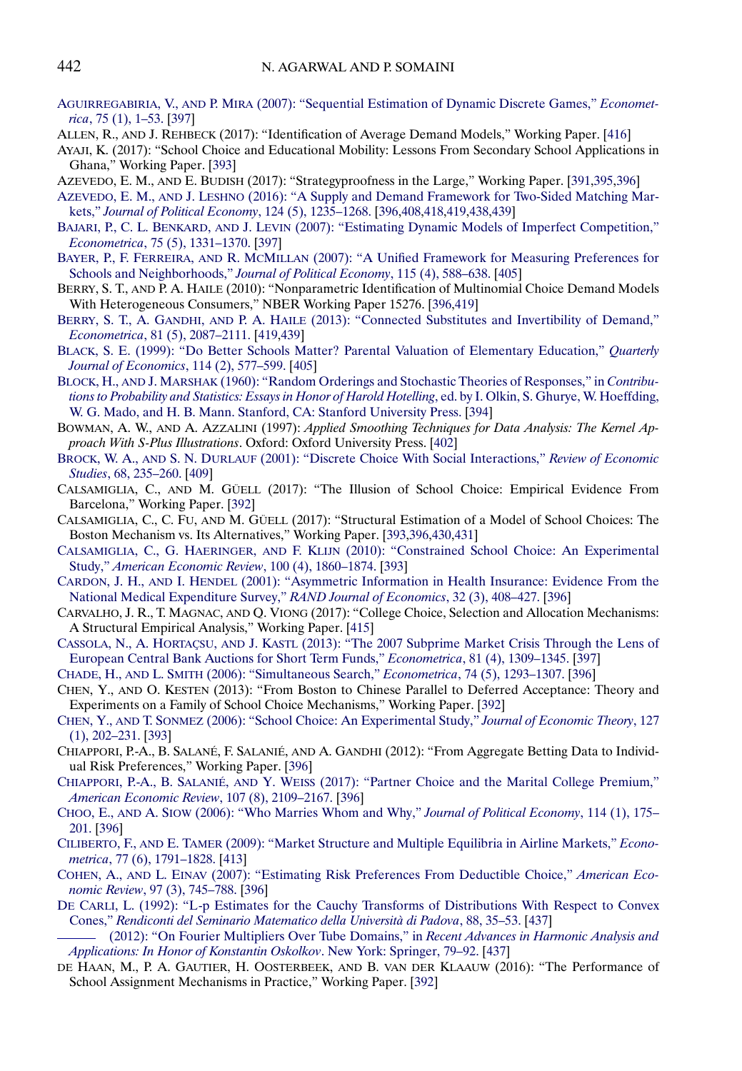Aguirregabiria, V., and P. Mira (2007): "Sequential Estimation of Dynamic Discrete Games," *Econometrica*, 75 (1), 1–53. [397]

Allen, R., and J. Rehbeck (2017): "Identification of Average Demand Models," Working Paper. [416]

Ayaji, K. (2017): "School Choice and Educational Mobility: Lessons From Secondary School Applications in Ghana," Working Paper. [393]

Azevedo, E. M., and E. Budish (2017): "Strategyproofness in the Large," Working Paper. [391,395,396]

Azevedo, E. M., and J. Leshno (2016): "A Supply and Demand Framework for Two-Sided Matching Markets," *Journal of Political Economy*, 124 (5), 1235–1268. [396,408,418,419,438,439]

Bajari, P., C. L. Benkard, and J. Levin (2007): "Estimating Dynamic Models of Imperfect Competition," *Econometrica*, 75 (5), 1331–1370. [397]

Bayer, P., F. Ferreira, and R. McMillan (2007): "A Unified Framework for Measuring Preferences for Schools and Neighborhoods," *Journal of Political Economy*, 115 (4), 588–638. [405]

Berry, S. T., and P. A. Haile (2010): "Nonparametric Identification of Multinomial Choice Demand Models With Heterogeneous Consumers," NBER Working Paper 15276. [396,419]

Berry, S. T., A. Gandhi, and P. A. Haile (2013): "Connected Substitutes and Invertibility of Demand," *Econometrica*, 81 (5), 2087–2111. [419,439]

Black, S. E. (1999): "Do Better Schools Matter? Parental Valuation of Elementary Education," *Quarterly Journal of Economics*, 114 (2), 577–599. [405]

Block, H., and J. Marshak (1960): "Random Orderings and Stochastic Theories of Responses," in *Contributions to Probability and Statistics: Essays in Honor of Harold Hotelling*, ed. by I. Olkin, S. Ghurye, W. Hoeffding, W. G. Mado, and H. B. Mann. Stanford, CA: Stanford University Press. [394]

Bowman, A. W., and A. Azzalini (1997): *Applied Smoothing Techniques for Data Analysis: The Kernel Approach With S-Plus Illustrations*. Oxford: Oxford University Press. [402]

Brock, W. A., and S. N. Durlauf (2001): "Discrete Choice With Social Interactions," *Review of Economic Studies*, 68, 235–260. [409]

Calsamiglia, C., and M. Güell (2017): "The Illusion of School Choice: Empirical Evidence From Barcelona," Working Paper. [392]

Calsamiglia, C., C. Fu, and M. Güell (2017): "Structural Estimation of a Model of School Choices: The Boston Mechanism vs. Its Alternatives," Working Paper. [393,396,430,431]

Calsamiglia, C., G. Haeringer, and F. Klijn (2010): "Constrained School Choice: An Experimental Study," *American Economic Review*, 100 (4), 1860–1874. [393]

Cardon, J. H., and I. Hendel (2001): "Asymmetric Information in Health Insurance: Evidence From the National Medical Expenditure Survey," *RAND Journal of Economics*, 32 (3), 408–427. [396]

Carvalho, J. R., T. Magnac, and Q. Viong (2017): "College Choice, Selection and Allocation Mechanisms: A Structural Empirical Analysis," Working Paper. [415]

Cassola, N., A. Hortaçsu, and J. Kastl (2013): "The 2007 Subprime Market Crisis Through the Lens of European Central Bank Auctions for Short Term Funds," *Econometrica*, 81 (4), 1309–1345. [397]

Chade, H., and L. Smith (2006): "Simultaneous Search," *Econometrica*, 74 (5), 1293–1307. [396]

Chen, Y., and O. Kesten (2013): "From Boston to Chinese Parallel to Deferred Acceptance: Theory and Experiments on a Family of School Choice Mechanisms," Working Paper. [392]

Chen, Y., and T. Sonmez (2006): "School Choice: An Experimental Study," *Journal of Economic Theory*, 127 (1), 202–231. [393]

Chiappori, P.-A., B. Salané, F. Salanié, and A. Gandhi (2012): "From Aggregate Betting Data to Individual Risk Preferences," Working Paper. [396]

Chiappori, P.-A., B. Salanié, and Y. Weiss (2017): "Partner Choice and the Marital College Premium," *American Economic Review*, 107 (8), 2109–2167. [396]

Choo, E., and A. Siow (2006): "Who Marries Whom and Why," *Journal of Political Economy*, 114 (1), 175–201. [396]

Ciliberto, F., and E. Tamer (2009): "Market Structure and Multiple Equilibria in Airline Markets," *Econometrica*, 77 (6), 1791–1828. [413]

Cohen, A., and L. Einav (2007): "Estimating Risk Preferences From Deductible Choice," *American Economic Review*, 97 (3), 745–788. [396]

De Carli, L. (1992): "L-p Estimates for the Cauchy Transforms of Distributions With Respect to Convex Cones," *Rendiconti del Seminario Matematico della Università di Padova*, 88, 35–53. [437]

——— (2012): "On Fourier Multipliers Over Tube Domains," in *Recent Advances in Harmonic Analysis and Applications: In Honor of Konstantin Oskolkov*. New York: Springer, 79–92. [437]

de Haan, M., P. A. Gautier, H. Oosterbeek, and B. van der Klaauw (2016): "The Performance of School Assignment Mechanisms in Practice," Working Paper. [392]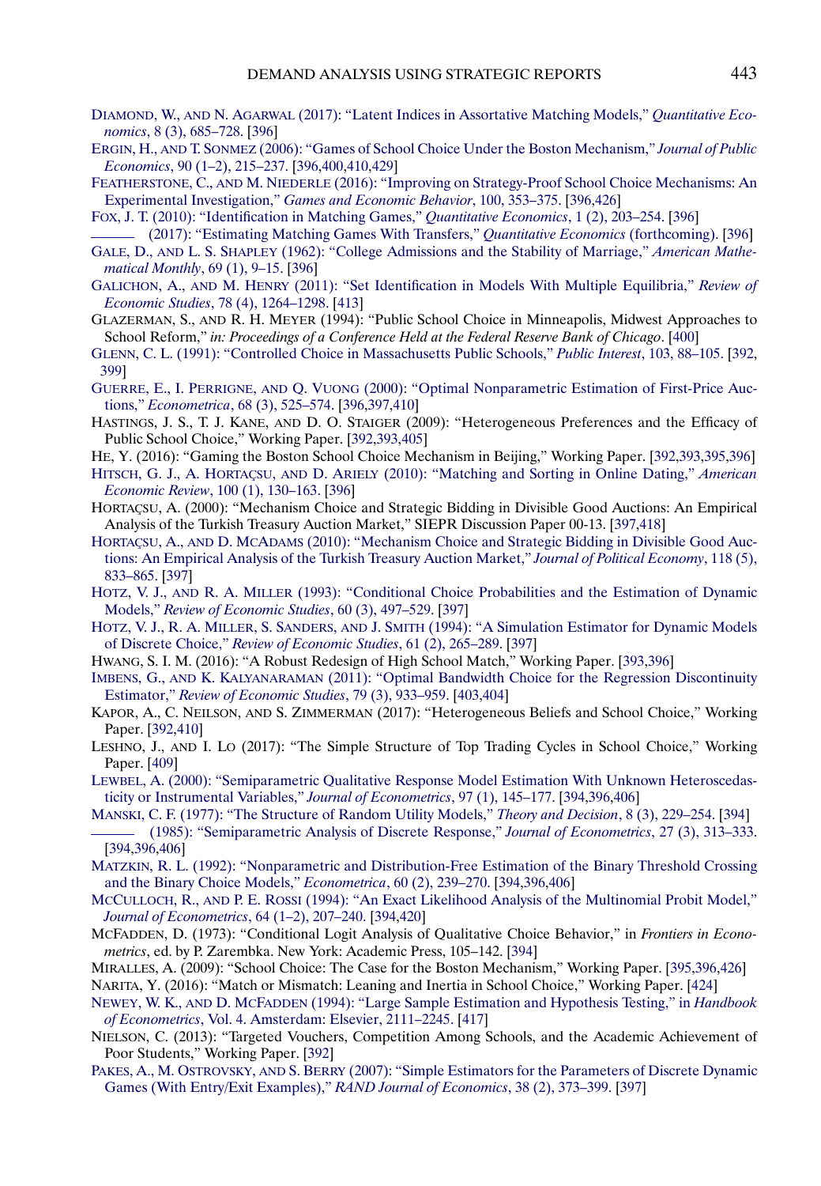DIAMOND, W., AND N. AGARWAL (2017): "Latent Indices in Assortative Matching Models," *Quantitative Economics*, 8 (3), 685–728. [396]

ERGIN, H., AND T. SONMEZ (2006): "Games of School Choice Under the Boston Mechanism," *Journal of Public Economics*, 90 (1–2), 215–237. [396,400,410,429]

FEATHERSTONE, C., AND M. NIEDERLE (2016): "Improving on Strategy-Proof School Choice Mechanisms: An Experimental Investigation," *Games and Economic Behavior*, 100, 353–375. [396,426]

FOX, J. T. (2010): "Identification in Matching Games," *Quantitative Economics*, 1 (2), 203–254. [396]

——— (2017): "Estimating Matching Games With Transfers," *Quantitative Economics* (forthcoming). [396]

GALE, D., AND L. S. SHAPLEY (1962): "College Admissions and the Stability of Marriage," *American Mathematical Monthly*, 69 (1), 9–15. [396]

GALICHON, A., AND M. HENRY (2011): "Set Identification in Models With Multiple Equilibria," *Review of Economic Studies*, 78 (4), 1264–1298. [413]

GLAZERMAN, S., AND R. H. MEYER (1994): "Public School Choice in Minneapolis, Midwest Approaches to School Reform," *in: Proceedings of a Conference Held at the Federal Reserve Bank of Chicago*. [400]

GLENN, C. L. (1991): "Controlled Choice in Massachusetts Public Schools," *Public Interest*, 103, 88–105. [392,399]

GUERRE, E., I. PERRIGNE, AND Q. VUONG (2000): "Optimal Nonparametric Estimation of First-Price Auctions," *Econometrica*, 68 (3), 525–574. [396,397,410]

HASTINGS, J. S., T. J. KANE, AND D. O. STAIGER (2009): "Heterogeneous Preferences and the Efficacy of Public School Choice," Working Paper. [392,393,405]

HE, Y. (2016): "Gaming the Boston School Choice Mechanism in Beijing," Working Paper. [392,393,395,396]

HITSCH, G. J., A. HORTAÇSU, AND D. ARIELY (2010): "Matching and Sorting in Online Dating," *American Economic Review*, 100 (1), 130–163. [396]

HORTAÇSU, A. (2000): "Mechanism Choice and Strategic Bidding in Divisible Good Auctions: An Empirical Analysis of the Turkish Treasury Auction Market," SIEPR Discussion Paper 00-13. [397,418]

HORTAÇSU, A., AND D. MCADAMS (2010): "Mechanism Choice and Strategic Bidding in Divisible Good Auctions: An Empirical Analysis of the Turkish Treasury Auction Market," *Journal of Political Economy*, 118 (5), 833–865. [397]

HOTZ, V. J., AND R. A. MILLER (1993): "Conditional Choice Probabilities and the Estimation of Dynamic Models," *Review of Economic Studies*, 60 (3), 497–529. [397]

HOTZ, V. J., R. A. MILLER, S. SANDERS, AND J. SMITH (1994): "A Simulation Estimator for Dynamic Models of Discrete Choice," *Review of Economic Studies*, 61 (2), 265–289. [397]

HWANG, S. I. M. (2016): "A Robust Redesign of High School Match," Working Paper. [393,396]

IMBENS, G., AND K. KALYANARAMAN (2011): "Optimal Bandwidth Choice for the Regression Discontinuity Estimator," *Review of Economic Studies*, 79 (3), 933–959. [403,404]

KAPOR, A., C. NEILSON, AND S. ZIMMERMAN (2017): "Heterogeneous Beliefs and School Choice," Working Paper. [392,410]

LESHNO, J., AND I. LO (2017): "The Simple Structure of Top Trading Cycles in School Choice," Working Paper. [409]

LEWBEL, A. (2000): "Semiparametric Qualitative Response Model Estimation With Unknown Heteroscedasticity or Instrumental Variables," *Journal of Econometrics*, 97 (1), 145–177. [394,396,406]

MANSKI, C. F. (1977): "The Structure of Random Utility Models," *Theory and Decision*, 8 (3), 229–254. [394]

——— (1985): "Semiparametric Analysis of Discrete Response," *Journal of Econometrics*, 27 (3), 313–333. [394,396,406]

MATZKIN, R. L. (1992): "Nonparametric and Distribution-Free Estimation of the Binary Threshold Crossing and the Binary Choice Models," *Econometrica*, 60 (2), 239–270. [394,396,406]

MCCULLOCH, R., AND P. E. ROSSI (1994): "An Exact Likelihood Analysis of the Multinomial Probit Model," *Journal of Econometrics*, 64 (1–2), 207–240. [394,420]

MCFADDEN, D. (1973): "Conditional Logit Analysis of Qualitative Choice Behavior," in *Frontiers in Econometrics*, ed. by P. Zarembka. New York: Academic Press, 105–142. [394]

MIRALLES, A. (2009): "School Choice: The Case for the Boston Mechanism," Working Paper. [395,396,426]

NARITA, Y. (2016): "Match or Mismatch: Leaning and Inertia in School Choice," Working Paper. [424]

NEWEY, W. K., AND D. MCFADDEN (1994): "Large Sample Estimation and Hypothesis Testing," in *Handbook of Econometrics*, Vol. 4. Amsterdam: Elsevier, 2111–2245. [417]

NIELSON, C. (2013): "Targeted Vouchers, Competition Among Schools, and the Academic Achievement of Poor Students," Working Paper. [392]

PAKES, A., M. OSTROVSKY, AND S. BERRY (2007): "Simple Estimators for the Parameters of Discrete Dynamic Games (With Entry/Exit Examples)," *RAND Journal of Economics*, 38 (2), 373–399. [397]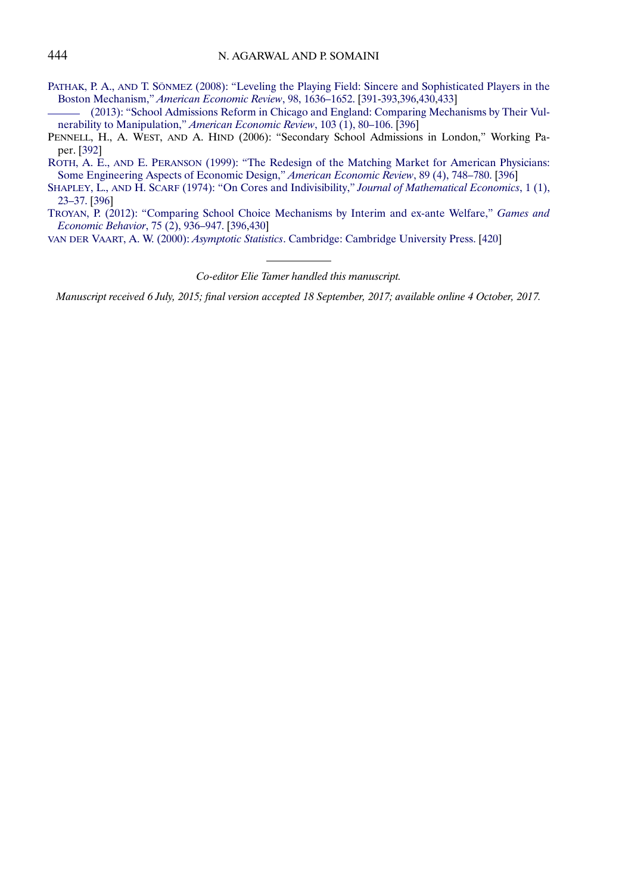PATHAK, P. A., AND T. SÖNMEZ (2008): "Leveling the Playing Field: Sincere and Sophisticated Players in the Boston Mechanism," *American Economic Review*, 98, 1636–1652. [391-393,396,430,433]

——— (2013): "School Admissions Reform in Chicago and England: Comparing Mechanisms by Their Vulnerability to Manipulation," *American Economic Review*, 103 (1), 80–106. [396]

PENNELL, H., A. WEST, AND A. HIND (2006): "Secondary School Admissions in London," Working Paper. [392]

ROTH, A. E., AND E. PERANSON (1999): "The Redesign of the Matching Market for American Physicians: Some Engineering Aspects of Economic Design," *American Economic Review*, 89 (4), 748–780. [396]

SHAPLEY, L., AND H. SCARF (1974): "On Cores and Indivisibility," *Journal of Mathematical Economics*, 1 (1), 23–37. [396]

TROYAN, P. (2012): "Comparing School Choice Mechanisms by Interim and ex-ante Welfare," *Games and Economic Behavior*, 75 (2), 936–947. [396,430]

VAN DER VAART, A. W. (2000): *Asymptotic Statistics*. Cambridge: Cambridge University Press. [420]

---

*Co-editor Elie Tamer handled this manuscript.*

*Manuscript received 6 July, 2015; final version accepted 18 September, 2017; available online 4 October, 2017.*